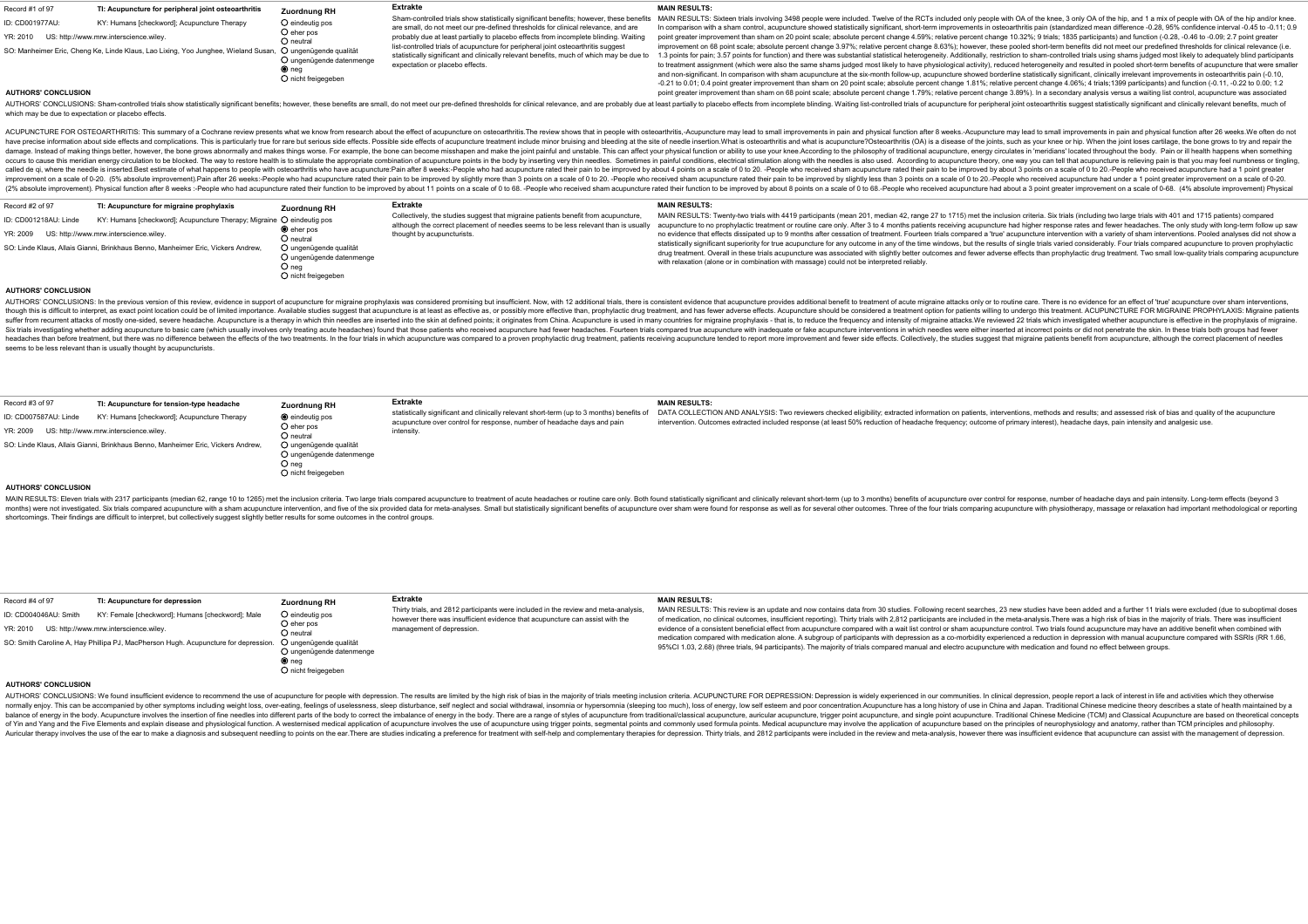## Record #1 of 97

**TI: Acupuncture for peripheral joint osteoarthritis**

ID: CD001977AU:
KY: Humans [checkword]; Acupuncture Therapy
YR: 2010
US: http://www.mrw.interscience.wiley.
SO: Manheimer Eric, Cheng Ke, Linde Klaus, Lao Lixing, Yoo Junghee, Wieland Susan,

**Zuordnung RH**

- ○ eindeutig pos
- ○ eher pos
- ○ neutral
- ○ ungenügende qualität
- ○ ungenügende datenmenge
- ◉ neg
- ○ nicht freigegeben

**Extrakte**

Sham-controlled trials show statistically significant benefits; however, these benefits are small, do not meet our pre-defined thresholds for clinical relevance, and are probably due at least partially to placebo effects from incomplete blinding. Waiting list-controlled trials of acupuncture for peripheral joint osteoarthritis suggest statistically significant and clinically relevant benefits, much of which may be due to expectation or placebo effects.

**MAIN RESULTS:**

MAIN RESULTS: Sixteen trials involving 3498 people were included. Twelve of the RCTs included only people with OA of the knee, 3 only OA of the hip, and 1 a mix of people with OA of the hip and/or knee. In comparison with a sham control, acupuncture showed statistically significant, short-term improvements in osteoarthritis pain (standardized mean difference -0.28, 95% confidence interval -0.45 to -0.11; 0.9 point greater improvement than sham on 20 point scale; absolute percent change 4.59%; relative percent change 10.32%; 9 trials; 1835 participants) and function (-0.28, -0.46 to -0.09; 2.7 point greater improvement on 68 point scale; absolute percent change 3.97%; relative percent change 8.63%); however, these pooled short-term benefits did not meet our predefined thresholds for clinical relevance (i.e. 1.3 points for pain; 3.57 points for function) and there was substantial statistical heterogeneity. Additionally, restriction to sham-controlled trials using shams judged most likely to adequately blind participants to treatment assignment (which were also the same shams judged most likely to have physiological activity), reduced heterogeneity and resulted in pooled short-term benefits of acupuncture that were smaller and non-significant. In comparison with sham acupuncture at the six-month follow-up, acupuncture showed borderline statistically significant, clinically irrelevant improvements in osteoarthritis pain (-0.10, -0.21 to 0.01; 0.4 point greater improvement than sham on 20 point scale; absolute percent change 1.81%; relative percent change 4.06%; 4 trials;1399 participants) and function (-0.11, -0.22 to 0.00; 1.2 point greater improvement than sham on 68 point scale; absolute percent change 1.79%; relative percent change 3.89%). In a secondary analysis versus a waiting list control, acupuncture was associated

### AUTHORS' CONCLUSION

AUTHORS' CONCLUSIONS: Sham-controlled trials show statistically significant benefits; however, these benefits are small, do not meet our pre-defined thresholds for clinical relevance, and are probably due at least partially to placebo effects from incomplete blinding. Waiting list-controlled trials of acupuncture for peripheral joint osteoarthritis suggest statistically significant and clinically relevant benefits, much of which may be due to expectation or placebo effects.

ACUPUNCTURE FOR OSTEOARTHRITIS: This summary of a Cochrane review presents what we know from research about the effect of acupuncture on osteoarthritis.The review shows that in people with osteoarthritis,-Acupuncture may lead to small improvements in pain and physical function after 8 weeks.-Acupuncture may lead to small improvements in pain and physical function after 26 weeks.We often do not have precise information about side effects and complications. This is particularly true for rare but serious side effects. Possible side effects of acupuncture treatment include minor bruising and bleeding at the site of needle insertion.What is osteoarthritis and what is acupuncture?Osteoarthritis (OA) is a disease of the joints, such as your knee or hip. When the joint loses cartilage, the bone grows to try and repair the damage. Instead of making things better, however, the bone grows abnormally and makes things worse. For example, the bone can become misshapen and make the joint painful and unstable. This can affect your physical function or ability to use your knee.According to the philosophy of traditional acupuncture, energy circulates in 'meridians' located throughout the body. Pain or ill health happens when something occurs to cause this meridian energy circulation to be blocked. The way to restore health is to stimulate the appropriate combination of acupuncture points in the body by inserting very thin needles. Sometimes in painful conditions, electrical stimulation along with the needles is also used. According to acupuncture theory, one way you can tell that acupuncture is relieving pain is that you may feel numbness or tingling, called de qi, where the needle is inserted.Best estimate of what happens to people with osteoarthritis who have acupuncture:Pain after 8 weeks:-People who had acupuncture rated their pain to be improved by about 4 points on a scale of 0 to 20. -People who received sham acupuncture rated their pain to be improved by about 3 points on a scale of 0 to 20.-People who received acupuncture had a 1 point greater improvement on a scale of 0-20. (5% absolute improvement).Pain after 26 weeks:-People who had acupuncture rated their pain to be improved by slightly more than 3 points on a scale of 0 to 20. -People who received sham acupuncture rated their pain to be improved by slightly less than 3 points on a scale of 0 to 20.-People who received acupuncture had under a 1 point greater improvement on a scale of 0-20. (2% absolute improvement). Physical function after 8 weeks :-People who had acupuncture rated their function to be improved by about 11 points on a scale of 0 to 68. -People who received sham acupuncture rated their function to be improved by about 8 points on a scale of 0 to 68.-People who received acupuncture had about a 3 point greater improvement on a scale of 0-68. (4% absolute improvement) Physical

## Record #2 of 97

**TI: Acupuncture for migraine prophylaxis**

ID: CD001218AU: Linde
KY: Humans [checkword]; Acupuncture Therapy; Migraine
YR: 2009
US: http://www.mrw.interscience.wiley.
SO: Linde Klaus, Allais Gianni, Brinkhaus Benno, Manheimer Eric, Vickers Andrew,

**Zuordnung RH**

- ○ eindeutig pos
- ◉ eher pos
- ○ neutral
- ○ ungenügende qualität
- ○ ungenügende datenmenge
- ○ neg
- ○ nicht freigegeben

**Extrakte**

Collectively, the studies suggest that migraine patients benefit from acupuncture, although the correct placement of needles seems to be less relevant than is usually thought by acupuncturists.

**MAIN RESULTS:**

MAIN RESULTS: Twenty-two trials with 4419 participants (mean 201, median 42, range 27 to 1715) met the inclusion criteria. Six trials (including two large trials with 401 and 1715 patients) compared acupuncture to no prophylactic treatment or routine care only. After 3 to 4 months patients receiving acupuncture had higher response rates and fewer headaches. The only study with long-term follow up saw no evidence that effects dissipated up to 9 months after cessation of treatment. Fourteen trials compared a 'true' acupuncture intervention with a variety of sham interventions. Pooled analyses did not show a statistically significant superiority for true acupuncture for any outcome in any of the time windows, but the results of single trials varied considerably. Four trials compared acupuncture to proven prophylactic drug treatment. Overall in these trials acupuncture was associated with slightly better outcomes and fewer adverse effects than prophylactic drug treatment. Two small low-quality trials comparing acupuncture with relaxation (alone or in combination with massage) could not be interpreted reliably.

### AUTHORS' CONCLUSION

AUTHORS' CONCLUSIONS: In the previous version of this review, evidence in support of acupuncture for migraine prophylaxis was considered promising but insufficient. Now, with 12 additional trials, there is consistent evidence that acupuncture provides additional benefit to treatment of acute migraine attacks only or to routine care. There is no evidence for an effect of 'true' acupuncture over sham interventions, though this is difficult to interpret, as exact point location could be of limited importance. Available studies suggest that acupuncture is at least as effective as, or possibly more effective than, prophylactic drug treatment, and has fewer adverse effects. Acupuncture should be considered a treatment option for patients willing to undergo this treatment. ACUPUNCTURE FOR MIGRAINE PROPHYLAXIS: Migraine patients suffer from recurrent attacks of mostly one-sided, severe headache. Acupuncture is a therapy in which thin needles are inserted into the skin at defined points; it originates from China. Acupuncture is used in many countries for migraine prophylaxis - that is, to reduce the frequency and intensity of migraine attacks.We reviewed 22 trials which investigated whether acupuncture is effective in the prophylaxis of migraine. Six trials investigating whether adding acupuncture to basic care (which usually involves only treating acute headaches) found that those patients who received acupuncture had fewer headaches. Fourteen trials compared true acupuncture with inadequate or fake acupuncture interventions in which needles were either inserted at incorrect points or did not penetrate the skin. In these trials both groups had fewer headaches than before treatment, but there was no difference between the effects of the two treatments. In the four trials in which acupuncture was compared to a proven prophylactic drug treatment, patients receiving acupuncture tended to report more improvement and fewer side effects. Collectively, the studies suggest that migraine patients benefit from acupuncture, although the correct placement of needles seems to be less relevant than is usually thought by acupuncturists.

## Record #3 of 97

**TI: Acupuncture for tension-type headache**

ID: CD007587AU: Linde
KY: Humans [checkword]; Acupuncture Therapy
YR: 2009
US: http://www.mrw.interscience.wiley.
SO: Linde Klaus, Allais Gianni, Brinkhaus Benno, Manheimer Eric, Vickers Andrew,

**Zuordnung RH**

- ◉ eindeutig pos
- ○ eher pos
- ○ neutral
- ○ ungenügende qualität
- ○ ungenügende datenmenge
- ○ neg
- ○ nicht freigegeben

**Extrakte**

statistically significant and clinically relevant short-term (up to 3 months) benefits of acupuncture over control for response, number of headache days and pain intensity.

**MAIN RESULTS:**

DATA COLLECTION AND ANALYSIS: Two reviewers checked eligibility; extracted information on patients, interventions, methods and results; and assessed risk of bias and quality of the acupuncture intervention. Outcomes extracted included response (at least 50% reduction of headache frequency; outcome of primary interest), headache days, pain intensity and analgesic use.

### AUTHORS' CONCLUSION

MAIN RESULTS: Eleven trials with 2317 participants (median 62, range 10 to 1265) met the inclusion criteria. Two large trials compared acupuncture to treatment of acute headaches or routine care only. Both found statistically significant and clinically relevant short-term (up to 3 months) benefits of acupuncture over control for response, number of headache days and pain intensity. Long-term effects (beyond 3 months) were not investigated. Six trials compared acupuncture with a sham acupuncture intervention, and five of the six provided data for meta-analyses. Small but statistically significant benefits of acupuncture over sham were found for response as well as for several other outcomes. Three of the four trials comparing acupuncture with physiotherapy, massage or relaxation had important methodological or reporting shortcomings. Their findings are difficult to interpret, but collectively suggest slightly better results for some outcomes in the control groups.

## Record #4 of 97

**TI: Acupuncture for depression**

ID: CD004046AU: Smith
KY: Female [checkword]; Humans [checkword]; Male
YR: 2010
US: http://www.mrw.interscience.wiley.
SO: Smith Caroline A, Hay Phillipa PJ, MacPherson Hugh. Acupuncture for depression.

**Zuordnung RH**

- ○ eindeutig pos
- ○ eher pos
- ○ neutral
- ○ ungenügende qualität
- ○ ungenügende datenmenge
- ◉ neg
- ○ nicht freigegeben

**Extrakte**

Thirty trials, and 2812 participants were included in the review and meta-analysis, however there was insufficient evidence that acupuncture can assist with the management of depression.

**MAIN RESULTS:**

MAIN RESULTS: This review is an update and now contains data from 30 studies. Following recent searches, 23 new studies have been added and a further 11 trials were excluded (due to suboptimal doses of medication, no clinical outcomes, insufficient reporting). Thirty trials with 2,812 participants are included in the meta-analysis.There was a high risk of bias in the majority of trials. There was insufficient evidence of a consistent beneficial effect from acupuncture compared with a wait list control or sham acupuncture control. Two trials found acupuncture may have an additive benefit when combined with medication compared with medication alone. A subgroup of participants with depression as a co-morbidity experienced a reduction in depression with manual acupuncture compared with SSRIs (RR 1.66, 95%CI 1.03, 2.68) (three trials, 94 participants). The majority of trials compared manual and electro acupuncture with medication and found no effect between groups.

### AUTHORS' CONCLUSION

AUTHORS' CONCLUSIONS: We found insufficient evidence to recommend the use of acupuncture for people with depression. The results are limited by the high risk of bias in the majority of trials meeting inclusion criteria. ACUPUNCTURE FOR DEPRESSION: Depression is widely experienced in our communities. In clinical depression, people report a lack of interest in life and activities which they otherwise normally enjoy. This can be accompanied by other symptoms including weight loss, over-eating, feelings of uselessness, sleep disturbance, self neglect and social withdrawal, insomnia or hypersomnia (sleeping too much), loss of energy, low self esteem and poor concentration.Acupuncture has a long history of use in China and Japan. Traditional Chinese medicine theory describes a state of health maintained by a balance of energy in the body. Acupuncture involves the insertion of fine needles into different parts of the body to correct the imbalance of energy in the body. There are a range of styles of acupuncture from traditional/classical acupuncture, auricular acupuncture, trigger point acupuncture, and single point acupuncture. Traditional Chinese Medicine (TCM) and Classical Acupuncture are based on theoretical concepts of Yin and Yang and the Five Elements and explain disease and physiological function. A westernised medical application of acupuncture involves the use of acupuncture using trigger points, segmental points and commonly used formula points. Medical acupuncture may involve the application of acupuncture based on the principles of neurophysiology and anatomy, rather than TCM principles and philosophy. Auricular therapy involves the use of the ear to make a diagnosis and subsequent needling to points on the ear.There are studies indicating a preference for treatment with self-help and complementary therapies for depression. Thirty trials, and 2812 participants were included in the review and meta-analysis, however there was insufficient evidence that acupuncture can assist with the management of depression.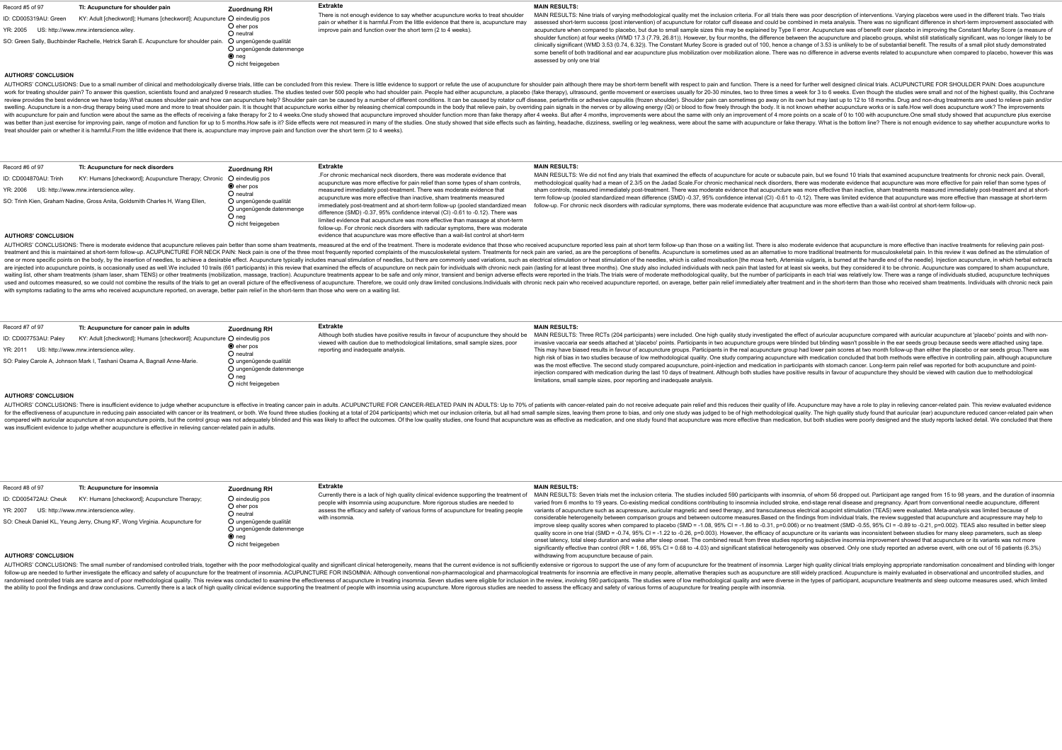Record #5 of 97 **TI: Acupuncture for shoulder pain**

ID: CD005319AU: Green KY: Adult [checkword]; Humans [checkword]; Acupuncture

YR: 2005 US: http://www.mrw.interscience.wiley.

SO: Green Sally, Buchbinder Rachelle, Hetrick Sarah E. Acupuncture for shoulder pain.

**Zuordnung RH**

- ○ eindeutig pos
- ○ eher pos
- ○ neutral
- ○ ungenügende qualität
- ○ ungenügende datenmenge
- ◉ neg
- ○ nicht freigegeben

**Extrakte**

There is not enough evidence to say whether acupuncture works to treat shoulder pain or whether it is harmful.From the little evidence that there is, acupuncture may improve pain and function over the short term (2 to 4 weeks).

**MAIN RESULTS:**

MAIN RESULTS: Nine trials of varying methodological quality met the inclusion criteria. For all trials there was poor description of interventions. Varying placebos were used in the different trials. Two trials assessed short-term success (post intervention) of acupuncture for rotator cuff disease and could be combined in meta analysis. There was no significant difference in short-term improvement associated with acupuncture when compared to placebo, but due to small sample sizes this may be explained by Type II error. Acupuncture was of benefit over placebo in improving the Constant Murley Score (a measure of shoulder function) at four weeks (WMD 17.3 (7.79, 26.81)). However, by four months, the difference between the acupuncture and placebo groups, whilst still statistically significant, was no longer likely to be clinically significant (WMD 3.53 (0.74, 6.32)). The Constant Murley Score is graded out of 100, hence a change of 3.53 is unlikely to be of substantial benefit. The results of a small pilot study demonstrated some benefit of both traditional and ear acupuncture plus mobilization over mobilization alone. There was no difference in adverse events related to acupuncture when compared to placebo, however this was assessed by only one trial

**AUTHORS' CONCLUSION**

AUTHORS' CONCLUSIONS: Due to a small number of clinical and methodologically diverse trials, little can be concluded from this review. There is little evidence to support or refute the use of acupuncture for shoulder pain although there may be short-term benefit with respect to pain and function. There is a need for further well designed clinical trials. ACUPUNCTURE FOR SHOULDER PAIN: Does acupuncture work for treating shoulder pain? To answer this question, scientists found and analyzed 9 research studies. The studies tested over 500 people who had shoulder pain. People had either acupuncture, a placebo (fake therapy), ultrasound, gentle movement or exercises usually for 20-30 minutes, two to three times a week for 3 to 6 weeks. Even though the studies were small and not of the highest quality, this Cochrane review provides the best evidence we have today.What causes shoulder pain and how can acupuncture help? Shoulder pain can be caused by a number of different conditions. It can be caused by rotator cuff disease, periarthritis or adhesive capsulitis (frozen shoulder). Shoulder pain can sometimes go away on its own but may last up to 12 to 18 months. Drug and non-drug treatments are used to relieve pain and/or swelling. Acupuncture is a non-drug therapy being used more and more to treat shoulder pain. It is thought that acupuncture works either by releasing chemical compounds in the body that relieve pain, by overriding pain signals in the nerves or by allowing energy (Qi) or blood to flow freely through the body. It is not known whether acupuncture works or is safe.How well does acupuncture work? The improvements with acupuncture for pain and function were about the same as the effects of receiving a fake therapy for 2 to 4 weeks.One study showed that acupuncture improved shoulder function more than fake therapy after 4 weeks. But after 4 months, improvements were about the same with only an improvement of 4 more points on a scale of 0 to 100 with acupuncture.One small study showed that acupuncture plus exercise was better than just exercise for improving pain, range of motion and function for up to 5 months.How safe is it? Side effects were not measured in many of the studies. One study showed that side effects such as fainting, headache, dizziness, swelling or leg weakness, were about the same with acupuncture or fake therapy. What is the bottom line? There is not enough evidence to say whether acupuncture works to treat shoulder pain or whether it is harmful.From the little evidence that there is, acupuncture may improve pain and function over the short term (2 to 4 weeks).

---

Record #6 of 97 **TI: Acupuncture for neck disorders**

ID: CD004870AU: Trinh KY: Humans [checkword]; Acupuncture Therapy; Chronic

YR: 2006 US: http://www.mrw.interscience.wiley.

SO: Trinh Kien, Graham Nadine, Gross Anita, Goldsmith Charles H, Wang Ellen,

**Zuordnung RH**

- ○ eindeutig pos
- ◉ eher pos
- ○ neutral
- ○ ungenügende qualität
- ○ ungenügende datenmenge
- ○ neg
- ○ nicht freigegeben

**Extrakte**

.For chronic mechanical neck disorders, there was moderate evidence that acupuncture was more effective for pain relief than some types of sham controls, measured immediately post-treatment. There was moderate evidence that acupuncture was more effective than inactive, sham treatments measured immediately post-treatment and at short-term follow-up (pooled standardized mean difference (SMD) -0.37, 95% confidence interval (CI) -0.61 to -0.12). There was limited evidence that acupuncture was more effective than massage at short-term follow-up. For chronic neck disorders with radicular symptoms, there was moderate evidence that acupuncture was more effective than a wait-list control at short-term

**MAIN RESULTS:**

MAIN RESULTS: We did not find any trials that examined the effects of acupuncture for acute or subacute pain, but we found 10 trials that examined acupuncture treatments for chronic neck pain. Overall, methodological quality had a mean of 2.3/5 on the Jadad Scale.For chronic mechanical neck disorders, there was moderate evidence that acupuncture was more effective for pain relief than some types of sham controls, measured immediately post-treatment. There was moderate evidence that acupuncture was more effective than inactive, sham treatments measured immediately post-treatment and at short-term follow-up (pooled standardized mean difference (SMD) -0.37, 95% confidence interval (CI) -0.61 to -0.12). There was limited evidence that acupuncture was more effective than massage at short-term follow-up. For chronic neck disorders with radicular symptoms, there was moderate evidence that acupuncture was more effective than a wait-list control at short-term follow-up.

**AUTHORS' CONCLUSION**

AUTHORS' CONCLUSIONS: There is moderate evidence that acupuncture relieves pain better than some sham treatments, measured at the end of the treatment. There is moderate evidence that those who received acupuncture reported less pain at short term follow-up than those on a waiting list. There is also moderate evidence that acupuncture is more effective than inactive treatments for relieving pain post-treatment and this is maintained at short-term follow-up. ACUPUNCTURE FOR NECK PAIN: Neck pain is one of the three most frequently reported complaints of the musculoskeletal system. Treatments for neck pain are varied, as are the perceptions of benefits. Acupuncture is sometimes used as an alternative to more traditional treatments for musculoskeletal pain. In this review it was defined as the stimulation of one or more specific points on the body, by the insertion of needles, to achieve a desirable effect. Acupuncture typically includes manual stimulation of needles, but there are commonly used variations, such as electrical stimulation or heat stimulation of the needles, which is called moxibustion [the moxa herb, Artemisia vulgaris, is burned at the handle end of the needle]. Injection acupuncture, in which herbal extracts are injected into acupuncture points, is occasionally used as well.We included 10 trails (661 participants) in this review that examined the effects of acupuncture on neck pain for individuals with chronic neck pain (lasting for at least three months). One study also included individuals with neck pain that lasted for at least six weeks, but they considered it to be chronic. Acupuncture was compared to sham acupuncture, waiting list, other sham treatments (sham laser, sham TENS) or other treatments (mobilization, massage, traction). Acupuncture treatments appear to be safe and only minor, transient and benign adverse effects were reported in the trials.The trials were of moderate methodological quality, but the number of participants in each trial was relatively low. There was a range of individuals studied, acupuncture techniques used and outcomes measured, so we could not combine the results of the trials to get an overall picture of the effectiveness of acupuncture. Therefore, we could only draw limited conclusions.Individuals with chronic neck pain who received acupuncture reported, on average, better pain relief immediately after treatment and in the short-term than those who received sham treatments. Individuals with chronic neck pain with symptoms radiating to the arms who received acupuncture reported, on average, better pain relief in the short-term than those who were on a waiting list.

---

Record #7 of 97 **TI: Acupuncture for cancer pain in adults**

ID: CD007753AU: Paley KY: Adult [checkword]; Humans [checkword]; Acupuncture

YR: 2011 US: http://www.mrw.interscience.wiley.

SO: Paley Carole A, Johnson Mark I, Tashani Osama A, Bagnall Anne-Marie.

**Zuordnung RH**

- ○ eindeutig pos
- ◉ eher pos
- ○ neutral
- ○ ungenügende qualität
- ○ ungenügende datenmenge
- ○ neg
- ○ nicht freigegeben

**Extrakte**

Although both studies have positive results in favour of acupuncture they should be viewed with caution due to methodological limitations, small sample sizes, poor reporting and inadequate analysis.

**MAIN RESULTS:**

MAIN RESULTS: Three RCTs (204 participants) were included. One high quality study investigated the effect of auricular acupuncture compared with auricular acupuncture at 'placebo' points and with non-invasive vaccaria ear seeds attached at 'placebo' points. Participants in two acupuncture groups were blinded but blinding wasn't possible in the ear seeds group because seeds were attached using tape. This may have biased results in favour of acupuncture groups. Participants in the real acupuncture group had lower pain scores at two month follow-up than either the placebo or ear seeds group.There was high risk of bias in two studies because of low methodological quality. One study comparing acupuncture with medication concluded that both methods were effective in controlling pain, although acupuncture was the most effective. The second study compared acupuncture, point-injection and medication in participants with stomach cancer. Long-term pain relief was reported for both acupuncture and point-injection compared with medication during the last 10 days of treatment. Although both studies have positive results in favour of acupuncture they should be viewed with caution due to methodological limitations, small sample sizes, poor reporting and inadequate analysis.

**AUTHORS' CONCLUSION**

AUTHORS' CONCLUSIONS: There is insufficient evidence to judge whether acupuncture is effective in treating cancer pain in adults. ACUPUNCTURE FOR CANCER-RELATED PAIN IN ADULTS: Up to 70% of patients with cancer-related pain do not receive adequate pain relief and this reduces their quality of life. Acupuncture may have a role to play in relieving cancer-related pain. This review evaluated evidence for the effectiveness of acupuncture in reducing pain associated with cancer or its treatment, or both. We found three studies (looking at a total of 204 participants) which met our inclusion criteria, but all had small sample sizes, leaving them prone to bias, and only one study was judged to be of high methodological quality. The high quality study found that auricular (ear) acupuncture reduced cancer-related pain when compared with auricular acupuncture at non acupuncture points, but the control group was not adequately blinded and this was likely to affect the outcomes. Of the low quality studies, one found that acupuncture was as effective as medication, and one study found that acupuncture was more effective than medication, but both studies were poorly designed and the study reports lacked detail. We concluded that there was insufficient evidence to judge whether acupuncture is effective in relieving cancer-related pain in adults.

---

Record #8 of 97 **TI: Acupuncture for insomnia**

ID: CD005472AU: Cheuk KY: Humans [checkword]; Acupuncture Therapy;

YR: 2007 US: http://www.mrw.interscience.wiley.

SO: Cheuk Daniel KL, Yeung Jerry, Chung KF, Wong Virginia. Acupuncture for

**Zuordnung RH**

- ○ eindeutig pos
- ○ eher pos
- ○ neutral
- ○ ungenügende qualität
- ○ ungenügende datenmenge
- ◉ neg
- ○ nicht freigegeben

**Extrakte**

Currently there is a lack of high quality clinical evidence supporting the treatment of people with insomnia using acupuncture. More rigorous studies are needed to assess the efficacy and safety of various forms of acupuncture for treating people with insomnia.

**MAIN RESULTS:**

MAIN RESULTS: Seven trials met the inclusion criteria. The studies included 590 participants with insomnia, of whom 56 dropped out. Participant age ranged from 15 to 98 years, and the duration of insomnia varied from 6 months to 19 years. Co-existing medical conditions contributing to insomnia included stroke, end-stage renal disease and pregnancy. Apart from conventional needle acupuncture, different variants of acupuncture such as acupressure, auricular magnetic and seed therapy, and transcutaneous electrical acupoint stimulation (TEAS) were evaluated. Meta-analysis was limited because of considerable heterogeneity between comparison groups and between outcome measures.Based on the findings from individual trials, the review suggested that acupuncture and acupressure may help to improve sleep quality scores when compared to placebo (SMD = -1.08, 95% CI = -1.86 to -0.31, p=0.006) or no treatment (SMD -0.55, 95% CI = -0.89 to -0.21, p=0.002). TEAS also resulted in better sleep quality score in one trial (SMD = -0.74, 95% CI = -1.22 to -0.26, p=0.003). However, the efficacy of acupuncture or its variants was inconsistent between studies for many sleep parameters, such as sleep onset latency, total sleep duration and wake after sleep onset. The combined result from three studies reporting subjective insomnia improvement showed that acupuncture or its variants was not more significantly effective than control (RR = 1.66, 95% CI = 0.68 to -4.03) and significant statistical heterogeneity was observed. Only one study reported an adverse event, with one out of 16 patients (6.3%) withdrawing from acupuncture because of pain.

**AUTHORS' CONCLUSION**

AUTHORS' CONCLUSIONS: The small number of randomised controlled trials, together with the poor methodological quality and significant clinical heterogeneity, means that the current evidence is not sufficiently extensive or rigorous to support the use of any form of acupuncture for the treatment of insomnia. Larger high quality clinical trials employing appropriate randomisation concealment and blinding with longer follow-up are needed to further investigate the efficacy and safety of acupuncture for the treatment of insomnia. ACUPUNCTURE FOR INSOMNIA: Although conventional non-pharmacological and pharmacological treatments for insomnia are effective in many people, alternative therapies such as acupuncture are still widely practiced. Acupuncture is mainly evaluated in observational and uncontrolled studies, and randomised controlled trials are scarce and of poor methodological quality. This review was conducted to examine the effectiveness of acupuncture in treating insomnia. Seven studies were eligible for inclusion in the review, involving 590 participants. The studies were of low methodological quality and were diverse in the types of participant, acupuncture treatments and sleep outcome measures used, which limited the ability to pool the findings and draw conclusions. Currently there is a lack of high quality clinical evidence supporting the treatment of people with insomnia using acupuncture. More rigorous studies are needed to assess the efficacy and safety of various forms of acupuncture for treating people with insomnia.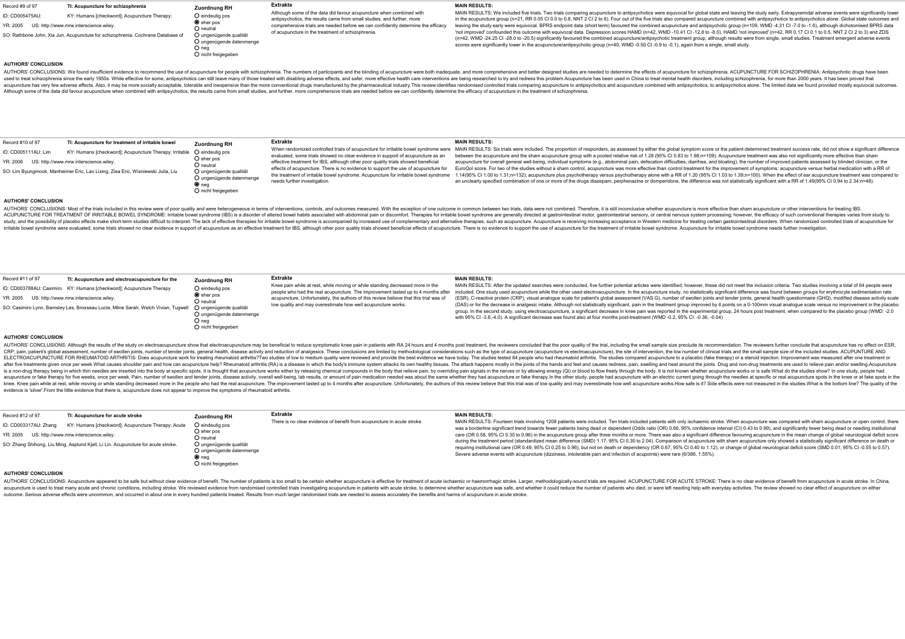Record #9 of 97 | **TI: Acupuncture for schizophrenia**

ID: CD005475AU: | KY: Humans [checkword]; Acupuncture Therapy;

YR: 2005 | US: http://www.mrw.interscience.wiley.

SO: Rathbone John, Xia Jun. Acupuncture for schizophrenia. Cochrane Database of

**Zuordnung RH**

- ○ eindeutig pos
- ◉ eher pos
- ○ neutral
- ○ ungenügende qualität
- ○ ungenügende datenmenge
- ○ neg
- ○ nicht freigegeben

**Extrakte**

Although some of the data did favour acupuncture when combined with antipsychotics, the results came from small studies, and further, more comprehensive trials are needed before we can confidently determine the efficacy of acupuncture in the treatment of schizophrenia.

**MAIN RESULTS:**

MAIN RESULTS: We included five trials. Two trials comparing acupuncture to antipsychotics were equivocal for global state and leaving the study early. Extrapyramidal adverse events were significantly lower in the acupuncture group (n=21, RR 0.05 CI 0.0 to 0.8, NNT 2 CI 2 to 8). Four out of the five trials also compared acupuncture combined with antipsychotics to antipsychotics alone. Global state and leaving the study early were equivocal. BPRS endpoint data (short term) favoured the combined acupuncture and antipsychotic group (n=109, WMD -4.31 CI -7.0 to -1.6), although dichotomised BPRS data 'not improved' confounded this outcome with equivocal data. Depression scores HAMD (n=42, WMD -10.41 CI -12.8 to -8.0), HAMD 'not improved' (n=42, RR 0.17 CI 0.1 to 0.5, NNT 2 CI 2 to 3) and ZDS (n=42, WMD -24.25 CI -28.0 to -20.5) significantly favoured the combined acupuncture/antipsychotic treatment group, although results were from single, small studies. Treatment emergent adverse events scores were significantly lower in the acupuncture/antipsychotic group (n=40, WMD -0.50 CI -0.9 to -0.1), again from a single, small study.

**AUTHORS' CONCLUSION**

AUTHORS' CONCLUSIONS: We found insufficient evidence to recommend the use of acupuncture for people with schizophrenia. The numbers of participants and the blinding of acupuncture were both inadequate, and more comprehensive and better designed studies are needed to determine the effects of acupuncture for schizophrenia. ACUPUNCTURE FOR SCHIZOPHRENIA: Antipsychotic drugs have been used to treat schizophrenia since the early 1950s. While effective for some, antipsychotics can still leave many of those treated with disabling adverse effects, and safer, more effective health care interventions are being researched to try and redress this problem.Acupuncture has been used in China to treat mental health disorders, including schizophrenia, for more than 2000 years. It has been proved that acupuncture has very few adverse effects. Also, it may be more socially acceptable, tolerable and inexpensive than the more conventional drugs manufactured by the pharmaceutical industry.This review identifies randomised controlled trials comparing acupuncture to antipsychotics and acupuncture combined with antipsychotics, to antipsychotics alone. The limited data we found provided mostly equivocal outcomes. Although some of the data did favour acupuncture when combined with antipsychotics, the results come from small studies, and further, more comprehensive trials are needed before we can confidently determine the efficacy of acupuncture in the treatment of schizophrenia.

---

Record #10 of 97 | **TI: Acupuncture for treatment of irritable bowel**

ID: CD005111AU: Lim | KY: Humans [checkword]; Acupuncture Therapy; Irritable

YR: 2006 | US: http://www.mrw.interscience.wiley.

SO: Lim Byungmook, Manheimer Eric, Lao Lixing, Ziea Eric, Wisniewski Julia, Liu

**Zuordnung RH**

- ○ eindeutig pos
- ○ eher pos
- ○ neutral
- ○ ungenügende qualität
- ○ ungenügende datenmenge
- ◉ neg
- ○ nicht freigegeben

**Extrakte**

When randomized controlled trials of acupuncture for irritable bowel syndrome were evaluated, some trials showed no clear evidence in support of acupuncture as an effective treatment for IBS, although other poor quality trials showed beneficial effects of acupuncture. There is no evidence to support the use of acupuncture for the treatment of irritable bowel syndrome. Acupuncture for irritable bowel syndrome needs further investigation.

**MAIN RESULTS:**

MAIN RESULTS: Six trials were included. The proportion of responders, as assessed by either the global symptom score or the patient-determined treatment success rate, did not show a significant difference between the acupuncture and the sham acupuncture group with a pooled relative risk of 1.28 (95% CI 0.83 to 1.98;n=109). Acupuncture treatment was also not significantly more effective than sham acupuncture for overall general well-being, individual symptoms (e.g., abdominal pain, defecation difficulties, diarrhea, and bloating), the number of improved patients assessed by blinded clinician, or the EuroQol score. For two of the studies without a sham control, acupuncture was more effective than control treatment for the improvement of symptoms: acupuncture versus herbal medication with a RR of 1.14(95% CI 1.00 to 1.31;n=132); acupuncture plus psychotherapy versus psychotherapy alone with a RR of 1.20 (95% CI 1.03 to 1.39;n=100). When the effect of ear acupuncture treatment was compared to an unclearly specified combination of one or more of the drugs diazepam, perphenazine or domperidone, the difference was not statistically significant with a RR of 1.49(95% CI 0.94 to 2.34;n=48).

**AUTHORS' CONCLUSION**

AUTHORS' CONCLUSIONS: Most of the trials included in this review were of poor quality and were heterogeneous in terms of interventions, controls, and outcomes measured. With the exception of one outcome in common between two trials, data were not combined. Therefore, it is still inconclusive whether acupuncture is more effective than sham acupuncture or other interventions for treating IBS. ACUPUNCTURE FOR TREATMENT OF IRRITABLE BOWEL SYNDROME: Irritable bowel syndrome (IBS) is a disorder of altered bowel habits associated with abdominal pain or discomfort. Therapies for irritable bowel syndrome are generally directed at gastrointestinal motor, gastrointestinal sensory, or central nervous system processing; however, the efficacy of such conventional therapies varies from study to study, and the possibility of placebo effects make short-term studies difficult to interpret. The lack of effective therapies for irritable bowel syndrome is accompanied by increased use of complementary and alternative therapies, such as acupuncture. Acupuncture is receiving increasing acceptance in Western medicine for treating certain gastrointestinal disorders. When randomized controlled trials of acupuncture for irritable bowel syndrome were evaluated, some trials showed no clear evidence in support of acupuncture as an effective treatment for IBS, although other poor quality trials showed beneficial effects of acupuncture. There is no evidence to support the use of acupuncture for the treatment of irritable bowel syndrome. Acupuncture for irritable bowel syndrome needs further investigation.

---

Record #11 of 97 | **TI: Acupuncture and electroacupuncture for the**

ID: CD003788AU: Casimiro | KY: Humans [checkword]; Acupuncture Therapy

YR: 2005 | US: http://www.mrw.interscience.wiley.

SO: Casimiro Lynn, Barnsley Les, Brosseau Lucie, Milne Sarah, Welch Vivian, Tugwell

**Zuordnung RH**

- ○ eindeutig pos
- ◉ eher pos
- ○ neutral
- ○ ungenügende qualität
- ○ ungenügende datenmenge
- ○ neg
- ○ nicht freigegeben

**Extrakte**

Knee pain while at rest, while moving or while standing decreased more in the people who had the real acupuncture. The improvement lasted up to 4 months after acupuncture. Unfortunately, the authors of this review believe that this trial was of low quality and may overestimate how well acupuncture works.

**MAIN RESULTS:**

MAIN RESULTS: After the updated searches were conducted, five further potential articles were identified; however, these did not meet the inclusion criteria. Two studies involving a total of 84 people were included. One study used acupuncture while the other used electroacupuncture. In the acupuncture study, no statistically significant difference was found between groups for erythrocyte sedimentation rate (ESR), C-reactive protein (CRP), visual analogue scale for patient's global assessment (VAS G), number of swollen joints and tender joints, general health questionnaire (GHQ), modified disease activity scale (DAS) or for the decrease in analgesic intake. Although not statistically significant, pain in the treatment group improved by 4 points on a 0-100mm visual analogue scale versus no improvement in the placebo group. In the second study, using electroacupuncture, a significant decrease in knee pain was reported in the experimental group, 24 hours post treatment, when compared to the placebo group (WMD: -2.0 with 95% CI -3.6,-4.0). A significant decrease was also found at four months post-treatment (WMD -0.2, 95% CI: -0.36, -0.04)

**AUTHORS' CONCLUSION**

AUTHORS' CONCLUSIONS: Although the results of the study on electroacupuncture show that electroacupuncture may be beneficial to reduce symptomatic knee pain in patients with RA 24 hours and 4 months post treatment, the reviewers concluded that the poor quality of the trial, including the small sample size preclude its recommendation. The reviewers further conclude that acupuncture has no effect on ESR, CRP, pain, patient's global assessment, number of swollen joints, number of tender joints, general health, disease activity and reduction of analgesics. These conclusions are limited by methodological considerations such as the type of acupuncture (acupuncture vs electroacupuncture), the site of intervention, the low number of clinical trials and the small sample size of the included studies. ACUPUNCTURE AND ELECTROACUPUNCTURE FOR RHEUMATOID ARTHRITIS: Does acupuncture work for treating rheumatoid arthritis?Two studies of low to medium quality were reviewed and provide the best evidence we have today. The studies tested 84 people who had rheumatoid arthritis. The studies compared acupuncture to a placebo (fake therapy) or a steroid injection. Improvement was measured after one treatment or after five treatments given once per week.What causes shoulder pain and how can acupuncture help? Rheumatoid arthritis (RA) is a disease in which the body's immune system attacks its own healthy tissues. The attack happens mostly in the joints of the hands and feet and causes redness, pain, swelling and heat around the joints. Drug and non-drug treatments are used to relieve pain and/or swelling.Acupuncture is a non-drug therapy being in which thin needles are inserted into the body at specific spots. It is thought that acupuncture works either by releasing chemical compounds in the body that relieve pain, by overriding pain signals in the nerves or by allowing energy (Qi) or blood to flow freely through the body. It is not known whether acupuncture works or is safe.What do the studies show? In one study, people had acupuncture or fake therapy for five weeks, once per week. Pain, number of swollen and tender joints, disease activity, overall well-being, lab results, or amount of pain medication needed was about the same whether they had acupuncture or fake therapy.In the other study, people had acupuncture with an electric current going through the needles at specific or real acupuncture spots in the knee or at fake spots in the knee. Knee pain while at rest, while moving or while standing decreased more in the people who had the real acupuncture. The improvement lasted up to 4 months after acupuncture. Unfortunately, the authors of this review believe that this trial was of low quality and may overestimate how well acupuncture works.How safe is it? Side effects were not measured in the studies.What is the bottom line? The quality of the evidence is 'silver'.From the little evidence that there is, acupuncture does not appear to improve the symptoms of rheumatoid arthritis.

---

Record #12 of 97 | **TI: Acupuncture for acute stroke**

ID: CD003317AU: Zhang | KY: Humans [checkword]; Acupuncture Therapy; Acute

YR: 2005 | US: http://www.mrw.interscience.wiley.

SO: Zhang Shihong, Liu Ming, Asplund Kjell, Li Lin. Acupuncture for acute stroke.

**Zuordnung RH**

- ○ eindeutig pos
- ○ eher pos
- ○ neutral
- ○ ungenügende qualität
- ○ ungenügende datenmenge
- ◉ neg
- ○ nicht freigegeben

**Extrakte**

There is no clear evidence of benefit from acupuncture in acute stroke

**MAIN RESULTS:**

MAIN RESULTS: Fourteen trials involving 1208 patients were included. Ten trials included patients with only ischaemic stroke. When acupuncture was compared with sham acupuncture or open control, there was a borderline significant trend towards fewer patients being dead or dependent (Odds ratio (OR) 0.66, 95% confidence interval (CI) 0.43 to 0.99), and significantly fewer being dead or needing institutional care (OR 0.58, 95% CI 0.35 to 0.96) in the acupuncture group after three months or more. There was also a significant difference favouring acupuncture in the mean change of global neurological deficit score during the treatment period (standardized mean difference (SMD) 1.17, 95% CI 0.30 to 2.04). Comparison of acupuncture with sham acupuncture only showed a statistically significant difference on death or requiring institutional care (OR 0.49, 95% CI 0.25 to 0.96), but not on death or dependency (OR 0.67, 95% CI 0.40 to 1.12), or change of global neurological deficit score (SMD 0.01, 95% CI -0.55 to 0.57). Severe adverse events with acupuncture (dizziness, intolerable pain and infection of acupoints) were rare (6/386, 1.55%).

**AUTHORS' CONCLUSION**

AUTHORS' CONCLUSIONS: Acupuncture appeared to be safe but without clear evidence of benefit. The number of patients is too small to be certain whether acupuncture is effective for treatment of acute ischaemic or haemorrhagic stroke. Larger, methodologically-sound trials are required. ACUPUNCTURE FOR ACUTE STROKE: There is no clear evidence of benefit from acupuncture in acute stroke. In China, acupuncture is used to treat many acute and chronic conditions, including stroke. We reviewed evidence from randomised controlled trials investigating acupuncture in patients with acute stroke, to determine whether acupuncture was safe, and whether it could reduce the number of patients who died, or were left needing help with everyday activities. The review showed no clear effect of acupuncture on either outcome. Serious adverse effects were uncommon, and occurred in about one in every hundred patients treated. Results from much larger randomised trials are needed to assess accurately the benefits and harms of acupuncture in acute stroke.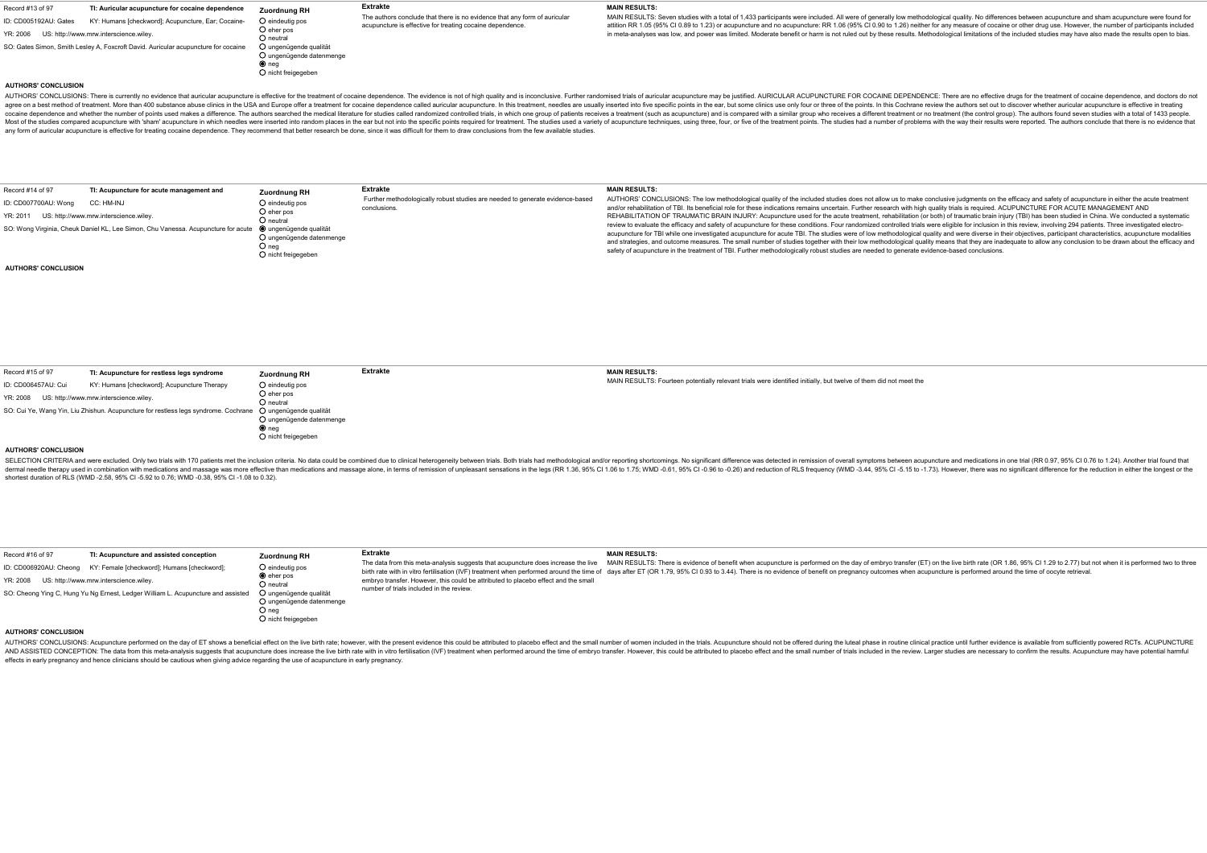Record #13 of 97 | **TI: Auricular acupuncture for cocaine dependence**

ID: CD005192AU: Gates | KY: Humans [checkword]; Acupuncture, Ear; Cocaine-

YR: 2006 | US: http://www.mrw.interscience.wiley.

SO: Gates Simon, Smith Lesley A, Foxcroft David. Auricular acupuncture for cocaine

**Zuordnung RH**

- ○ eindeutig pos
- ○ eher pos
- ○ neutral
- ○ ungenügende qualität
- ○ ungenügende datenmenge
- ◉ neg
- ○ nicht freigegeben

**Extrakte**

The authors conclude that there is no evidence that any form of auricular acupuncture is effective for treating cocaine dependence.

**MAIN RESULTS:**

MAIN RESULTS: Seven studies with a total of 1,433 participants were included. All were of generally low methodological quality. No differences between acupuncture and sham acupuncture were found for attrition RR 1.05 (95% CI 0.89 to 1.23) or acupuncture and no acupuncture: RR 1.06 (95% CI 0.90 to 1.26) neither for any measure of cocaine or other drug use. However, the number of participants included in meta-analyses was low, and power was limited. Moderate benefit or harm is not ruled out by these results. Methodological limitations of the included studies may have also made the results open to bias.

**AUTHORS' CONCLUSION**

AUTHORS' CONCLUSIONS: There is currently no evidence that auricular acupuncture is effective for the treatment of cocaine dependence. The evidence is not of high quality and is inconclusive. Further randomised trials of auricular acupuncture may be justified. AURICULAR ACUPUNCTURE FOR COCAINE DEPENDENCE: There are no effective drugs for the treatment of cocaine dependence, and doctors do not agree on a best method of treatment. More than 400 substance abuse clinics in the USA and Europe offer a treatment for cocaine dependence called auricular acupuncture. In this treatment, needles are usually inserted into five specific points in the ear, but some clinics use only four or three of the points. In this Cochrane review the authors set out to discover whether auricular acupuncture is effective in treating cocaine dependence and whether the number of points used makes a difference. The authors searched the medical literature for studies called randomized controlled trials, in which one group of patients receives a treatment (such as acupuncture) and is compared with a similar group who receives a different treatment or no treatment (the control group). The authors found seven studies with a total of 1433 people. Most of the studies compared acupuncture with 'sham' acupuncture in which needles were inserted into random places in the ear but not into the specific points required for treatment. The studies used a variety of acupuncture techniques, using three, four, or five of the treatment points. The studies had a number of problems with the way their results were reported. The authors conclude that there is no evidence that any form of auricular acupuncture is effective for treating cocaine dependence. They recommend that better research be done, since it was difficult for them to draw conclusions from the few available studies.

---

Record #14 of 97 | **TI: Acupuncture for acute management and**

ID: CD007700AU: Wong | CC: HM-INJ

YR: 2011 | US: http://www.mrw.interscience.wiley.

SO: Wong Virginia, Cheuk Daniel KL, Lee Simon, Chu Vanessa. Acupuncture for acute

**Zuordnung RH**

- ○ eindeutig pos
- ○ eher pos
- ○ neutral
- ◉ ungenügende qualität
- ○ ungenügende datenmenge
- ○ neg
- ○ nicht freigegeben

**Extrakte**

Further methodologically robust studies are needed to generate evidence-based conclusions.

**MAIN RESULTS:**

AUTHORS' CONCLUSIONS: The low methodological quality of the included studies does not allow us to make conclusive judgments on the efficacy and safety of acupuncture in either the acute treatment and/or rehabilitation of TBI. Its beneficial role for these indications remains uncertain. Further research with high quality trials is required. ACUPUNCTURE FOR ACUTE MANAGEMENT AND REHABILITATION OF TRAUMATIC BRAIN INJURY: Acupuncture used for the acute treatment, rehabilitation (or both) of traumatic brain injury (TBI) has been studied in China. We conducted a systematic review to evaluate the efficacy and safety of acupuncture for these conditions. Four randomized controlled trials were eligible for inclusion in this review, involving 294 patients. Three investigated electro-acupuncture for TBI while one investigated acupuncture for acute TBI. The studies were of low methodological quality and were diverse in their objectives, participant characteristics, acupuncture modalities and strategies, and outcome measures. The small number of studies together with their low methodological quality means that they are inadequate to allow any conclusion to be drawn about the efficacy and safety of acupuncture in the treatment of TBI. Further methodologically robust studies are needed to generate evidence-based conclusions.

**AUTHORS' CONCLUSION**

---

Record #15 of 97 | **TI: Acupuncture for restless legs syndrome**

ID: CD006457AU: Cui | KY: Humans [checkword]; Acupuncture Therapy

YR: 2008 | US: http://www.mrw.interscience.wiley.

SO: Cui Ye, Wang Yin, Liu Zhishun. Acupuncture for restless legs syndrome. Cochrane

**Zuordnung RH**

- ○ eindeutig pos
- ○ eher pos
- ○ neutral
- ○ ungenügende qualität
- ○ ungenügende datenmenge
- ◉ neg
- ○ nicht freigegeben

**Extrakte**

**MAIN RESULTS:**

MAIN RESULTS: Fourteen potentially relevant trials were identified initially, but twelve of them did not meet the

**AUTHORS' CONCLUSION**

SELECTION CRITERIA and were excluded. Only two trials with 170 patients met the inclusion criteria. No data could be combined due to clinical heterogeneity between trials. Both trials had methodological and/or reporting shortcomings. No significant difference was detected in remission of overall symptoms between acupuncture and medications in one trial (RR 0.97, 95% CI 0.76 to 1.24). Another trial found that dermal needle therapy used in combination with medications and massage was more effective than medications and massage alone, in terms of remission of unpleasant sensations in the legs (RR 1.36, 95% CI 1.06 to 1.75; WMD -0.61, 95% CI -0.96 to -0.26) and reduction of RLS frequency (WMD -3.44, 95% CI -5.15 to -1.73). However, there was no significant difference for the reduction in either the longest or the shortest duration of RLS (WMD -2.58, 95% CI -5.92 to 0.76; WMD -0.38, 95% CI -1.08 to 0.32).

---

Record #16 of 97 | **TI: Acupuncture and assisted conception**

ID: CD006920AU: Cheong | KY: Female [checkword]; Humans [checkword];

YR: 2008 | US: http://www.mrw.interscience.wiley.

SO: Cheong Ying C, Hung Yu Ng Ernest, Ledger William L. Acupuncture and assisted

**Zuordnung RH**

- ○ eindeutig pos
- ◉ eher pos
- ○ neutral
- ○ ungenügende qualität
- ○ ungenügende datenmenge
- ○ neg
- ○ nicht freigegeben

**Extrakte**

The data from this meta-analysis suggests that acupuncture does increase the live birth rate with in vitro fertilisation (IVF) treatment when performed around the time of embryo transfer. However, this could be attributed to placebo effect and the small number of trials included in the review.

**MAIN RESULTS:**

MAIN RESULTS: There is evidence of benefit when acupuncture is performed on the day of embryo transfer (ET) on the live birth rate (OR 1.86, 95% CI 1.29 to 2.77) but not when it is performed two to three days after ET (OR 1.79, 95% CI 0.93 to 3.44). There is no evidence of benefit on pregnancy outcomes when acupuncture is performed around the time of oocyte retrieval.

**AUTHORS' CONCLUSION**

AUTHORS' CONCLUSIONS: Acupuncture performed on the day of ET shows a beneficial effect on the live birth rate; however, with the present evidence this could be attributed to placebo effect and the small number of women included in the trials. Acupuncture should not be offered during the luteal phase in routine clinical practice until further evidence is available from sufficiently powered RCTs. ACUPUNCTURE AND ASSISTED CONCEPTION: The data from this meta-analysis suggests that acupuncture does increase the live birth rate with in vitro fertilisation (IVF) treatment when performed around the time of embryo transfer. However, this could be attributed to placebo effect and the small number of trials included in the review. Larger studies are necessary to confirm the results. Acupuncture may have potential harmful effects in early pregnancy and hence clinicians should be cautious when giving advice regarding the use of acupuncture in early pregnancy.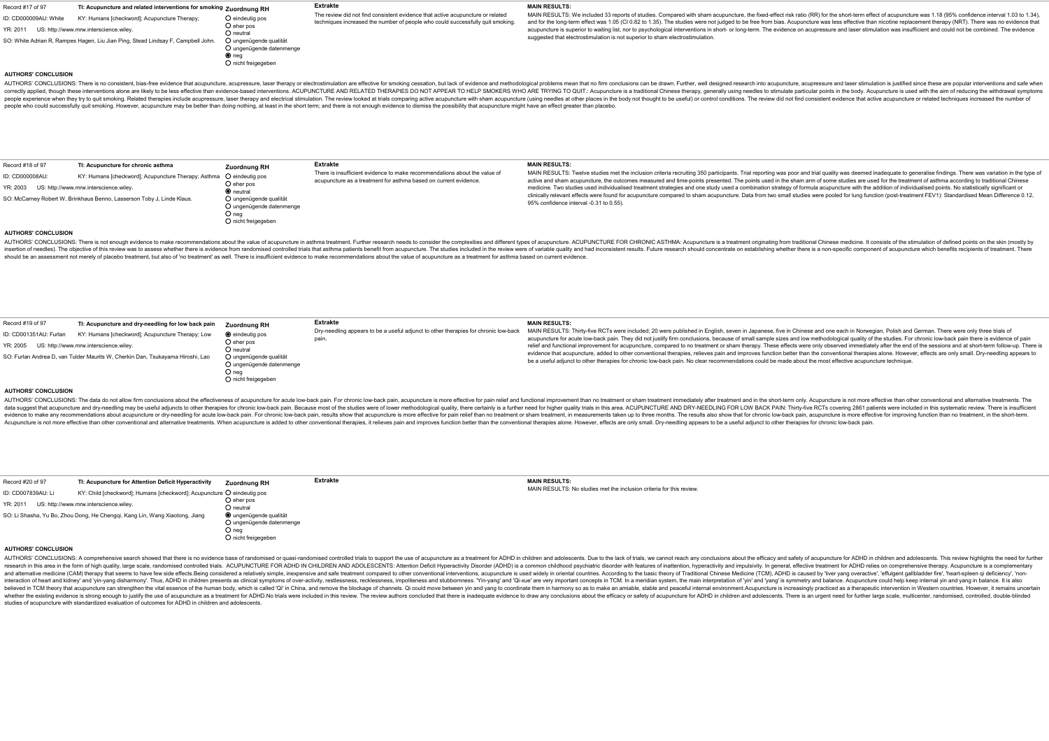Record #17 of 97

**TI: Acupuncture and related interventions for smoking cessation**

ID: CD000009AU: White — KY: Humans [checkword]; Acupuncture Therapy;

YR: 2011 — US: http://www.mrw.interscience.wiley.

SO: White Adrian R, Rampes Hagen, Liu Jian Ping, Stead Lindsay F, Campbell John.

**Zuordnung RH**

- ○ eindeutig pos
- ○ eher pos
- ○ neutral
- ○ ungenügende qualität
- ○ ungenügende datenmenge
- ◉ neg
- ○ nicht freigegeben

**Extrakte**

The review did not find consistent evidence that active acupuncture or related techniques increased the number of people who could successfully quit smoking.

**MAIN RESULTS:**

MAIN RESULTS: We included 33 reports of studies. Compared with sham acupuncture, the fixed-effect risk ratio (RR) for the short-term effect of acupuncture was 1.18 (95% confidence interval 1.03 to 1.34), and for the long-term effect was 1.05 (CI 0.82 to 1.35). The studies were not judged to be free from bias. Acupuncture was less effective than nicotine replacement therapy (NRT). There was no evidence that acupuncture is superior to waiting list, nor to psychological interventions in short- or long-term. The evidence on acupressure and laser stimulation was insufficient and could not be combined. The evidence suggested that electrostimulation is not superior to sham electrostimulation.

**AUTHORS' CONCLUSION**

AUTHORS' CONCLUSIONS: There is no consistent, bias-free evidence that acupuncture, acupressure, laser therapy or electrostimulation are effective for smoking cessation, but lack of evidence and methodological problems mean that no firm conclusions can be drawn. Further, well designed research into acupuncture, acupressure and laser stimulation is justified since these are popular interventions and safe when correctly applied, though these interventions alone are likely to be less effective than evidence-based interventions. ACUPUNCTURE AND RELATED THERAPIES DO NOT APPEAR TO HELP SMOKERS WHO ARE TRYING TO QUIT.: Acupuncture is a traditional Chinese therapy, generally using needles to stimulate particular points in the body. Acupuncture is used with the aim of reducing the withdrawal symptoms people experience when they try to quit smoking. Related therapies include acupressure, laser therapy and electrical stimulation. The review looked at trials comparing active acupuncture with sham acupuncture (using needles at other places in the body not thought to be useful) or control conditions. The review did not find consistent evidence that active acupuncture or related techniques increased the number of people who could successfully quit smoking. However, acupuncture may be better than doing nothing, at least in the short term; and there is not enough evidence to dismiss the possibility that acupuncture might have an effect greater than placebo.

---

Record #18 of 97

**TI: Acupuncture for chronic asthma**

ID: CD000008AU: — KY: Humans [checkword]; Acupuncture Therapy; Asthma

YR: 2003 — US: http://www.mrw.interscience.wiley.

SO: McCarney Robert W, Brinkhaus Benno, Lasserson Toby J, Linde Klaus.

**Zuordnung RH**

- ○ eindeutig pos
- ○ eher pos
- ◉ neutral
- ○ ungenügende qualität
- ○ ungenügende datenmenge
- ○ neg
- ○ nicht freigegeben

**Extrakte**

There is insufficient evidence to make recommendations about the value of acupuncture as a treatment for asthma based on current evidence.

**MAIN RESULTS:**

MAIN RESULTS: Twelve studies met the inclusion criteria recruiting 350 participants. Trial reporting was poor and trial quality was deemed inadequate to generalise findings. There was variation in the type of active and sham acupuncture, the outcomes measured and time-points presented. The points used in the sham arm of some studies are used for the treatment of asthma according to traditional Chinese medicine. Two studies used individualised treatment strategies and one study used a combination strategy of formula acupuncture with the addition of individualised points. No statistically significant or clinically relevant effects were found for acupuncture compared to sham acupuncture. Data from two small studies were pooled for lung function (post-treatment FEV1): Standardised Mean Difference 0.12, 95% confidence interval -0.31 to 0.55).

**AUTHORS' CONCLUSION**

AUTHORS' CONCLUSIONS: There is not enough evidence to make recommendations about the value of acupuncture in asthma treatment. Further research needs to consider the complexities and different types of acupuncture. ACUPUNCTURE FOR CHRONIC ASTHMA: Acupuncture is a treatment originating from traditional Chinese medicine. It consists of the stimulation of defined points on the skin (mostly by insertion of needles). The objective of this review was to assess whether there is evidence from randomised controlled trials that asthma patients benefit from acupuncture. The studies included in the review were of variable quality and had inconsistent results. Future research should concentrate on establishing whether there is a non-specific component of acupuncture which benefits recipients of treatment. There should be an assessment not merely of placebo treatment, but also of 'no treatment' as well. There is insufficient evidence to make recommendations about the value of acupuncture as a treatment for asthma based on current evidence.

---

Record #19 of 97

**TI: Acupuncture and dry-needling for low back pain**

ID: CD001351AU: Furlan — KY: Humans [checkword]; Acupuncture Therapy; Low

YR: 2005 — US: http://www.mrw.interscience.wiley.

SO: Furlan Andrea D, van Tulder Maurits W, Cherkin Dan, Tsukayama Hiroshi, Lao

**Zuordnung RH**

- ◉ eindeutig pos
- ○ eher pos
- ○ neutral
- ○ ungenügende qualität
- ○ ungenügende datenmenge
- ○ neg
- ○ nicht freigegeben

**Extrakte**

Dry-needling appears to be a useful adjunct to other therapies for chronic low-back pain.

**MAIN RESULTS:**

MAIN RESULTS: Thirty-five RCTs were included; 20 were published in English, seven in Japanese, five in Chinese and one each in Norwegian, Polish and German. There were only three trials of acupuncture for acute low-back pain. They did not justify firm conclusions, because of small sample sizes and low methodological quality of the studies. For chronic low-back pain there is evidence of pain relief and functional improvement for acupuncture, compared to no treatment or sham therapy. These effects were only observed immediately after the end of the sessions and at short-term follow-up. There is evidence that acupuncture, added to other conventional therapies, relieves pain and improves function better than the conventional therapies alone. However, effects are only small. Dry-needling appears to be a useful adjunct to other therapies for chronic low-back pain. No clear recommendations could be made about the most effective acupuncture technique.

**AUTHORS' CONCLUSION**

AUTHORS' CONCLUSIONS: The data do not allow firm conclusions about the effectiveness of acupuncture for acute low-back pain. For chronic low-back pain, acupuncture is more effective for pain relief and functional improvement than no treatment or sham treatment immediately after treatment and in the short-term only. Acupuncture is not more effective than other conventional and alternative treatments. The data suggest that acupuncture and dry-needling may be useful adjuncts to other therapies for chronic low-back pain. Because most of the studies were of lower methodological quality, there certainly is a further need for higher quality trials in this area. ACUPUNCTURE AND DRY-NEEDLING FOR LOW BACK PAIN: Thirty-five RCTs covering 2861 patients were included in this systematic review. There is insufficient evidence to make any recommendations about acupuncture or dry-needling for acute low-back pain. For chronic low-back pain, results show that acupuncture is more effective for pain relief than no treatment or sham treatment, in measurements taken up to three months. The results also show that for chronic low-back pain, acupuncture is more effective for improving function than no treatment, in the short-term. Acupuncture is not more effective than other conventional and alternative treatments. When acupuncture is added to other conventional therapies, it relieves pain and improves function better than the conventional therapies alone. However, effects are only small. Dry-needling appears to be a useful adjunct to other therapies for chronic low-back pain.

---

Record #20 of 97

**TI: Acupuncture for Attention Deficit Hyperactivity**

ID: CD007839AU: Li — KY: Child [checkword]; Humans [checkword]; Acupuncture

YR: 2011 — US: http://www.mrw.interscience.wiley.

SO: Li Shasha, Yu Bo, Zhou Dong, He Chengqi, Kang Lin, Wang Xiaotong, Jiang

**Zuordnung RH**

- ○ eindeutig pos
- ○ eher pos
- ○ neutral
- ◉ ungenügende qualität
- ○ ungenügende datenmenge
- ○ neg
- ○ nicht freigegeben

**Extrakte**

**MAIN RESULTS:**

MAIN RESULTS: No studies met the inclusion criteria for this review.

**AUTHORS' CONCLUSION**

AUTHORS' CONCLUSIONS: A comprehensive search showed that there is no evidence base of randomised or quasi-randomised controlled trials to support the use of acupuncture as a treatment for ADHD in children and adolescents. Due to the lack of trials, we cannot reach any conclusions about the efficacy and safety of acupuncture for ADHD in children and adolescents. This review highlights the need for further research in this area in the form of high quality, large scale, randomised controlled trials. ACUPUNCTURE FOR ADHD IN CHILDREN AND ADOLESCENTS: Attention Deficit Hyperactivity Disorder (ADHD) is a common childhood psychiatric disorder with features of inattention, hyperactivity and impulsivity. In general, effective treatment for ADHD relies on comprehensive therapy. Acupuncture is a complementary and alternative medicine (CAM) therapy that seems to have few side effects.Being considered a relatively simple, inexpensive and safe treatment compared to other conventional interventions, acupuncture is used widely in oriental countries. According to the basic theory of Traditional Chinese Medicine (TCM), ADHD is caused by 'liver yang overactive', 'effulgent gallbladder fire', 'heart-spleen qi deficiency', 'non-interaction of heart and kidney' and 'yin-yang disharmony'. Thus, ADHD in children presents as clinical symptoms of over-activity, restlessness, recklessness, impoliteness and stubbornness. 'Yin-yang' and 'Qi-xue' are very important concepts in TCM. In a meridian system, the main interpretation of 'yin' and 'yang' is symmetry and balance. Acupuncture could help keep internal yin and yang in balance. It is also believed in TCM theory that acupuncture can strengthen the vital essence of the human body, which is called 'Qi' in China, and remove the blockage of channels. Qi could move between yin and yang to coordinate them in harmony so as to make an amiable, stable and peaceful internal environment.Acupuncture is increasingly practiced as a therapeutic intervention in Western countries. However, it remains uncertain whether the existing evidence is strong enough to justify the use of acupuncture as a treatment for ADHD.No trials were included in this review. The review authors concluded that there is inadequate evidence to draw any conclusions about the efficacy or safety of acupuncture for ADHD in children and adolescents. There is an urgent need for further large scale, multicenter, randomised, controlled, double-blinded studies of acupuncture with standardized evaluation of outcomes for ADHD in children and adolescents.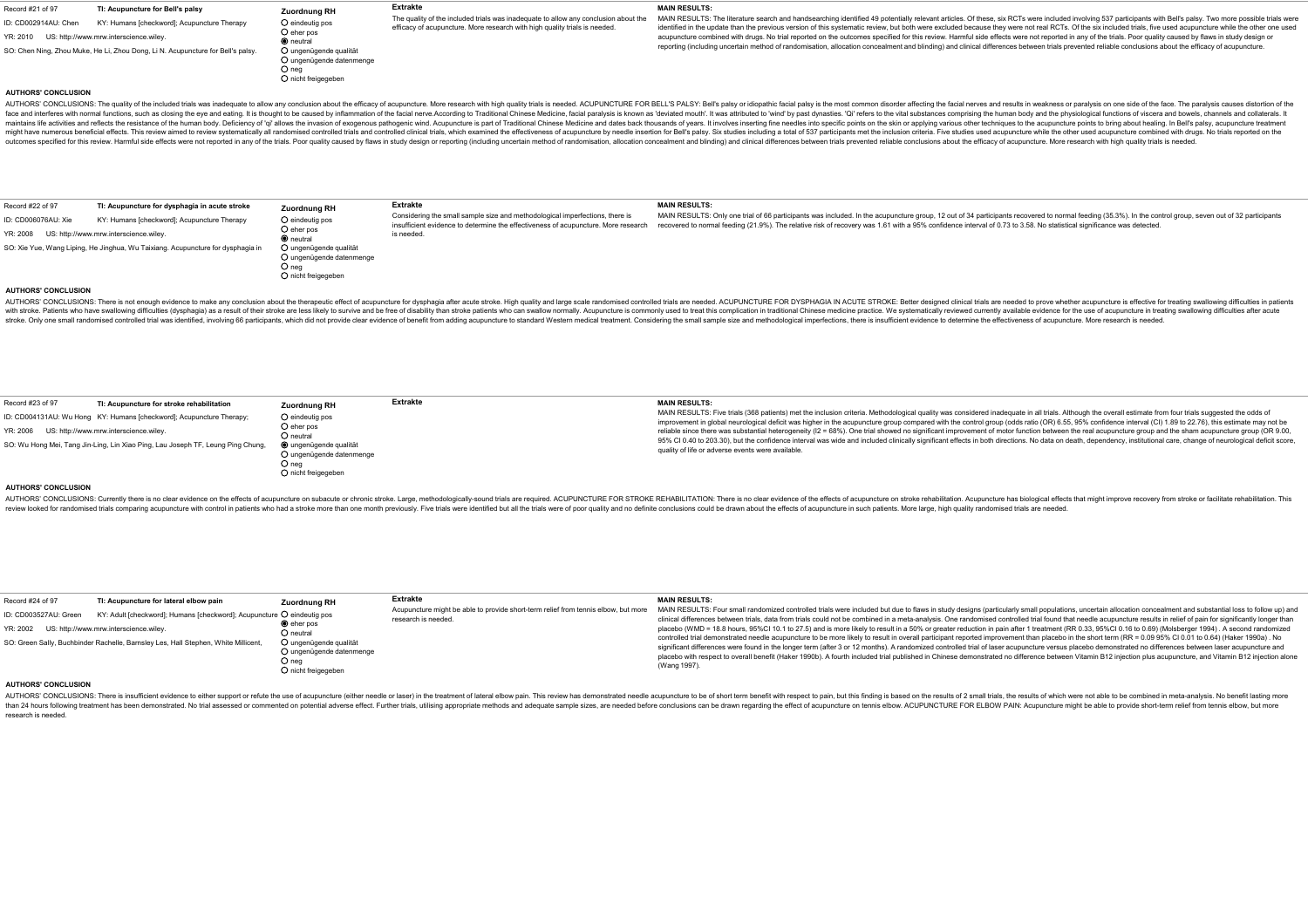Record #21 of 97 **TI: Acupuncture for Bell's palsy**

ID: CD002914AU: Chen KY: Humans [checkword]; Acupuncture Therapy

YR: 2010 US: http://www.mrw.interscience.wiley.

SO: Chen Ning, Zhou Muke, He Li, Zhou Dong, Li N. Acupuncture for Bell's palsy.

**Zuordnung RH**

- ○ eindeutig pos
- ○ eher pos
- ◉ neutral
- ○ ungenügende qualität
- ○ ungenügende datenmenge
- ○ neg
- ○ nicht freigegeben

**Extrakte**

The quality of the included trials was inadequate to allow any conclusion about the efficacy of acupuncture. More research with high quality trials is needed.

**MAIN RESULTS:**

MAIN RESULTS: The literature search and handsearching identified 49 potentially relevant articles. Of these, six RCTs were included involving 537 participants with Bell's palsy. Two more possible trials were identified in the update than the previous version of this systematic review, but both were excluded because they were not real RCTs. Of the six included trials, five used acupuncture while the other one used acupuncture combined with drugs. No trial reported on the outcomes specified for this review. Harmful side effects were not reported in any of the trials. Poor quality caused by flaws in study design or reporting (including uncertain method of randomisation, allocation concealment and blinding) and clinical differences between trials prevented reliable conclusions about the efficacy of acupuncture.

**AUTHORS' CONCLUSION**

AUTHORS' CONCLUSIONS: The quality of the included trials was inadequate to allow any conclusion about the efficacy of acupuncture. More research with high quality trials is needed. ACUPUNCTURE FOR BELL'S PALSY: Bell's palsy or idiopathic facial palsy is the most common disorder affecting the facial nerves and results in weakness or paralysis on one side of the face. The paralysis causes distortion of the face and interferes with normal functions, such as closing the eye and eating. It is thought to be caused by inflammation of the facial nerve.According to Traditional Chinese Medicine, facial paralysis is known as 'deviated mouth'. It was attributed to 'wind' by past dynasties. 'Qi' refers to the vital substances comprising the human body and the physiological functions of viscera and bowels, channels and collaterals. It maintains life activities and reflects the resistance of the human body. Deficiency of 'qi' allows the invasion of exogenous pathogenic wind. Acupuncture is part of Traditional Chinese Medicine and dates back thousands of years. It involves inserting fine needles into specific points on the skin or applying various other techniques to the acupuncture points to bring about healing. In Bell's palsy, acupuncture treatment might have numerous beneficial effects. This review aimed to review systematically all randomised controlled trials and controlled clinical trials, which examined the effectiveness of acupuncture by needle insertion for Bell's palsy. Six studies including a total of 537 participants met the inclusion criteria. Five studies used acupuncture while the other used acupuncture combined with drugs. No trials reported on the outcomes specified for this review. Harmful side effects were not reported in any of the trials. Poor quality caused by flaws in study design or reporting (including uncertain method of randomisation, allocation concealment and blinding) and clinical differences between trials prevented reliable conclusions about the efficacy of acupuncture. More research with high quality trials is needed.

---

Record #22 of 97 **TI: Acupuncture for dysphagia in acute stroke**

ID: CD006076AU: Xie KY: Humans [checkword]; Acupuncture Therapy

YR: 2008 US: http://www.mrw.interscience.wiley.

SO: Xie Yue, Wang Liping, He Jinghua, Wu Taixiang. Acupuncture for dysphagia in

**Zuordnung RH**

- ○ eindeutig pos
- ○ eher pos
- ◉ neutral
- ○ ungenügende qualität
- ○ ungenügende datenmenge
- ○ neg
- ○ nicht freigegeben

**Extrakte**

Considering the small sample size and methodological imperfections, there is insufficient evidence to determine the effectiveness of acupuncture. More research is needed.

**MAIN RESULTS:**

MAIN RESULTS: Only one trial of 66 participants was included. In the acupuncture group, 12 out of 34 participants recovered to normal feeding (35.3%). In the control group, seven out of 32 participants recovered to normal feeding (21.9%). The relative risk of recovery was 1.61 with a 95% confidence interval of 0.73 to 3.58. No statistical significance was detected.

**AUTHORS' CONCLUSION**

AUTHORS' CONCLUSIONS: There is not enough evidence to make any conclusion about the therapeutic effect of acupuncture for dysphagia after acute stroke. High quality and large scale randomised controlled trials are needed. ACUPUNCTURE FOR DYSPHAGIA IN ACUTE STROKE: Better designed clinical trials are needed to prove whether acupuncture is effective for treating swallowing difficulties in patients with stroke. Patients who have swallowing difficulties (dysphagia) as a result of their stroke are less likely to survive and be free of disability than stroke patients who can swallow normally. Acupuncture is commonly used to treat this complication in traditional Chinese medicine practice. We systematically reviewed currently available evidence for the use of acupuncture in treating swallowing difficulties after acute stroke. Only one small randomised controlled trial was identified, involving 66 participants, which did not provide clear evidence of benefit from adding acupuncture to standard Western medical treatment. Considering the small sample size and methodological imperfections, there is insufficient evidence to determine the effectiveness of acupuncture. More research is needed.

---

Record #23 of 97 **TI: Acupuncture for stroke rehabilitation**

ID: CD004131AU: Wu Hong KY: Humans [checkword]; Acupuncture Therapy;

YR: 2006 US: http://www.mrw.interscience.wiley.

SO: Wu Hong Mei, Tang Jin-Ling, Lin Xiao Ping, Lau Joseph TF, Leung Ping Chung,

**Zuordnung RH**

- ○ eindeutig pos
- ○ eher pos
- ○ neutral
- ◉ ungenügende qualität
- ○ ungenügende datenmenge
- ○ neg
- ○ nicht freigegeben

**Extrakte**

**MAIN RESULTS:**

MAIN RESULTS: Five trials (368 patients) met the inclusion criteria. Methodological quality was considered inadequate in all trials. Although the overall estimate from four trials suggested the odds of improvement in global neurological deficit was higher in the acupuncture group compared with the control group (odds ratio (OR) 6.55, 95% confidence interval (CI) 1.89 to 22.76), this estimate may not be reliable since there was substantial heterogeneity ($I2$ = 68%). One trial showed no significant improvement of motor function between the real acupuncture group and the sham acupuncture group (OR 9.00, 95% CI 0.40 to 203.30), but the confidence interval was wide and included clinically significant effects in both directions. No data on death, dependency, institutional care, change of neurological deficit score, quality of life or adverse events were available.

**AUTHORS' CONCLUSION**

AUTHORS' CONCLUSIONS: Currently there is no clear evidence on the effects of acupuncture on subacute or chronic stroke. Large, methodologically-sound trials are required. ACUPUNCTURE FOR STROKE REHABILITATION: There is no clear evidence of the effects of acupuncture on stroke rehabilitation. Acupuncture has biological effects that might improve recovery from stroke or facilitate rehabilitation. This review looked for randomised trials comparing acupuncture with control in patients who had a stroke more than one month previously. Five trials were identified but all the trials were of poor quality and no definite conclusions could be drawn about the effects of acupuncture in such patients. More large, high quality randomised trials are needed.

---

Record #24 of 97 **TI: Acupuncture for lateral elbow pain**

ID: CD003527AU: Green KY: Adult [checkword]; Humans [checkword]; Acupuncture

YR: 2002 US: http://www.mrw.interscience.wiley.

SO: Green Sally, Buchbinder Rachelle, Barnsley Les, Hall Stephen, White Millicent,

**Zuordnung RH**

- ○ eindeutig pos
- ◉ eher pos
- ○ neutral
- ○ ungenügende qualität
- ○ ungenügende datenmenge
- ○ neg
- ○ nicht freigegeben

**Extrakte**

Acupuncture might be able to provide short-term relief from tennis elbow, but more research is needed.

**MAIN RESULTS:**

MAIN RESULTS: Four small randomized controlled trials were included but due to flaws in study designs (particularly small populations, uncertain allocation concealment and substantial loss to follow up) and clinical differences between trials, data from trials could not be combined in a meta-analysis. One randomised controlled trial found that needle acupuncture results in relief of pain for significantly longer than placebo (WMD = 18.8 hours, 95%CI 10.1 to 27.5) and is more likely to result in a 50% or greater reduction in pain after 1 treatment (RR 0.33, 95%CI 0.16 to 0.69) (Molsberger 1994) . A second randomized controlled trial demonstrated needle acupuncture to be more likely to result in overall participant reported improvement than placebo in the short term (RR = 0.09 95% CI 0.01 to 0.64) (Haker 1990a) . No significant differences were found in the longer term (after 3 or 12 months). A randomized controlled trial of laser acupuncture versus placebo demonstrated no differences between laser acupuncture and placebo with respect to overall benefit (Haker 1990b). A fourth included trial published in Chinese demonstrated no difference between Vitamin B12 injection plus acupuncture, and Vitamin B12 injection alone (Wang 1997).

**AUTHORS' CONCLUSION**

AUTHORS' CONCLUSIONS: There is insufficient evidence to either support or refute the use of acupuncture (either needle or laser) in the treatment of lateral elbow pain. This review has demonstrated needle acupuncture to be of short term benefit with respect to pain, but this finding is based on the results of 2 small trials, the results of which were not able to be combined in meta-analysis. No benefit lasting more than 24 hours following treatment has been demonstrated. No trial assessed or commented on potential adverse effect. Further trials, utilising appropriate methods and adequate sample sizes, are needed before conclusions can be drawn regarding the effect of acupuncture on tennis elbow. ACUPUNCTURE FOR ELBOW PAIN: Acupuncture might be able to provide short-term relief from tennis elbow, but more research is needed.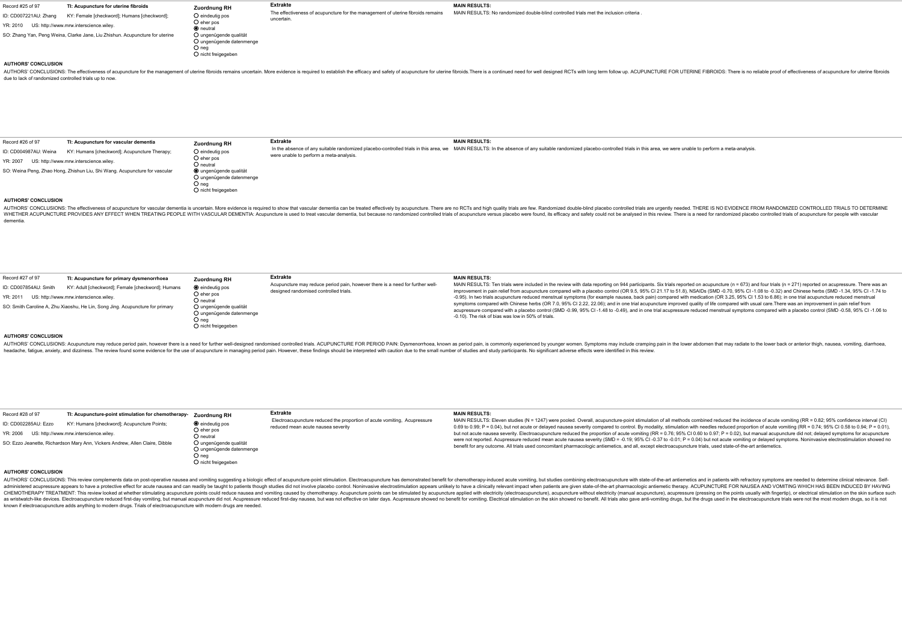Record #25 of 97

**TI: Acupuncture for uterine fibroids**

ID: CD007221AU: Zhang KY: Female [checkword]; Humans [checkword];

YR: 2010 US: http://www.mrw.interscience.wiley.

SO: Zhang Yan, Peng Weina, Clarke Jane, Liu Zhishun. Acupuncture for uterine

**Zuordnung RH**

- ○ eindeutig pos
- ○ eher pos
- ◉ neutral
- ○ ungenügende qualität
- ○ ungenügende datenmenge
- ○ neg
- ○ nicht freigegeben

**Extrakte**

The effectiveness of acupuncture for the management of uterine fibroids remains uncertain.

**MAIN RESULTS:**

MAIN RESULTS: No randomized double-blind controlled trials met the inclusion criteria .

**AUTHORS' CONCLUSION**

AUTHORS' CONCLUSIONS: The effectiveness of acupuncture for the management of uterine fibroids remains uncertain. More evidence is required to establish the efficacy and safety of acupuncture for uterine fibroids.There is a continued need for well designed RCTs with long term follow up. ACUPUNCTURE FOR UTERINE FIBROIDS: There is no reliable proof of effectiveness of acupuncture for uterine fibroids due to lack of randomized controlled trials up to now.

---

Record #26 of 97

**TI: Acupuncture for vascular dementia**

ID: CD004987AU: Weina KY: Humans [checkword]; Acupuncture Therapy;

YR: 2007 US: http://www.mrw.interscience.wiley.

SO: Weina Peng, Zhao Hong, Zhishun Liu, Shi Wang. Acupuncture for vascular

**Zuordnung RH**

- ○ eindeutig pos
- ○ eher pos
- ○ neutral
- ◉ ungenügende qualität
- ○ ungenügende datenmenge
- ○ neg
- ○ nicht freigegeben

**Extrakte**

In the absence of any suitable randomized placebo-controlled trials in this area, we were unable to perform a meta-analysis.

**MAIN RESULTS:**

MAIN RESULTS: In the absence of any suitable randomized placebo-controlled trials in this area, we were unable to perform a meta-analysis.

**AUTHORS' CONCLUSION**

AUTHORS' CONCLUSIONS: The effectiveness of acupuncture for vascular dementia is uncertain. More evidence is required to show that vascular dementia can be treated effectively by acupuncture. There are no RCTs and high quality trials are few. Randomized double-blind placebo controlled trials are urgently needed. THERE IS NO EVIDENCE FROM RANDOMIZED CONTROLLED TRIALS TO DETERMINE WHETHER ACUPUNCTURE PROVIDES ANY EFFECT WHEN TREATING PEOPLE WITH VASCULAR DEMENTIA: Acupuncture is used to treat vascular dementia, but because no randomized controlled trials of acupuncture versus placebo were found, its efficacy and safety could not be analysed in this review. There is a need for randomized placebo controlled trials of acupuncture for people with vascular dementia.

---

Record #27 of 97

**TI: Acupuncture for primary dysmenorrhoea**

ID: CD007854AU: Smith KY: Adult [checkword]; Female [checkword]; Humans

YR: 2011 US: http://www.mrw.interscience.wiley.

SO: Smith Caroline A, Zhu Xiaoshu, He Lin, Song Jing. Acupuncture for primary

**Zuordnung RH**

- ◉ eindeutig pos
- ○ eher pos
- ○ neutral
- ○ ungenügende qualität
- ○ ungenügende datenmenge
- ○ neg
- ○ nicht freigegeben

**Extrakte**

Acupuncture may reduce period pain, however there is a need for further well-designed randomised controlled trials.

**MAIN RESULTS:**

MAIN RESULTS: Ten trials were included in the review with data reporting on 944 participants. Six trials reported on acupuncture (n = 673) and four trials (n = 271) reported on acupressure. There was an improvement in pain relief from acupuncture compared with a placebo control (OR 9.5, 95% CI 21.17 to 51.8), NSAIDs (SMD -0.70, 95% CI -1.08 to -0.32) and Chinese herbs (SMD -1.34, 95% CI -1.74 to -0.95). In two trials acupuncture reduced menstrual symptoms (for example nausea, back pain) compared with medication (OR 3.25, 95% CI 1.53 to 6.86); in one trial acupuncture reduced menstrual symptoms compared with Chinese herbs (OR 7.0, 95% CI 2.22, 22.06); and in one trial acupuncture improved quality of life compared with usual care.There was an improvement in pain relief from acupressure compared with a placebo control (SMD -0.99, 95% CI -1.48 to -0.49), and in one trial acupressure reduced menstrual symptoms compared with a placebo control (SMD -0.58, 95% CI -1.06 to -0.10). The risk of bias was low in 50% of trials.

**AUTHORS' CONCLUSION**

AUTHORS' CONCLUSIONS: Acupuncture may reduce period pain, however there is a need for further well-designed randomised controlled trials. ACUPUNCTURE FOR PERIOD PAIN: Dysmenorrhoea, known as period pain, is commonly experienced by younger women. Symptoms may include cramping pain in the lower abdomen that may radiate to the lower back or anterior thigh, nausea, vomiting, diarrhoea, headache, fatigue, anxiety, and dizziness. The review found some evidence for the use of acupuncture in managing period pain. However, these findings should be interpreted with caution due to the small number of studies and study participants. No significant adverse effects were identified in this review.

---

Record #28 of 97

**TI: Acupuncture-point stimulation for chemotherapy-**

ID: CD002285AU: Ezzo KY: Humans [checkword]; Acupuncture Points;

YR: 2006 US: http://www.mrw.interscience.wiley.

SO: Ezzo Jeanette, Richardson Mary Ann, Vickers Andrew, Allen Claire, Dibble

**Zuordnung RH**

- ◉ eindeutig pos
- ○ eher pos
- ○ neutral
- ○ ungenügende qualität
- ○ ungenügende datenmenge
- ○ neg
- ○ nicht freigegeben

**Extrakte**

Electroacupuncture reduced the proportion of acute vomiting, Acupressure reduced mean acute nausea severity

**MAIN RESULTS:**

MAIN RESULTS: Eleven studies (N = 1247) were pooled. Overall, acupuncture-point stimulation of all methods combined reduced the incidence of acute vomiting (RR = 0.82; 95% confidence interval (CI) 0.69 to 0.99; P = 0.04), but not acute or delayed nausea severity compared to control. By modality, stimulation with needles reduced proportion of acute vomiting (RR = 0.74; 95% CI 0.58 to 0.94; P = 0.01), but not acute nausea severity. Electroacupuncture reduced the proportion of acute vomiting (RR = 0.76; 95% CI 0.60 to 0.97; P = 0.02), but manual acupuncture did not; delayed symptoms for acupuncture were not reported. Acupressure reduced mean acute nausea severity (SMD = -0.19; 95% CI -0.37 to -0.01; P = 0.04) but not acute vomiting or delayed symptoms. Noninvasive electrostimulation showed no benefit for any outcome. All trials used concomitant pharmacologic antiemetics, and all, except electroacupuncture trials, used state-of-the-art antiemetics.

**AUTHORS' CONCLUSION**

AUTHORS' CONCLUSIONS: This review complements data on post-operative nausea and vomiting suggesting a biologic effect of acupuncture-point stimulation. Electroacupuncture has demonstrated benefit for chemotherapy-induced acute vomiting, but studies combining electroacupuncture with state-of-the-art antiemetics and in patients with refractory symptoms are needed to determine clinical relevance. Self-administered acupressure appears to have a protective effect for acute nausea and can readily be taught to patients though studies did not involve placebo control. Noninvasive electrostimulation appears unlikely to have a clinically relevant impact when patients are given state-of-the-art pharmacologic antiemetic therapy. ACUPUNCTURE FOR NAUSEA AND VOMITING WHICH HAS BEEN INDUCED BY HAVING CHEMOTHERAPY TREATMENT: This review looked at whether stimulating acupuncture points could reduce nausea and vomiting caused by chemotherapy. Acupuncture points can be stimulated by acupuncture applied with electricity (electroacupuncture), acupuncture without electricity (manual acupuncture), acupressure (pressing on the points usually with fingertip), or electrical stimulation on the skin surface such as wristwatch-like devices. Electroacupuncture reduced first-day vomiting, but manual acupuncture did not. Acupressure reduced first-day nausea, but was not effective on later days. Acupressure showed no benefit for vomiting. Electrical stimulation on the skin showed no benefit. All trials also gave anti-vomiting drugs, but the drugs used in the electroacupuncture trials were not the most modern drugs, so it is not known if electroacupuncture adds anything to modern drugs. Trials of electroacupuncture with modern drugs are needed.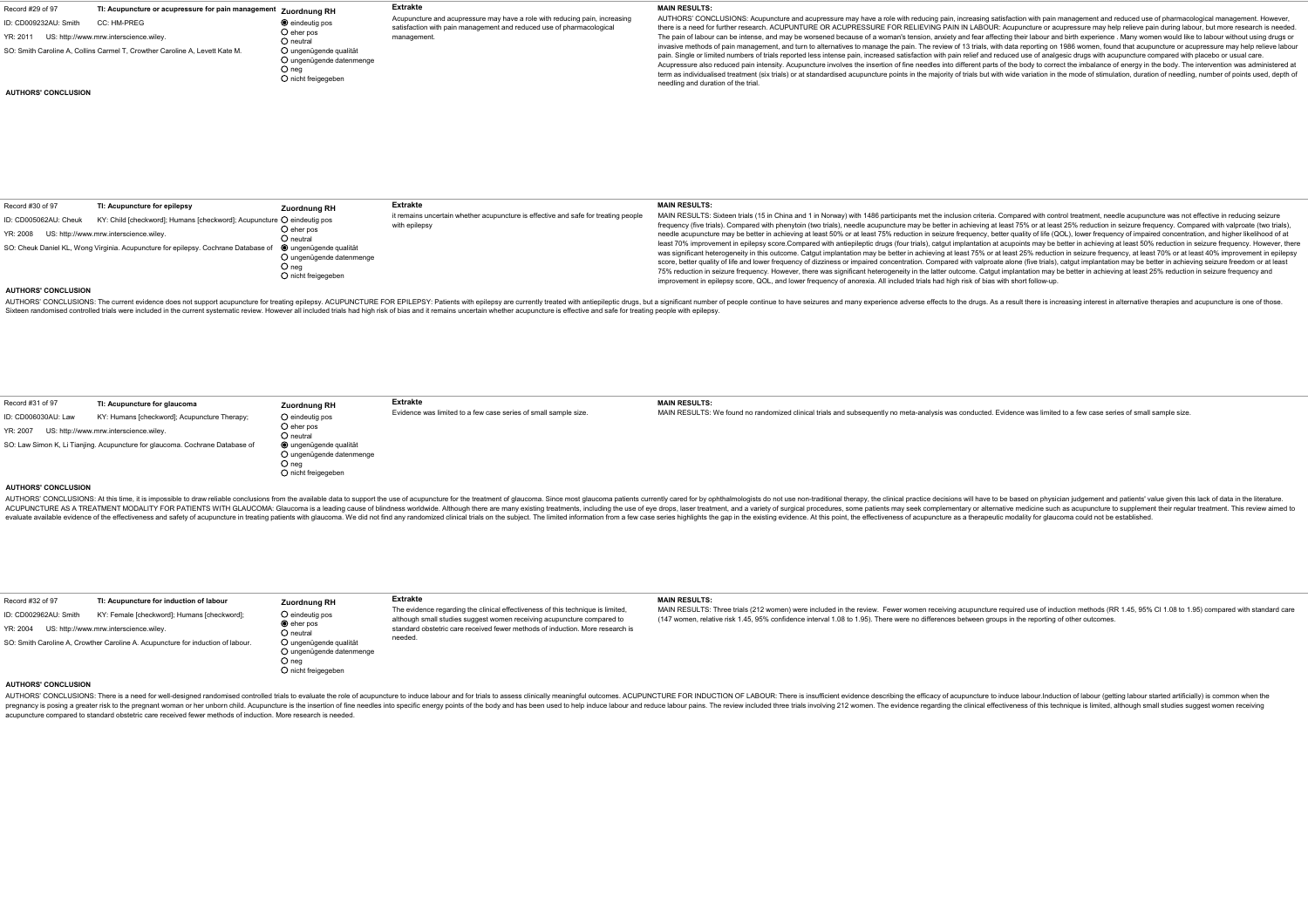Record #29 of 97

**TI: Acupuncture or acupressure for pain management**

ID: CD009232AU: Smith CC: HM-PREG

YR: 2011 US: http://www.mrw.interscience.wiley.

SO: Smith Caroline A, Collins Carmel T, Crowther Caroline A, Levett Kate M.

**Zuordnung RH**

- ◉ eindeutig pos
- ○ eher pos
- ○ neutral
- ○ ungenügende qualität
- ○ ungenügende datenmenge
- ○ neg
- ○ nicht freigegeben

**Extrakte**

Acupuncture and acupressure may have a role with reducing pain, increasing satisfaction with pain management and reduced use of pharmacological management.

**MAIN RESULTS:**

AUTHORS' CONCLUSIONS: Acupuncture and acupressure may have a role with reducing pain, increasing satisfaction with pain management and reduced use of pharmacological management. However, there is a need for further research. ACUPUNTURE OR ACUPRESSURE FOR RELIEVING PAIN IN LABOUR: Acupuncture or acupressure may help relieve pain during labour, but more research is needed. The pain of labour can be intense, and may be worsened because of a woman's tension, anxiety and fear affecting their labour and birth experience . Many women would like to labour without using drugs or invasive methods of pain management, and turn to alternatives to manage the pain. The review of 13 trials, with data reporting on 1986 women, found that acupuncture or acupressure may help relieve labour pain. Single or limited numbers of trials reported less intense pain, increased satisfaction with pain relief and reduced use of analgesic drugs with acupuncture compared with placebo or usual care. Acupressure also reduced pain intensity. Acupuncture involves the insertion of fine needles into different parts of the body to correct the imbalance of energy in the body. The intervention was administered at term as individualised treatment (six trials) or at standardised acupuncture points in the majority of trials but with wide variation in the mode of stimulation, duration of needling, number of points used, depth of needling and duration of the trial.

**AUTHORS' CONCLUSION**

---

Record #30 of 97

**TI: Acupuncture for epilepsy**

ID: CD005062AU: Cheuk KY: Child [checkword]; Humans [checkword]; Acupuncture

YR: 2008 US: http://www.mrw.interscience.wiley.

SO: Cheuk Daniel KL, Wong Virginia. Acupuncture for epilepsy. Cochrane Database of

**Zuordnung RH**

- ○ eindeutig pos
- ○ eher pos
- ○ neutral
- ◉ ungenügende qualität
- ○ ungenügende datenmenge
- ○ neg
- ○ nicht freigegeben

**Extrakte**

it remains uncertain whether acupuncture is effective and safe for treating people with epilepsy

**MAIN RESULTS:**

MAIN RESULTS: Sixteen trials (15 in China and 1 in Norway) with 1486 participants met the inclusion criteria. Compared with control treatment, needle acupuncture was not effective in reducing seizure frequency (five trials). Compared with phenytoin (two trials), needle acupuncture may be better in achieving at least 75% or at least 25% reduction in seizure frequency. Compared with valproate (two trials), needle acupuncture may be better in achieving at least 50% or at least 75% reduction in seizure frequency, better quality of life (QOL), lower frequency of impaired concentration, and higher likelihood of at least 70% improvement in epilepsy score.Compared with antiepileptic drugs (four trials), catgut implantation at acupoints may be better in achieving at least 50% reduction in seizure frequency. However, there was significant heterogeneity in this outcome. Catgut implantation may be better in achieving at least 75% or at least 25% reduction in seizure frequency, at least 70% or at least 40% improvement in epilepsy score, better quality of life and lower frequency of dizziness or impaired concentration. Compared with valproate alone (five trials), catgut implantation may be better in achieving seizure freedom or at least 75% reduction in seizure frequency. However, there was significant heterogeneity in the latter outcome. Catgut implantation may be better in achieving at least 25% reduction in seizure frequency and improvement in epilepsy score, QOL, and lower frequency of anorexia. All included trials had high risk of bias with short follow-up.

**AUTHORS' CONCLUSION**

AUTHORS' CONCLUSIONS: The current evidence does not support acupuncture for treating epilepsy. ACUPUNCTURE FOR EPILEPSY: Patients with epilepsy are currently treated with antiepileptic drugs, but a significant number of people continue to have seizures and many experience adverse effects to the drugs. As a result there is increasing interest in alternative therapies and acupuncture is one of those. Sixteen randomised controlled trials were included in the current systematic review. However all included trials had high risk of bias and it remains uncertain whether acupuncture is effective and safe for treating people with epilepsy.

---

Record #31 of 97

**TI: Acupuncture for glaucoma**

ID: CD006030AU: Law KY: Humans [checkword]; Acupuncture Therapy;

YR: 2007 US: http://www.mrw.interscience.wiley.

SO: Law Simon K, Li Tianjing. Acupuncture for glaucoma. Cochrane Database of

**Zuordnung RH**

- ○ eindeutig pos
- ○ eher pos
- ○ neutral
- ◉ ungenügende qualität
- ○ ungenügende datenmenge
- ○ neg
- ○ nicht freigegeben

**Extrakte**

Evidence was limited to a few case series of small sample size.

**MAIN RESULTS:**

MAIN RESULTS: We found no randomized clinical trials and subsequently no meta-analysis was conducted. Evidence was limited to a few case series of small sample size.

**AUTHORS' CONCLUSION**

AUTHORS' CONCLUSIONS: At this time, it is impossible to draw reliable conclusions from the available data to support the use of acupuncture for the treatment of glaucoma. Since most glaucoma patients currently cared for by ophthalmologists do not use non-traditional therapy, the clinical practice decisions will have to be based on physician judgement and patients' value given this lack of data in the literature. ACUPUNCTURE AS A TREATMENT MODALITY FOR PATIENTS WITH GLAUCOMA: Glaucoma is a leading cause of blindness worldwide. Although there are many existing treatments, including the use of eye drops, laser treatment, and a variety of surgical procedures, some patients may seek complementary or alternative medicine such as acupuncture to supplement their regular treatment. This review aimed to evaluate available evidence of the effectiveness and safety of acupuncture in treating patients with glaucoma. We did not find any randomized clinical trials on the subject. The limited information from a few case series highlights the gap in the existing evidence. At this point, the effectiveness of acupuncture as a therapeutic modality for glaucoma could not be established.

---

Record #32 of 97

**TI: Acupuncture for induction of labour**

ID: CD002962AU: Smith KY: Female [checkword]; Humans [checkword];

YR: 2004 US: http://www.mrw.interscience.wiley.

SO: Smith Caroline A, Crowther Caroline A. Acupuncture for induction of labour.

**Zuordnung RH**

- ○ eindeutig pos
- ◉ eher pos
- ○ neutral
- ○ ungenügende qualität
- ○ ungenügende datenmenge
- ○ neg
- ○ nicht freigegeben

**Extrakte**

The evidence regarding the clinical effectiveness of this technique is limited, although small studies suggest women receiving acupuncture compared to standard obstetric care received fewer methods of induction. More research is needed.

**MAIN RESULTS:**

MAIN RESULTS: Three trials (212 women) were included in the review. Fewer women receiving acupuncture required use of induction methods (RR 1.45, 95% CI 1.08 to 1.95) compared with standard care (147 women, relative risk 1.45, 95% confidence interval 1.08 to 1.95). There were no differences between groups in the reporting of other outcomes.

**AUTHORS' CONCLUSION**

AUTHORS' CONCLUSIONS: There is a need for well-designed randomised controlled trials to evaluate the role of acupuncture to induce labour and for trials to assess clinically meaningful outcomes. ACUPUNCTURE FOR INDUCTION OF LABOUR: There is insufficient evidence describing the efficacy of acupuncture to induce labour.Induction of labour (getting labour started artificially) is common when the pregnancy is posing a greater risk to the pregnant woman or her unborn child. Acupuncture is the insertion of fine needles into specific energy points of the body and has been used to help induce labour and reduce labour pains. The review included three trials involving 212 women. The evidence regarding the clinical effectiveness of this technique is limited, although small studies suggest women receiving acupuncture compared to standard obstetric care received fewer methods of induction. More research is needed.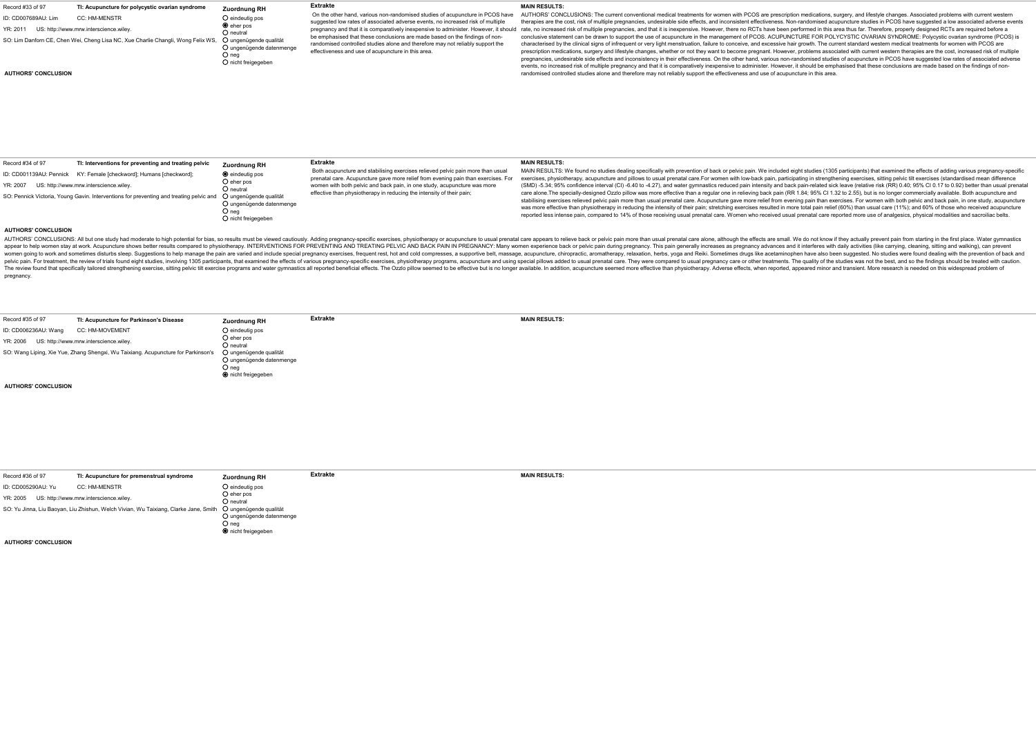Record #33 of 97 | **TI: Acupuncture for polycystic ovarian syndrome**

ID: CD007689AU: Lim | CC: HM-MENSTR

YR: 2011 | US: http://www.mrw.interscience.wiley.

SO: Lim Danforn CE, Chen Wei, Cheng Lisa NC, Xue Charlie Changli, Wong Felix WS,

**Zuordnung RH**

- ○ eindeutig pos
- ◉ eher pos
- ○ neutral
- ○ ungenügende qualität
- ○ ungenügende datenmenge
- ○ neg
- ○ nicht freigegeben

**Extrakte**

On the other hand, various non-randomised studies of acupuncture in PCOS have suggested low rates of associated adverse events, no increased risk of multiple pregnancy and that it is comparatively inexpensive to administer. However, it should be emphasised that these conclusions are made based on the findings of non-randomised controlled studies alone and therefore may not reliably support the effectiveness and use of acupuncture in this area.

**MAIN RESULTS:**

AUTHORS' CONCLUSIONS: The current conventional medical treatments for women with PCOS are prescription medications, surgery, and lifestyle changes. Associated problems with current western therapies are the cost, risk of multiple pregnancies, undesirable side effects, and inconsistent effectiveness. Non-randomised acupuncture studies in PCOS have suggested a low associated adverse events rate, no increased risk of multiple pregnancies, and that it is inexpensive. However, there no RCTs have been performed in this area thus far. Therefore, properly designed RCTs are required before a conclusive statement can be drawn to support the use of acupuncture in the management of PCOS. ACUPUNCTURE FOR POLYCYSTIC OVARIAN SYNDROME: Polycystic ovarian syndrome (PCOS) is characterised by the clinical signs of infrequent or very light menstruation, failure to conceive, and excessive hair growth. The current standard western medical treatments for women with PCOS are prescription medications, surgery and lifestyle changes, whether or not they want to become pregnant. However, problems associated with current western therapies are the cost, increased risk of multiple pregnancies, undesirable side effects and inconsistency in their effectiveness. On the other hand, various non-randomised studies of acupuncture in PCOS have suggested low rates of associated adverse events, no increased risk of multiple pregnancy and that it is comparatively inexpensive to administer. However, it should be emphasised that these conclusions are made based on the findings of non-randomised controlled studies alone and therefore may not reliably support the effectiveness and use of acupuncture in this area.

**AUTHORS' CONCLUSION**

---

Record #34 of 97 | **TI: Interventions for preventing and treating pelvic**

ID: CD001139AU: Pennick | KY: Female [checkword]; Humans [checkword];

YR: 2007 | US: http://www.mrw.interscience.wiley.

SO: Pennick Victoria, Young Gavin. Interventions for preventing and treating pelvic and

**Zuordnung RH**

- ◉ eindeutig pos
- ○ eher pos
- ○ neutral
- ○ ungenügende qualität
- ○ ungenügende datenmenge
- ○ neg
- ○ nicht freigegeben

**Extrakte**

Both acupuncture and stabilising exercises relieved pelvic pain more than usual prenatal care. Acupuncture gave more relief from evening pain than exercises. For women with both pelvic and back pain, in one study, acupuncture was more effective than physiotherapy in reducing the intensity of their pain;

**MAIN RESULTS:**

MAIN RESULTS: We found no studies dealing specifically with prevention of back or pelvic pain. We included eight studies (1305 participants) that examined the effects of adding various pregnancy-specific exercises, physiotherapy, acupuncture and pillows to usual prenatal care.For women with low-back pain, participating in strengthening exercises, sitting pelvic tilt exercises (standardised mean difference (SMD) -5.34; 95% confidence interval (CI) -6.40 to -4.27), and water gymnastics reduced pain intensity and back pain-related sick leave (relative risk (RR) 0.40; 95% CI 0.17 to 0.92) better than usual prenatal care alone.The specially-designed Ozzlo pillow was more effective than a regular one in relieving back pain (RR 1.84; 95% CI 1.32 to 2.55), but is no longer commercially available. Both acupuncture and stabilising exercises relieved pelvic pain more than usual prenatal care. Acupuncture gave more relief from evening pain than exercises. For women with both pelvic and back pain, in one study, acupuncture was more effective than physiotherapy in reducing the intensity of their pain; stretching exercises resulted in more total pain relief (60%) than usual care (11%); and 60% of those who received acupuncture reported less intense pain, compared to 14% of those receiving usual prenatal care. Women who received usual prenatal care reported more use of analgesics, physical modalities and sacroiliac belts.

**AUTHORS' CONCLUSION**

AUTHORS' CONCLUSIONS: All but one study had moderate to high potential for bias, so results must be viewed cautiously. Adding pregnancy-specific exercises, physiotherapy or acupuncture to usual prenatal care appears to relieve back or pelvic pain more than usual prenatal care alone, although the effects are small. We do not know if they actually prevent pain from starting in the first place. Water gymnastics appear to help women stay at work. Acupuncture shows better results compared to physiotherapy. INTERVENTIONS FOR PREVENTING AND TREATING PELVIC AND BACK PAIN IN PREGNANCY: Many women experience back or pelvic pain during pregnancy. This pain generally increases as pregnancy advances and it interferes with daily activities (like carrying, cleaning, sitting and walking), can prevent women going to work and sometimes disturbs sleep. Suggestions to help manage the pain are varied and include special pregnancy exercises, frequent rest, hot and cold compresses, a supportive belt, massage, acupuncture, chiropractic, aromatherapy, relaxation, herbs, yoga and Reiki. Sometimes drugs like acetaminophen have also been suggested. No studies were found dealing with the prevention of back and pelvic pain. For treatment, the review of trials found eight studies, involving 1305 participants, that examined the effects of various pregnancy-specific exercises, physiotherapy programs, acupuncture and using special pillows added to usual prenatal care. They were compared to usual pregnancy care or other treatments. The quality of the studies was not the best, and so the findings should be treated with caution. The review found that specifically tailored strengthening exercise, sitting pelvic tilt exercise programs and water gymnastics all reported beneficial effects. The Ozzlo pillow seemed to be effective but is no longer available. In addition, acupuncture seemed more effective than physiotherapy. Adverse effects, when reported, appeared minor and transient. More research is needed on this widespread problem of pregnancy.

---

Record #35 of 97 | **TI: Acupuncture for Parkinson's Disease**

ID: CD006236AU: Wang | CC: HM-MOVEMENT

YR: 2006 | US: http://www.mrw.interscience.wiley.

SO: Wang Liping, Xie Yue, Zhang Shengxi, Wu Taixiang. Acupuncture for Parkinson's

**Zuordnung RH**

- ○ eindeutig pos
- ○ eher pos
- ○ neutral
- ○ ungenügende qualität
- ○ ungenügende datenmenge
- ○ neg
- ◉ nicht freigegeben

**Extrakte**

**MAIN RESULTS:**

**AUTHORS' CONCLUSION**

---

Record #36 of 97 | **TI: Acupuncture for premenstrual syndrome**

ID: CD005290AU: Yu | CC: HM-MENSTR

YR: 2005 | US: http://www.mrw.interscience.wiley.

SO: Yu Jinna, Liu Baoyan, Liu Zhishun, Welch Vivian, Wu Taixiang, Clarke Jane, Smith

**Zuordnung RH**

- ○ eindeutig pos
- ○ eher pos
- ○ neutral
- ○ ungenügende qualität
- ○ ungenügende datenmenge
- ○ neg
- ◉ nicht freigegeben

**Extrakte**

**MAIN RESULTS:**

**AUTHORS' CONCLUSION**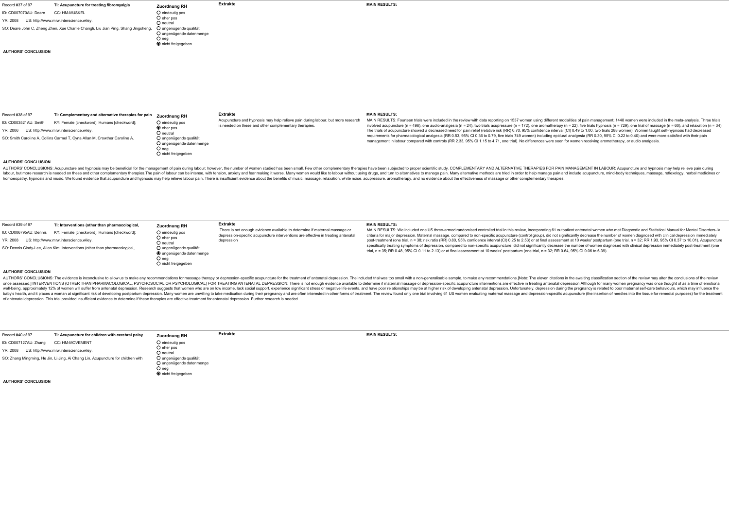Record #37 of 97

**TI: Acupuncture for treating fibromyalgia**

ID: CD007070AU: Deare CC: HM-MUSKEL

YR: 2008 US: http://www.mrw.interscience.wiley.

SO: Deare John C, Zheng Zhen, Xue Charlie Changli, Liu Jian Ping, Shang Jingsheng,

**Zuordnung RH**

- ○ eindeutig pos
- ○ eher pos
- ○ neutral
- ○ ungenügende qualität
- ○ ungenügende datenmenge
- ○ neg
- ◉ nicht freigegeben

**Extrakte**

**MAIN RESULTS:**

**AUTHORS' CONCLUSION**

---

Record #38 of 97

**TI: Complementary and alternative therapies for pain**

ID: CD003521AU: Smith KY: Female [checkword]; Humans [checkword];

YR: 2006 US: http://www.mrw.interscience.wiley.

SO: Smith Caroline A, Collins Carmel T, Cyna Allan M, Crowther Caroline A.

**Zuordnung RH**

- ○ eindeutig pos
- ◉ eher pos
- ○ neutral
- ○ ungenügende qualität
- ○ ungenügende datenmenge
- ○ neg
- ○ nicht freigegeben

**Extrakte**

Acupuncture and hypnosis may help relieve pain during labour, but more research is needed on these and other complementary therapies.

**MAIN RESULTS:**

MAIN RESULTS: Fourteen trials were included in the review with data reporting on 1537 women using different modalities of pain management; 1448 women were included in the meta-analysis. Three trials involved acupuncture (n = 496), one audio-analgesia (n = 24), two trials acupressure (n = 172), one aromatherapy (n = 22), five trials hypnosis (n = 729), one trial of massage (n = 60), and relaxation (n = 34). The trials of acupuncture showed a decreased need for pain relief (relative risk (RR) 0.70, 95% confidence interval (CI) 0.49 to 1.00, two trials 288 women). Women taught self-hypnosis had decreased requirements for pharmacological analgesia (RR 0.53, 95% CI 0.36 to 0.79, five trials 749 women) including epidural analgesia (RR 0.30, 95% CI 0.22 to 0.40) and were more satisfied with their pain management in labour compared with controls (RR 2.33, 95% CI 1.15 to 4.71, one trial). No differences were seen for women receiving aromatherapy, or audio analgesia.

**AUTHORS' CONCLUSION**

AUTHORS' CONCLUSIONS: Acupuncture and hypnosis may be beneficial for the management of pain during labour; however, the number of women studied has been small. Few other complementary therapies have been subjected to proper scientific study. COMPLEMENTARY AND ALTERNATIVE THERAPIES FOR PAIN MANAGEMENT IN LABOUR: Acupuncture and hypnosis may help relieve pain during labour, but more research is needed on these and other complementary therapies.The pain of labour can be intense, with tension, anxiety and fear making it worse. Many women would like to labour without using drugs, and turn to alternatives to manage pain. Many alternative methods are tried in order to help manage pain and include acupuncture, mind-body techniques, massage, reflexology, herbal medicines or homoeopathy, hypnosis and music. We found evidence that acupuncture and hypnosis may help relieve labour pain. There is insufficient evidence about the benefits of music, massage, relaxation, white noise, acupressure, aromatherapy, and no evidence about the effectiveness of massage or other complementary therapies.

---

Record #39 of 97

**TI: Interventions (other than pharmacological,**

ID: CD006795AU: Dennis KY: Female [checkword]; Humans [checkword];

YR: 2008 US: http://www.mrw.interscience.wiley.

SO: Dennis Cindy-Lee, Allen Kim. Interventions (other than pharmacological,

**Zuordnung RH**

- ○ eindeutig pos
- ○ eher pos
- ○ neutral
- ○ ungenügende qualität
- ◉ ungenügende datenmenge
- ○ neg
- ○ nicht freigegeben

**Extrakte**

There is not enough evidence available to determine if maternal massage or depression-specific acupuncture interventions are effective in treating antenatal depression

**MAIN RESULTS:**

MAIN RESULTS: We included one US three-armed randomised controlled trial in this review, incorporating 61 outpatient antenatal women who met Diagnostic and Statistical Manual for Mental Disorders-IV criteria for major depression. Maternal massage, compared to non-specific acupuncture (control group), did not significantly decrease the number of women diagnosed with clinical depression immediately post-treatment (one trial, n = 38; risk ratio (RR) 0.80, 95% confidence interval (CI) 0.25 to 2.53) or at final assessment at 10 weeks' postpartum (one trial, n = 32; RR 1.93, 95% CI 0.37 to 10.01). Acupuncture specifically treating symptoms of depression, compared to non-specific acupuncture, did not significantly decrease the number of women diagnosed with clinical depression immediately post-treatment (one trial, n = 35; RR 0.48, 95% CI 0.11 to 2.13) or at final assessment at 10 weeks' postpartum (one trial, n = 32; RR 0.64, 95% CI 0.06 to 6.39).

**AUTHORS' CONCLUSION**

AUTHORS' CONCLUSIONS: The evidence is inconclusive to allow us to make any recommendations for massage therapy or depression-specific acupuncture for the treatment of antenatal depression. The included trial was too small with a non-generalisable sample, to make any recommendations.[Note: The eleven citations in the awaiting classification section of the review may alter the conclusions of the review once assessed.] INTERVENTIONS (OTHER THAN PHARMACOLOGICAL, PSYCHOSOCIAL OR PSYCHOLOGICAL) FOR TREATING ANTENATAL DEPRESSION: There is not enough evidence available to determine if maternal massage or depression-specific acupuncture interventions are effective in treating antenatal depression.Although for many women pregnancy was once thought of as a time of emotional well-being, approximately 12% of women will suffer from antenatal depression. Research suggests that women who are on low income, lack social support, experience significant stress or negative life events, and have poor relationships may be at higher risk of developing antenatal depression. Unfortunately, depression during the pregnancy is related to poor maternal self-care behaviours, which may influence the baby's health, and it places a woman at significant risk of developing postpartum depression. Many women are unwilling to take medication during their pregnancy and are often interested in other forms of treatment. The review found only one trial involving 61 US women evaluating maternal massage and depression-specific acupuncture (the insertion of needles into the tissue for remedial purposes) for the treatment of antenatal depression. This trial provided insufficient evidence to determine if these therapies are effective treatment for antenatal depression. Further research is needed.

---

Record #40 of 97

**TI: Acupuncture for children with cerebral palsy**

ID: CD007127AU: Zhang CC: HM-MOVEMENT

YR: 2008 US: http://www.mrw.interscience.wiley.

SO: Zhang Mingming, He Jin, Li Jing, Ai Chang Lin. Acupuncture for children with

**Zuordnung RH**

- ○ eindeutig pos
- ○ eher pos
- ○ neutral
- ○ ungenügende qualität
- ○ ungenügende datenmenge
- ○ neg
- ◉ nicht freigegeben

**Extrakte**

**MAIN RESULTS:**

**AUTHORS' CONCLUSION**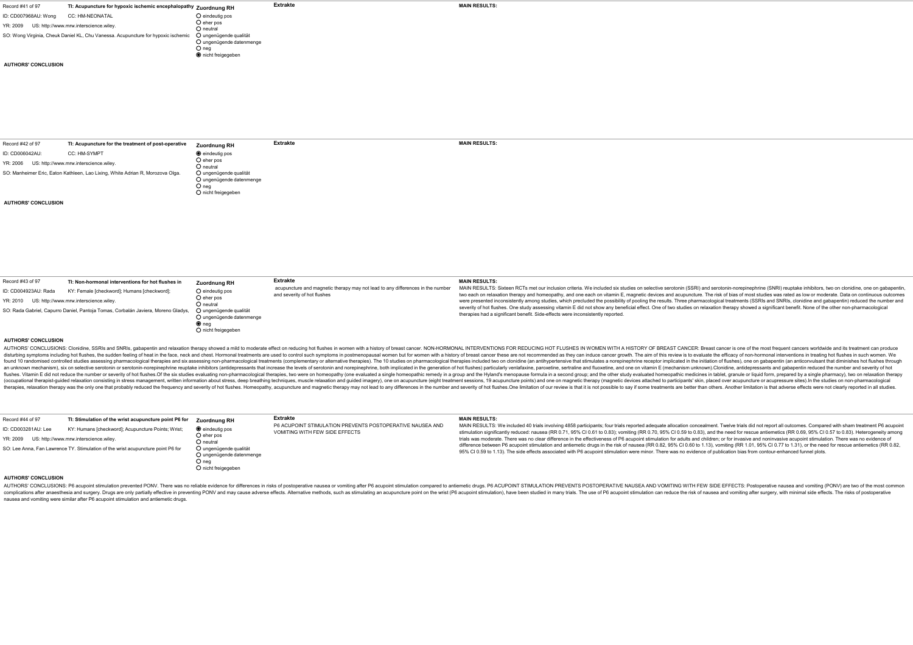Record #41 of 97

**TI: Acupuncture for hypoxic ischemic encephalopathy**

ID: CD007968AU: Wong CC: HM-NEONATAL

YR: 2009 US: http://www.mrw.interscience.wiley.

SO: Wong Virginia, Cheuk Daniel KL, Chu Vanessa. Acupuncture for hypoxic ischemic

**Zuordnung RH**

- ○ eindeutig pos
- ○ eher pos
- ○ neutral
- ○ ungenügende qualität
- ○ ungenügende datenmenge
- ○ neg
- ◉ nicht freigegeben

**Extrakte**

**MAIN RESULTS:**

**AUTHORS' CONCLUSION**

---

Record #42 of 97

**TI: Acupuncture for the treatment of post-operative**

ID: CD006042AU: CC: HM-SYMPT

YR: 2006 US: http://www.mrw.interscience.wiley.

SO: Manheimer Eric, Eaton Kathleen, Lao Lixing, White Adrian R, Morozova Olga.

**Zuordnung RH**

- ◉ eindeutig pos
- ○ eher pos
- ○ neutral
- ○ ungenügende qualität
- ○ ungenügende datenmenge
- ○ neg
- ○ nicht freigegeben

**Extrakte**

**MAIN RESULTS:**

**AUTHORS' CONCLUSION**

---

Record #43 of 97

**TI: Non-hormonal interventions for hot flushes in**

ID: CD004923AU: Rada KY: Female [checkword]; Humans [checkword];

YR: 2010 US: http://www.mrw.interscience.wiley.

SO: Rada Gabriel, Capurro Daniel, Pantoja Tomas, Corbalán Javiera, Moreno Gladys,

**Zuordnung RH**

- ○ eindeutig pos
- ○ eher pos
- ○ neutral
- ○ ungenügende qualität
- ○ ungenügende datenmenge
- ◉ neg
- ○ nicht freigegeben

**Extrakte**

acupuncture and magnetic therapy may not lead to any differences in the number and severity of hot flushes

**MAIN RESULTS:**

MAIN RESULTS: Sixteen RCTs met our inclusion criteria. We included six studies on selective serotonin (SSRI) and serotonin-norepinephrine (SNRI) reuptake inhibitors, two on clonidine, one on gabapentin, two each on relaxation therapy and homeopathy, and one each on vitamin E, magnetic devices and acupuncture. The risk of bias of most studies was rated as low or moderate. Data on continuous outcomes were presented inconsistently among studies, which precluded the possibility of pooling the results. Three pharmacological treatments (SSRIs and SNRIs, clonidine and gabapentin) reduced the number and severity of hot flushes. One study assessing vitamin E did not show any beneficial effect. One of two studies on relaxation therapy showed a significant benefit. None of the other non-pharmacological therapies had a significant benefit. Side-effects were inconsistently reported.

**AUTHORS' CONCLUSION**

AUTHORS' CONCLUSIONS: Clonidine, SSRIs and SNRIs, gabapentin and relaxation therapy showed a mild to moderate effect on reducing hot flushes in women with a history of breast cancer. NON-HORMONAL INTERVENTIONS FOR REDUCING HOT FLUSHES IN WOMEN WITH A HISTORY OF BREAST CANCER: Breast cancer is one of the most frequent cancers worldwide and its treatment can produce disturbing symptoms including hot flushes, the sudden feeling of heat in the face, neck and chest. Hormonal treatments are used to control such symptoms in postmenopausal women but for women with a history of breast cancer these are not recommended as they can induce cancer growth. The aim of this review is to evaluate the efficacy of non-hormonal interventions in treating hot flushes in such women. We found 10 randomised controlled studies assessing pharmacological therapies and six assessing non-pharmacological treatments (complementary or alternative therapies). The 10 studies on pharmacological therapies included two on clonidine (an antihypertensive that stimulates a norepinephrine receptor implicated in the initiation of flushes), one on gabapentin (an anticonvulsant that diminishes hot flushes through an unknown mechanism), six on selective serotonin or serotonin-norepinephrine reuptake inhibitors (antidepressants that increase the levels of serotonin and norepinephrine, both implicated in the generation of hot flushes) particularly venlafaxine, paroxetine, sertraline and fluoxetine, and one on vitamin E (mechanism unknown).Clonidine, antidepressants and gabapentin reduced the number and severity of hot flushes. Vitamin E did not reduce the number or severity of hot flushes.Of the six studies evaluating non-pharmacological therapies, two were on homeopathy (one evaluated a single homeopathic remedy in a group and the Hyland's menopause formula in a second group; and the other study evaluated homeopathic medicines in tablet, granule or liquid form, prepared by a single pharmacy), two on relaxation therapy (occupational therapist-guided relaxation consisting in stress management, written information about stress, deep breathing techniques, muscle relaxation and guided imagery), one on acupuncture (eight treatment sessions, 19 acupuncture points) and one on magnetic therapy (magnetic devices attached to participants' skin, placed over acupuncture or acupressure sites).In the studies on non-pharmacological therapies, relaxation therapy was the only one that probably reduced the frequency and severity of hot flushes. Homeopathy, acupuncture and magnetic therapy may not lead to any differences in the number and severity of hot flushes.One limitation of our review is that it is not possible to say if some treatments are better than others. Another limitation is that adverse effects were not clearly reported in all studies.

---

Record #44 of 97

**TI: Stimulation of the wrist acupuncture point P6 for**

ID: CD003281AU: Lee KY: Humans [checkword]; Acupuncture Points; Wrist;

YR: 2009 US: http://www.mrw.interscience.wiley.

SO: Lee Anna, Fan Lawrence TY. Stimulation of the wrist acupuncture point P6 for

**Zuordnung RH**

- ◉ eindeutig pos
- ○ eher pos
- ○ neutral
- ○ ungenügende qualität
- ○ ungenügende datenmenge
- ○ neg
- ○ nicht freigegeben

**Extrakte**

P6 ACUPOINT STIMULATION PREVENTS POSTOPERATIVE NAUSEA AND VOMITING WITH FEW SIDE EFFECTS

**MAIN RESULTS:**

MAIN RESULTS: We included 40 trials involving 4858 participants; four trials reported adequate allocation concealment. Twelve trials did not report all outcomes. Compared with sham treatment P6 acupoint stimulation significantly reduced: nausea (RR 0.71, 95% CI 0.61 to 0.83); vomiting (RR 0.70, 95% CI 0.59 to 0.83), and the need for rescue antiemetics (RR 0.69, 95% CI 0.57 to 0.83). Heterogeneity among trials was moderate. There was no clear difference in the effectiveness of P6 acupoint stimulation for adults and children; or for invasive and noninvasive acupoint stimulation. There was no evidence of difference between P6 acupoint stimulation and antiemetic drugs in the risk of nausea (RR 0.82, 95% CI 0.60 to 1.13), vomiting (RR 1.01, 95% CI 0.77 to 1.31), or the need for rescue antiemetics (RR 0.82, 95% CI 0.59 to 1.13). The side effects associated with P6 acupoint stimulation were minor. There was no evidence of publication bias from contour-enhanced funnel plots.

**AUTHORS' CONCLUSION**

AUTHORS' CONCLUSIONS: P6 acupoint stimulation prevented PONV. There was no reliable evidence for differences in risks of postoperative nausea or vomiting after P6 acupoint stimulation compared to antiemetic drugs. P6 ACUPOINT STIMULATION PREVENTS POSTOPERATIVE NAUSEA AND VOMITING WITH FEW SIDE EFFECTS: Postoperative nausea and vomiting (PONV) are two of the most common complications after anaesthesia and surgery. Drugs are only partially effective in preventing PONV and may cause adverse effects. Alternative methods, such as stimulating an acupuncture point on the wrist (P6 acupoint stimulation), have been studied in many trials. The use of P6 acupoint stimulation can reduce the risk of nausea and vomiting after surgery, with minimal side effects. The risks of postoperative nausea and vomiting were similar after P6 acupoint stimulation and antiemetic drugs.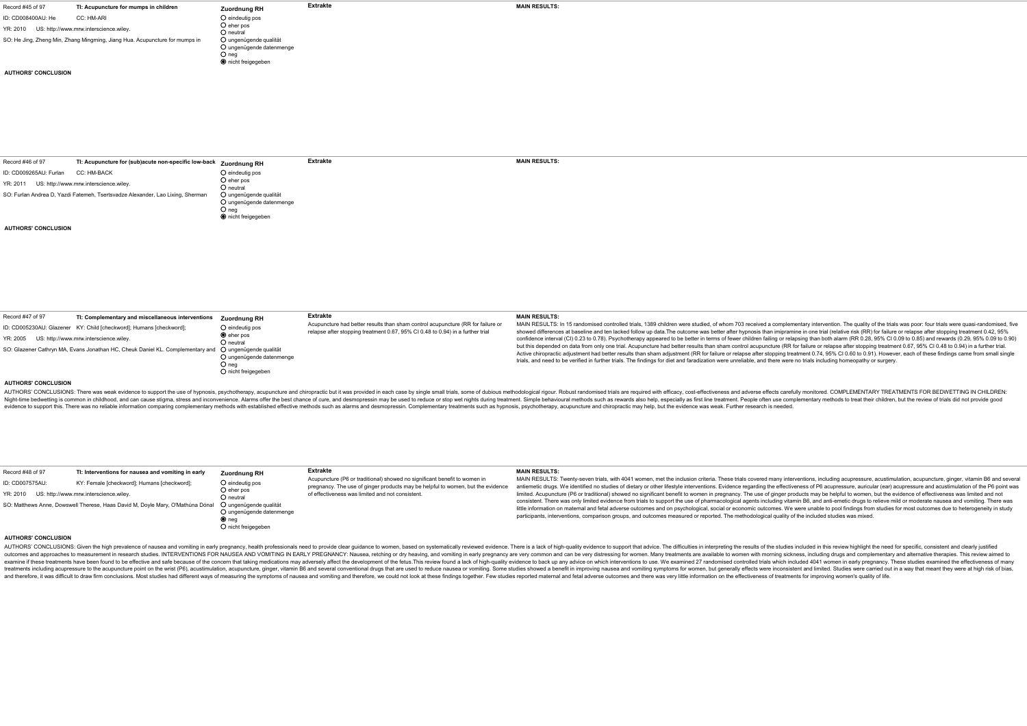Record #45 of 97 | **TI: Acupuncture for mumps in children**

ID: CD008400AU: He | CC: HM-ARI

YR: 2010 | US: http://www.mrw.interscience.wiley.

SO: He Jing, Zheng Min, Zhang Mingming, Jiang Hua. Acupuncture for mumps in

**Zuordnung RH**

- ○ eindeutig pos
- ○ eher pos
- ○ neutral
- ○ ungenügende qualität
- ○ ungenügende datenmenge
- ○ neg
- ◉ nicht freigegeben

**Extrakte**

**MAIN RESULTS:**

**AUTHORS' CONCLUSION**

---

Record #46 of 97 | **TI: Acupuncture for (sub)acute non-specific low-back**

ID: CD009265AU: Furlan | CC: HM-BACK

YR: 2011 | US: http://www.mrw.interscience.wiley.

SO: Furlan Andrea D, Yazdi Fatemeh, Tsertsvadze Alexander, Lao Lixing, Sherman

**Zuordnung RH**

- ○ eindeutig pos
- ○ eher pos
- ○ neutral
- ○ ungenügende qualität
- ○ ungenügende datenmenge
- ○ neg
- ◉ nicht freigegeben

**Extrakte**

**MAIN RESULTS:**

**AUTHORS' CONCLUSION**

---

Record #47 of 97 | **TI: Complementary and miscellaneous interventions**

ID: CD005230AU: Glazener | KY: Child [checkword]; Humans [checkword];

YR: 2005 | US: http://www.mrw.interscience.wiley.

SO: Glazener Cathryn MA, Evans Jonathan HC, Cheuk Daniel KL. Complementary and

**Zuordnung RH**

- ○ eindeutig pos
- ◉ eher pos
- ○ neutral
- ○ ungenügende qualität
- ○ ungenügende datenmenge
- ○ neg
- ○ nicht freigegeben

**Extrakte**

Acupuncture had better results than sham control acupuncture (RR for failure or relapse after stopping treatment 0.67, 95% CI 0.48 to 0.94) in a further trial

**MAIN RESULTS:**

MAIN RESULTS: In 15 randomised controlled trials, 1389 children were studied, of whom 703 received a complementary intervention. The quality of the trials was poor: four trials were quasi-randomised, five showed differences at baseline and ten lacked follow up data.The outcome was better after hypnosis than imipramine in one trial (relative risk (RR) for failure or relapse after stopping treatment 0.42, 95% confidence interval (CI) 0.23 to 0.78). Psychotherapy appeared to be better in terms of fewer children failing or relapsing than both alarm (RR 0.28, 95% CI 0.09 to 0.85) and rewards (0.29, 95% 0.09 to 0.90) but this depended on data from only one trial. Acupuncture had better results than sham control acupuncture (RR for failure or relapse after stopping treatment 0.67, 95% CI 0.48 to 0.94) in a further trial. Active chiropractic adjustment had better results than sham adjustment (RR for failure or relapse after stopping treatment 0.74, 95% CI 0.60 to 0.91). However, each of these findings came from small single trials, and need to be verified in further trials. The findings for diet and faradization were unreliable, and there were no trials including homeopathy or surgery.

**AUTHORS' CONCLUSION**

AUTHORS' CONCLUSIONS: There was weak evidence to support the use of hypnosis, psychotherapy, acupuncture and chiropractic but it was provided in each case by single small trials, some of dubious methodological rigour. Robust randomised trials are required with efficacy, cost-effectiveness and adverse effects carefully monitored. COMPLEMENTARY TREATMENTS FOR BEDWETTING IN CHILDREN: Night-time bedwetting is common in childhood, and can cause stigma, stress and inconvenience. Alarms offer the best chance of cure, and desmopressin may be used to reduce or stop wet nights during treatment. Simple behavioural methods such as rewards also help, especially as first line treatment. People often use complementary methods to treat their children, but the review of trials did not provide good evidence to support this. There was no reliable information comparing complementary methods with established effective methods such as alarms and desmopressin. Complementary treatments such as hypnosis, psychotherapy, acupuncture and chiropractic may help, but the evidence was weak. Further research is needed.

---

Record #48 of 97 | **TI: Interventions for nausea and vomiting in early**

ID: CD007575AU: | KY: Female [checkword]; Humans [checkword];

YR: 2010 | US: http://www.mrw.interscience.wiley.

SO: Matthews Anne, Dowswell Therese, Haas David M, Doyle Mary, O'Mathúna Dónal

**Zuordnung RH**

- ○ eindeutig pos
- ○ eher pos
- ○ neutral
- ○ ungenügende qualität
- ○ ungenügende datenmenge
- ◉ neg
- ○ nicht freigegeben

**Extrakte**

Acupuncture (P6 or traditional) showed no significant benefit to women in pregnancy. The use of ginger products may be helpful to women, but the evidence of effectiveness was limited and not consistent.

**MAIN RESULTS:**

MAIN RESULTS: Twenty-seven trials, with 4041 women, met the inclusion criteria. These trials covered many interventions, including acupressure, acustimulation, acupuncture, ginger, vitamin B6 and several antiemetic drugs. We identified no studies of dietary or other lifestyle interventions. Evidence regarding the effectiveness of P6 acupressure, auricular (ear) acupressure and acustimulation of the P6 point was limited. Acupuncture (P6 or traditional) showed no significant benefit to women in pregnancy. The use of ginger products may be helpful to women, but the evidence of effectiveness was limited and not consistent. There was only limited evidence from trials to support the use of pharmacological agents including vitamin B6, and anti-emetic drugs to relieve mild or moderate nausea and vomiting. There was little information on maternal and fetal adverse outcomes and on psychological, social or economic outcomes. We were unable to pool findings from studies for most outcomes due to heterogeneity in study participants, interventions, comparison groups, and outcomes measured or reported. The methodological quality of the included studies was mixed.

**AUTHORS' CONCLUSION**

AUTHORS' CONCLUSIONS: Given the high prevalence of nausea and vomiting in early pregnancy, health professionals need to provide clear guidance to women, based on systematically reviewed evidence. There is a lack of high-quality evidence to support that advice. The difficulties in interpreting the results of the studies included in this review highlight the need for specific, consistent and clearly justified outcomes and approaches to measurement in research studies. INTERVENTIONS FOR NAUSEA AND VOMITING IN EARLY PREGNANCY: Nausea, retching or dry heaving, and vomiting in early pregnancy are very common and can be very distressing for women. Many treatments are available to women with morning sickness, including drugs and complementary and alternative therapies. This review aimed to examine if these treatments have been found to be effective and safe because of the concern that taking medications may adversely affect the development of the fetus.This review found a lack of high-quality evidence to back up any advice on which interventions to use. We examined 27 randomised controlled trials which included 4041 women in early pregnancy. These studies examined the effectiveness of many treatments including acupressure to the acupuncture point on the wrist (P6), acustimulation, acupuncture, ginger, vitamin B6 and several conventional drugs that are used to reduce nausea or vomiting. Some studies showed a benefit in improving nausea and vomiting symptoms for women, but generally effects were inconsistent and limited. Studies were carried out in a way that meant they were at high risk of bias, and therefore, it was difficult to draw firm conclusions. Most studies had different ways of measuring the symptoms of nausea and vomiting and therefore, we could not look at these findings together. Few studies reported maternal and fetal adverse outcomes and there was very little information on the effectiveness of treatments for improving women's quality of life.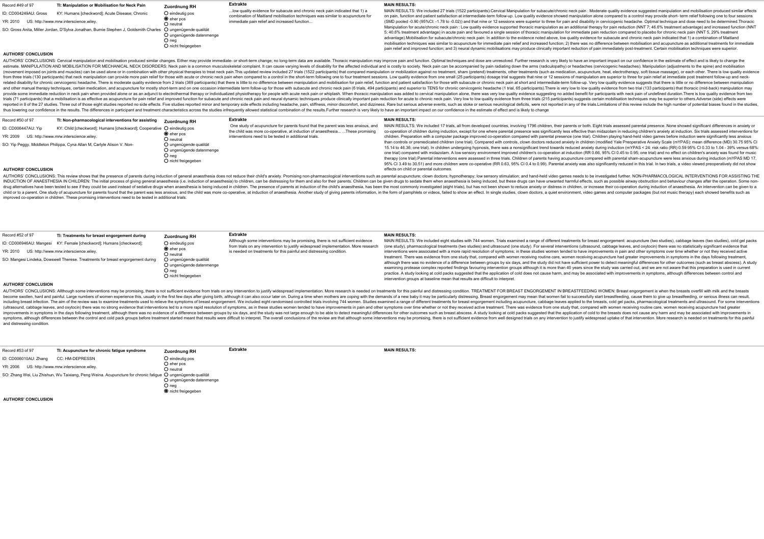## Record #49 of 97

**TI: Manipulation or Mobilisation for Neck Pain**

ID: CD004249AU: Gross KY: Humans [checkword]; Acute Disease; Chronic

YR: 2010 US: http://www.mrw.interscience.wiley.

SO: Gross Anita, Miller Jordan, D'Sylva Jonathan, Burnie Stephen J, Goldsmith Charles

**Zuordnung RH**

- ○ eindeutig pos
- ◉ eher pos
- ○ neutral
- ○ ungenügende qualität
- ○ ungenügende datenmenge
- ○ neg
- ○ nicht freigegeben

**Extrakte**

...low quality evidence for subacute and chronic neck pain indicated that 1) a combination of Maitland mobilisation techniques was similar to acupuncture for immediate pain relief and increased function...

**MAIN RESULTS:**

MAIN RESULTS: We included 27 trials (1522 participants).Cervical Manipulation for subacute/chronic neck pain : Moderate quality evidence suggested manipulation and mobilisation produced similar effects on pain, function and patient satisfaction at intermediate-term follow-up. Low quality evidence showed manipulation alone compared to a control may provide short- term relief following one to four sessions (SMD pooled -0.90 (95%CI: -1.78 to -0.02)) and that nine or 12 sessions were superior to three for pain and disability in cervicogenic headache. Optimal technique and dose need to be determined.Thoracic Manipulation for acute/chronic neck pain : Low quality evidence supported thoracic manipulation as an additional therapy for pain reduction (NNT 7; 46.6% treatment advantage) and increased function (NNT 5; 40.6% treatment advantage) in acute pain and favoured a single session of thoracic manipulation for immediate pain reduction compared to placebo for chronic neck pain (NNT 5, 29% treatment advantage).Mobilisation for subacute/chronic neck pain: In addition to the evidence noted above, low quality evidence for subacute and chronic neck pain indicated that 1) a combination of Maitland mobilisation techniques was similar to acupuncture for immediate pain relief and increased function; 2) there was no difference between mobilisation and acupuncture as additional treatments for immediate pain relief and improved function; and 3) neural dynamic mobilisations may produce clinically important reduction of pain immediately post-treatment. Certain mobilisation techniques were superior.

**AUTHORS' CONCLUSION**

AUTHORS' CONCLUSIONS: Cervical manipulation and mobilisation produced similar changes. Either may provide immediate- or short-term change; no long-term data are available. Thoracic manipulation may improve pain and function. Optimal techniques and dose are unresolved. Further research is very likely to have an important impact on our confidence in the estimate of effect and is likely to change the estimate. MANIPULATION AND MOBILISATION FOR MECHANICAL NECK DISORDERS: Neck pain is a common musculoskeletal complaint. It can cause varying levels of disability for the affected individual and is costly to society. Neck pain can be accompanied by pain radiating down the arms (radiculopathy) or headaches (cervicogenic headaches). Manipulation (adjustments to the spine) and mobilisation (movement imposed on joints and muscles) can be used alone or in combination with other physical therapies to treat neck pain.This updated review included 27 trials (1522 participants) that compared manipulation or mobilization against no treatment, sham (pretend) treatments, other treatments (such as medication, acupuncture, heat, electrotherapy, soft tissue massage), or each other. There is low quality evidence from three trials (130 participants) that neck manipulation can provide more pain relief for those with acute or chronic neck pain when compared to a control in the short-term following one to four treatment sessions. Low quality evidence from one small (25 participants) dosage trial suggests that nine or 12 sessions of manipulation are superior to three for pain relief at immediate post treatment follow-up and neck-related disability for chronic cervicogenic headache. There is moderate quality evidence from 2 trials (369 participants) that there is little to no difference between manipulation and mobilisation for pain relief, function and patient satisfaction for those with subacute or chronic neck pain at short and intermediate-term follow-up. Very low quality evidence suggests that there is little or no difference between manipulation and other manual therapy techniques, certain medication, and acupuncture for mostly short-term and on one occasion intermediate term follow-up for those with subacute and chronic neck pain (6 trials, 494 participants) and superior to TENS for chronic cervicogenic headache (1 trial, 65 participants).There is very low to low quality evidence from two trial (133 participants) that thoracic (mid-back) manipulation may provide some immediate reduction in neck pain when provided alone or as an adjunct to electrothermal therapy or individualized physiotherapy for people with acute neck pain or whiplash. When thoracic manipulation was added to cervical manipulation alone, there was very low quality evidence suggesting no added benefit for participants with neck pain of undefined duration.There is low quality evidence from two trials (71 participants) that a mobilisation is as effective as acupuncture for pain relief and improved function for subacute and chronic neck pain and neural dynamic techniques produce clinically important pain reduction for acute to chronic neck pain. Very low to low quality evidence from three trials (215 participants) suggests certain mobilisation techniques may be superior to others.Adverse (side) effects were reported in 8 of the 27 studies. Three out of those eight studies reported no side effects. Five studies reported minor and temporary side effects including headache, pain, stiffness, minor discomfort, and dizziness. Rare but serious adverse events, such as stoke or serious neurological deficits, were not reported in any of the trials.Limitations of this review include the high number of potential biases found in the studies, thus lowering our confidence in the results. The differences in participant and treatment characteristics across the studies infrequently allowed statistical combination of the results.Further research is very likely to have an important impact on our confidence in the estimate of effect and is likely to change

## Record #50 of 97

**TI: Non-pharmacological interventions for assisting**

ID: CD006447AU: Yip KY: Child [checkword]; Humans [checkword]; Cooperative

YR: 2009 US: http://www.mrw.interscience.wiley.

SO: Yip Peggy, Middleton Philippa, Cyna Allan M, Carlyle Alison V. Non-

**Zuordnung RH**

- ○ eindeutig pos
- ◉ eher pos
- ○ neutral
- ○ ungenügende qualität
- ○ ungenügende datenmenge
- ○ neg
- ○ nicht freigegeben

**Extrakte**

One study of acupuncture for parents found that the parent was less anxious, and the child was more co-operative, at induction of anaesthesia... ...These promising interventions need to be tested in additional trials.

**MAIN RESULTS:**

MAIN RESULTS: We included 17 trials, all from developed countries, involving 1796 children, their parents or both. Eight trials assessed parental presence. None showed significant differences in anxiety or co-operation of children during induction, except for one where parental presence was significantly less effective than midazolam in reducing children's anxiety at induction. Six trials assessed interventions for children. Preparation with a computer package improved co-operation compared with parental presence (one trial). Children playing hand-held video games before induction were significantly less anxious than controls or premedicated children (one trial). Compared with controls, clown doctors reduced anxiety in children (modified Yale Preoperative Anxiety Scale (mYPAS): mean difference (MD) 30.75 95% CI 15.14 to 46.36; one trial). In children undergoing hypnosis, there was a nonsignificant trend towards reduced anxiety during induction (mYPAS < 24: risk ratio (RR) 0.59 95% CI 0.33 to 1.04 - 39% versus 68%: one trial) compared with midazolam. A low sensory environment improved children's co-operation at induction (RR 0.66, 95% CI 0.45 to 0.95; one trial) and no effect on children's anxiety was found for music therapy (one trial).Parental interventions were assessed in three trials. Children of parents having acupuncture compared with parental sham-acupuncture were less anxious during induction (mYPAS MD 17, 95% CI 3.49 to 30.51) and more children were co-operative (RR 0.63, 95% CI 0.4 to 0.99). Parental anxiety was also significantly reduced in this trial. In two trials, a video viewed preoperatively did not show effects on child or parental outcomes.

**AUTHORS' CONCLUSION**

AUTHORS' CONCLUSIONS: This review shows that the presence of parents during induction of general anaesthesia does not reduce their child's anxiety. Promising non-pharmacological interventions such as parental acupuncture; clown doctors; hypnotherapy; low sensory stimulation; and hand-held video games needs to be investigated further. NON-PHARMACOLOGICAL INTERVENTIONS FOR ASSISTING THE INDUCTION OF ANAESTHESIA IN CHILDREN: The initial process of giving general anaesthesia (i.e. induction of anaesthesia) to children, can be distressing for them and also for their parents. Children can be given drugs to sedate them when anaesthesia is being induced, but these drugs can have unwanted harmful effects, such as possible airway obstruction and behaviour changes after the operation. Some non-drug alternatives have been tested to see if they could be used instead of sedative drugs when anaesthesia is being induced in children. The presence of parents at induction of the child's anaesthesia, has been the most commonly investigated (eight trials), but has not been shown to reduce anxiety or distress in children, or increase their co-operation during induction of anaesthesia. An intervention can be given to a child or to a parent. One study of acupuncture for parents found that the parent was less anxious, and the child was more co-operative, at induction of anaesthesia. Another study of giving parents information, in the form of pamphlets or videos, failed to show an effect. In single studies, clown doctors, a quiet environment, video games and computer packages (but not music therapy) each showed benefits such as improved co-operation in children. These promising interventions need to be tested in additional trials.

## Record #52 of 97

**TI: Treatments for breast engorgement during**

ID: CD006946AU: Mangesi KY: Female [checkword]; Humans [checkword];

YR: 2010 US: http://www.mrw.interscience.wiley.

SO: Mangesi Lindeka, Dowswell Therese. Treatments for breast engorgement during

**Zuordnung RH**

- ○ eindeutig pos
- ◉ eher pos
- ○ neutral
- ○ ungenügende qualität
- ○ ungenügende datenmenge
- ○ neg
- ○ nicht freigegeben

**Extrakte**

Allthough some interventions may be promising, there is not sufficient evidence from trials on any intervention to justify widespread implementation. More research is needed on treatments for this painful and distressing condition.

**MAIN RESULTS:**

MAIN RESULTS: We included eight studies with 744 women. Trials examined a range of different treatments for breast engorgement: acupuncture (two studies), cabbage leaves (two studies), cold gel packs (one study), pharmacological treatments (two studies) and ultrasound (one study). For several interventions (ultrasound, cabbage leaves, and oxytocin) there was no statistically significant evidence that interventions were associated with a more rapid resolution of symptoms; in these studies women tended to have improvements in pain and other symptoms over time whether or not they received active treatment. There was evidence from one study that, compared with women receiving routine care, women receiving acupuncture had greater improvements in symptoms in the days following treatment, although there was no evidence of a difference between groups by six days, and the study did not have sufficient power to detect meaningful differences for other outcomes (such as breast abscess). A study examining protease complex reported findings favouring intervention groups although it is more than 40 years since the study was carried out, and we are not aware that this preparation is used in current practice. A study looking at cold packs suggested that the application of cold does not cause harm, and may be associated with improvements in symptoms, although differences between control and intervention groups at baseline mean that results are difficult to interpret.

**AUTHORS' CONCLUSION**

AUTHORS' CONCLUSIONS: Allthough some interventions may be promising, there is not sufficient evidence from trials on any intervention to justify widespread implementation. More research is needed on treatments for this painful and distressing condition. TREATMENT FOR BREAST ENGORGEMENT IN BREASTFEEDING WOMEN: Breast engorgement is when the breasts overfill with milk and the breasts become swollen, hard and painful. Large numbers of women experience this, usually in the first few days after giving birth, although it can also occur later on. During a time when mothers are coping with the demands of a new baby it may be particularly distressing. Breast engorgement may mean that women fail to successfully start breastfeeding, cause them to give up breastfeeding, or serious illness can result, including breast infection. The aim of the review was to examine treatments used to relieve the symptoms of breast engorgement. We included eight randomised controlled trials involving 744 women. Studies examined a range of different treatments for breast engorgement including acupuncture, cabbage leaves applied to the breasts, cold gel packs, pharmacological treatments and ultrasound. For some interventions (ultrasound, cabbage leaves, and oxytocin) there was no strong evidence that interventions led to a more rapid resolution of symptoms, as in these studies women tended to have improvements in pain and other symptoms over time whether or not they received active treatment. There was evidence from one study that, compared with women receiving routine care, women receiving acupuncture had greater improvements in symptoms in the days following treatment, although there was no evidence of a difference between groups by six days, and the study was not large enough to be able to detect meaningful differences for other outcomes such as breast abscess. A study looking at cold packs suggested that the application of cold to the breasts does not cause any harm and may be associated with improvements in symptoms, although differences between the control and cold pack groups before treatment started meant that results were difficult to interpret. The overall conclusions of the review are that although some interventions may be promising, there is not sufficient evidence from well designed trials on any intervention to justify widespread uptake of that intervention. More research is needed on treatments for this painful and distressing condition.

## Record #53 of 97

**TI: Acupuncture for chronic fatigue syndrome**

ID: CD006010AU: Zhang CC: HM-DEPRESSN

YR: 2006 US: http://www.mrw.interscience.wiley.

SO: Zhang Wei, Liu Zhishun, Wu Taixiang, Peng Weina. Acupuncture for chronic fatigue

**Zuordnung RH**

- ○ eindeutig pos
- ○ eher pos
- ○ neutral
- ○ ungenügende qualität
- ○ ungenügende datenmenge
- ○ neg
- ◉ nicht freigegeben

**Extrakte**

**MAIN RESULTS:**

**AUTHORS' CONCLUSION**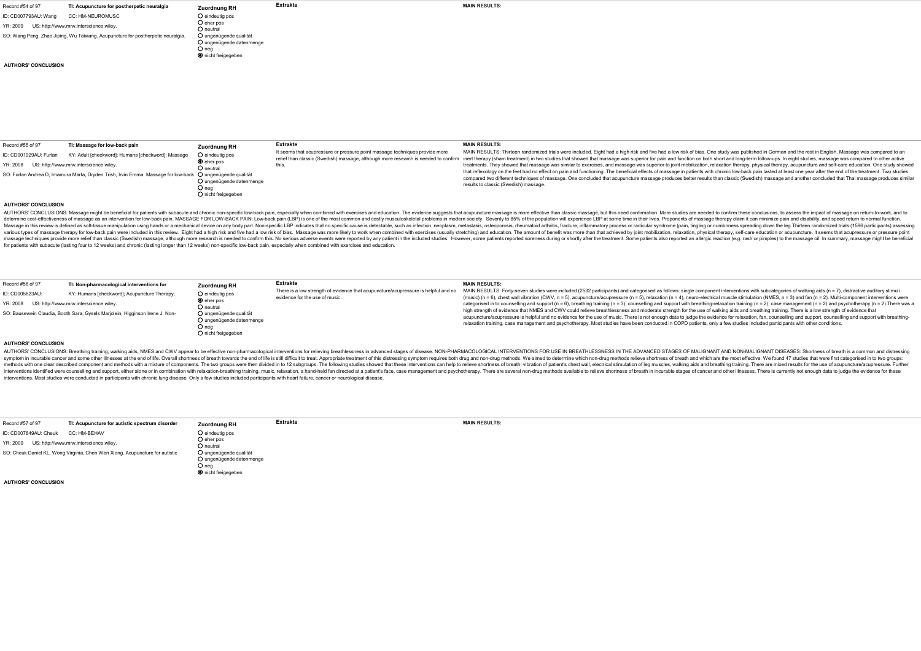## Record #54 of 97

**TI: Acupuncture for postherpetic neuralgia**

ID: CD007793AU: Wang    CC: HM-NEUROMUSC

YR: 2009    US: http://www.mrw.interscience.wiley.

SO: Wang Peng, Zhao Jiping, Wu Taixiang. Acupuncture for postherpetic neuralgia.

**Zuordnung RH**

- ○ eindeutig pos
- ○ eher pos
- ○ neutral
- ○ ungenügende qualität
- ○ ungenügende datenmenge
- ○ neg
- ◉ nicht freigegeben

**Extrakte**

**MAIN RESULTS:**

**AUTHORS' CONCLUSION**

---

## Record #55 of 97

**TI: Massage for low-back pain**

ID: CD001929AU: Furlan    KY: Adult [checkword]; Humans [checkword]; Massage

YR: 2008    US: http://www.mrw.interscience.wiley.

SO: Furlan Andrea D, Imamura Marta, Dryden Trish, Irvin Emma. Massage for low-back

**Zuordnung RH**

- ○ eindeutig pos
- ◉ eher pos
- ○ neutral
- ○ ungenügende qualität
- ○ ungenügende datenmenge
- ○ neg
- ○ nicht freigegeben

**Extrakte**

It seems that acupressure or pressure point massage techniques provide more relief than classic (Swedish) massage, although more research is needed to confirm this.

**MAIN RESULTS:**

MAIN RESULTS: Thirteen randomized trials were included. Eight had a high risk and five had a low risk of bias. One study was published in German and the rest in English. Massage was compared to an inert therapy (sham treatment) in two studies that showed that massage was superior for pain and function on both short and long-term follow-ups. In eight studies, massage was compared to other active treatments. They showed that massage was similar to exercises, and massage was superior to joint mobilization, relaxation therapy, physical therapy, acupuncture and self-care education. One study showed that reflexology on the feet had no effect on pain and functioning. The beneficial effects of massage in patients with chronic low-back pain lasted at least one year after the end of the treatment. Two studies compared two different techniques of massage. One concluded that acupuncture massage produces better results than classic (Swedish) massage and another concluded that Thai massage produces similar results to classic (Swedish) massage.

**AUTHORS' CONCLUSION**

AUTHORS' CONCLUSIONS: Massage might be beneficial for patients with subacute and chronic non-specific low-back pain, especially when combined with exercises and education. The evidence suggests that acupuncture massage is more effective than classic massage, but this need confirmation. More studies are needed to confirm these conclusions, to assess the impact of massage on return-to-work, and to determine cost-effectiveness of massage as an intervention for low-back pain. MASSAGE FOR LOW-BACK PAIN: Low-back pain (LBP) is one of the most common and costly musculoskeletal problems in modern society. Seventy to 85% of the population will experience LBP at some time in their lives. Proponents of massage therapy claim it can minimize pain and disability, and speed return to normal function. Massage in this review is defined as soft-tissue manipulation using hands or a mechanical device on any body part. Non-specific LBP indicates that no specific cause is detectable, such as infection, neoplasm, metastasis, osteoporosis, rheumatoid arthritis, fracture, inflammatory process or radicular syndrome (pain, tingling or numbness spreading down the leg.Thirteen randomized trials (1596 participants) assessing various types of massage therapy for low-back pain were included in this review. Eight had a high risk and five had a low risk of bias. Massage was more likely to work when combined with exercises (usually stretching) and education. The amount of benefit was more than that achieved by joint mobilization, relaxation, physical therapy, self-care education or acupuncture. It seems that acupressure or pressure point massage techniques provide more relief than classic (Swedish) massage, although more research is needed to confirm this. No serious adverse events were reported by any patient in the included studies. However, some patients reported soreness during or shortly after the treatment. Some patients also reported an allergic reaction (e.g. rash or pimples) to the massage oil. In summary, massage might be beneficial for patients with subacute (lasting four to 12 weeks) and chronic (lasting longer than 12 weeks) non-specific low-back pain, especially when combined with exercises and education.

---

## Record #56 of 97

**TI: Non-pharmacological interventions for**

ID: CD005623AU:    KY: Humans [checkword]; Acupuncture Therapy;

YR: 2008    US: http://www.mrw.interscience.wiley.

SO: Bausewein Claudia, Booth Sara, Gysels Marjolein, Higginson Irene J. Non-

**Zuordnung RH**

- ○ eindeutig pos
- ◉ eher pos
- ○ neutral
- ○ ungenügende qualität
- ○ ungenügende datenmenge
- ○ neg
- ○ nicht freigegeben

**Extrakte**

There is a low strength of evidence that acupuncture/acupressure is helpful and no evidence for the use of music.

**MAIN RESULTS:**

MAIN RESULTS: Forty-seven studies were included (2532 participants) and categorised as follows: single component interventions with subcategories of walking aids (n = 7), distractive auditory stimuli (music) (n = 6), chest wall vibration (CWV, n = 5), acupuncture/acupressure (n = 5), relaxation (n = 4), neuro-electrical muscle stimulation (NMES, n = 3) and fan (n = 2). Multi-component interventions were categorised in to counselling and support (n = 6), breathing training (n = 3), counselling and support with breathing-relaxation training (n = 2), case management (n = 2) and psychotherapy (n = 2).There was a high strength of evidence that NMES and CWV could relieve breathlessness and moderate strength for the use of walking aids and breathing training. There is a low strength of evidence that acupuncture/acupressure is helpful and no evidence for the use of music. There is not enough data to judge the evidence for relaxation, fan, counselling and support, counselling and support with breathing-relaxation training, case management and psychotherapy. Most studies have been conducted in COPD patients, only a few studies included participants with other conditions.

**AUTHORS' CONCLUSION**

AUTHORS' CONCLUSIONS: Breathing training, walking aids, NMES and CWV appear to be effective non-pharmacological interventions for relieving breathlessness in advanced stages of disease. NON-PHARMACOLOGICAL INTERVENTIONS FOR USE IN BREATHLESSNESS IN THE ADVANCED STAGES OF MALIGNANT AND NON-MALIGNANT DISEASES: Shortness of breath is a common and distressing symptom in incurable cancer and some other illnesses at the end of life. Overall shortness of breath towards the end of life is still difficult to treat. Appropriate treatment of this distressing symptom requires both drug and non-drug methods. We aimed to determine which non-drug methods relieve shortness of breath and which are the most effective. We found 47 studies that were first categorised in to two groups: methods with one clear described component and methods with a mixture of components. The two groups were then divided in to 12 subgroups. The following studies showed that these interventions can help to relieve shortness of breath: vibration of patient's chest wall, electrical stimulation of leg muscles, walking aids and breathing training. There are mixed results for the use of acupuncture/acupressure. Further interventions identified were counselling and support, either alone or in combination with relaxation-breathing training, music, relaxation, a hand-held fan directed at a patient's face, case management and psychotherapy. There are several non-drug methods available to relieve shortness of breath in incurable stages of cancer and other illnesses. There is currently not enough data to judge the evidence for these interventions. Most studies were conducted in participants with chronic lung disease. Only a few studies included participants with heart failure, cancer or neurological disease.

---

## Record #57 of 97

**TI: Acupuncture for autistic spectrum disorder**

ID: CD007849AU: Cheuk    CC: HM-BEHAV

YR: 2009    US: http://www.mrw.interscience.wiley.

SO: Cheuk Daniel KL, Wong Virginia, Chen Wen Xiong. Acupuncture for autistic

**Zuordnung RH**

- ○ eindeutig pos
- ○ eher pos
- ○ neutral
- ○ ungenügende qualität
- ○ ungenügende datenmenge
- ○ neg
- ◉ nicht freigegeben

**Extrakte**

**MAIN RESULTS:**

**AUTHORS' CONCLUSION**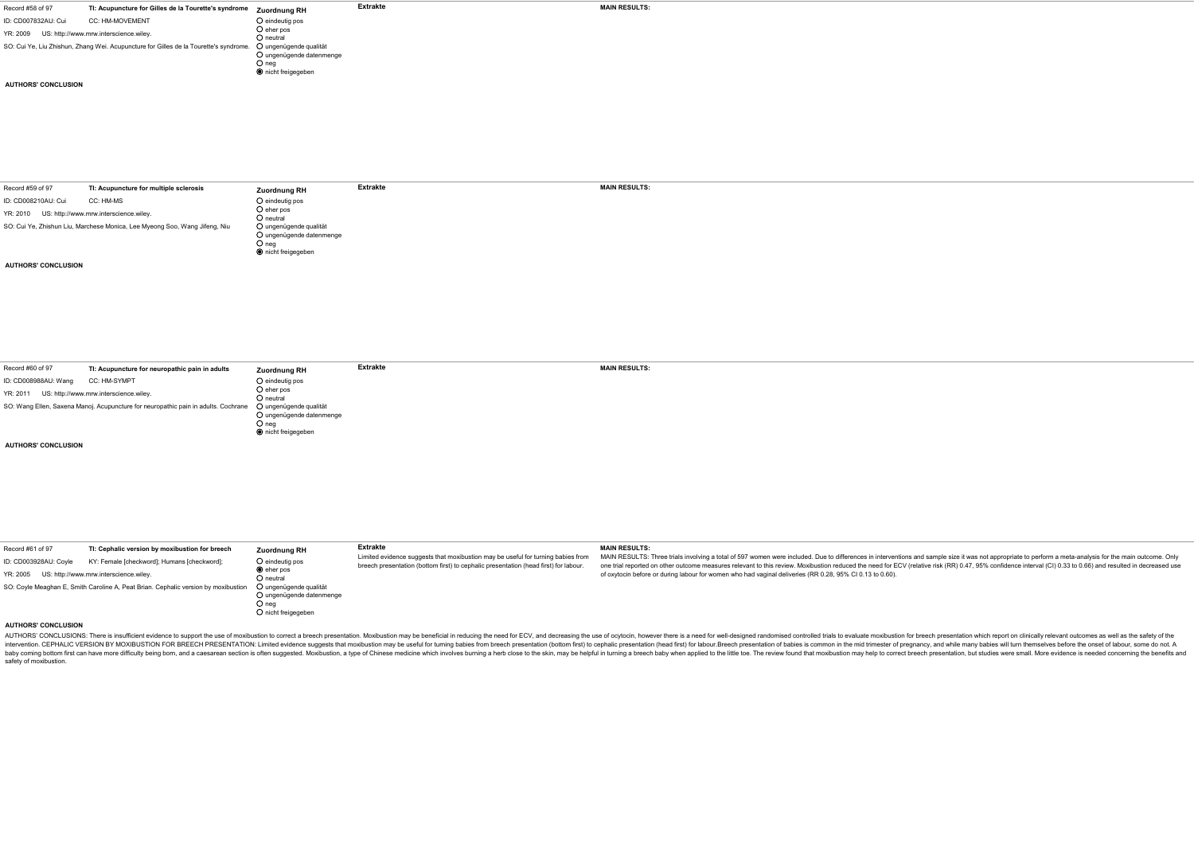Record #58 of 97

**TI: Acupuncture for Gilles de la Tourette's syndrome**

ID: CD007832AU: Cui CC: HM-MOVEMENT

YR: 2009 US: http://www.mrw.interscience.wiley.

SO: Cui Ye, Liu Zhishun, Zhang Wei. Acupuncture for Gilles de la Tourette's syndrome.

**Zuordnung RH**

- ○ eindeutig pos
- ○ eher pos
- ○ neutral
- ○ ungenügende qualität
- ○ ungenügende datenmenge
- ○ neg
- ◉ nicht freigegeben

**Extrakte**

**MAIN RESULTS:**

**AUTHORS' CONCLUSION**

---

Record #59 of 97

**TI: Acupuncture for multiple sclerosis**

ID: CD008210AU: Cui CC: HM-MS

YR: 2010 US: http://www.mrw.interscience.wiley.

SO: Cui Ye, Zhishun Liu, Marchese Monica, Lee Myeong Soo, Wang Jifeng, Niu

**Zuordnung RH**

- ○ eindeutig pos
- ○ eher pos
- ○ neutral
- ○ ungenügende qualität
- ○ ungenügende datenmenge
- ○ neg
- ◉ nicht freigegeben

**Extrakte**

**MAIN RESULTS:**

**AUTHORS' CONCLUSION**

---

Record #60 of 97

**TI: Acupuncture for neuropathic pain in adults**

ID: CD008988AU: Wang CC: HM-SYMPT

YR: 2011 US: http://www.mrw.interscience.wiley.

SO: Wang Ellen, Saxena Manoj. Acupuncture for neuropathic pain in adults. Cochrane

**Zuordnung RH**

- ○ eindeutig pos
- ○ eher pos
- ○ neutral
- ○ ungenügende qualität
- ○ ungenügende datenmenge
- ○ neg
- ◉ nicht freigegeben

**Extrakte**

**MAIN RESULTS:**

**AUTHORS' CONCLUSION**

---

Record #61 of 97

**TI: Cephalic version by moxibustion for breech**

ID: CD003928AU: Coyle KY: Female [checkword]; Humans [checkword];

YR: 2005 US: http://www.mrw.interscience.wiley.

SO: Coyle Meaghan E, Smith Caroline A, Peat Brian. Cephalic version by moxibustion

**Zuordnung RH**

- ○ eindeutig pos
- ◉ eher pos
- ○ neutral
- ○ ungenügende qualität
- ○ ungenügende datenmenge
- ○ neg
- ○ nicht freigegeben

**Extrakte**

Limited evidence suggests that moxibustion may be useful for turning babies from breech presentation (bottom first) to cephalic presentation (head first) for labour.

**MAIN RESULTS:**

MAIN RESULTS: Three trials involving a total of 597 women were included. Due to differences in interventions and sample size it was not appropriate to perform a meta-analysis for the main outcome. Only one trial reported on other outcome measures relevant to this review. Moxibustion reduced the need for ECV (relative risk (RR) 0.47, 95% confidence interval (CI) 0.33 to 0.66) and resulted in decreased use of oxytocin before or during labour for women who had vaginal deliveries (RR 0.28, 95% CI 0.13 to 0.60).

**AUTHORS' CONCLUSION**

AUTHORS' CONCLUSIONS: There is insufficient evidence to support the use of moxibustion to correct a breech presentation. Moxibustion may be beneficial in reducing the need for ECV, and decreasing the use of ocytocin, however there is a need for well-designed randomised controlled trials to evaluate moxibustion for breech presentation which report on clinically relevant outcomes as well as the safety of the intervention. CEPHALIC VERSION BY MOXIBUSTION FOR BREECH PRESENTATION: Limited evidence suggests that moxibustion may be useful for turning babies from breech presentation (bottom first) to cephalic presentation (head first) for labour.Breech presentation of babies is common in the mid trimester of pregnancy, and while many babies will turn themselves before the onset of labour, some do not. A baby coming bottom first can have more difficulty being born, and a caesarean section is often suggested. Moxibustion, a type of Chinese medicine which involves burning a herb close to the skin, may be helpful in turning a breech baby when applied to the little toe. The review found that moxibustion may help to correct breech presentation, but studies were small. More evidence is needed concerning the benefits and safety of moxibustion.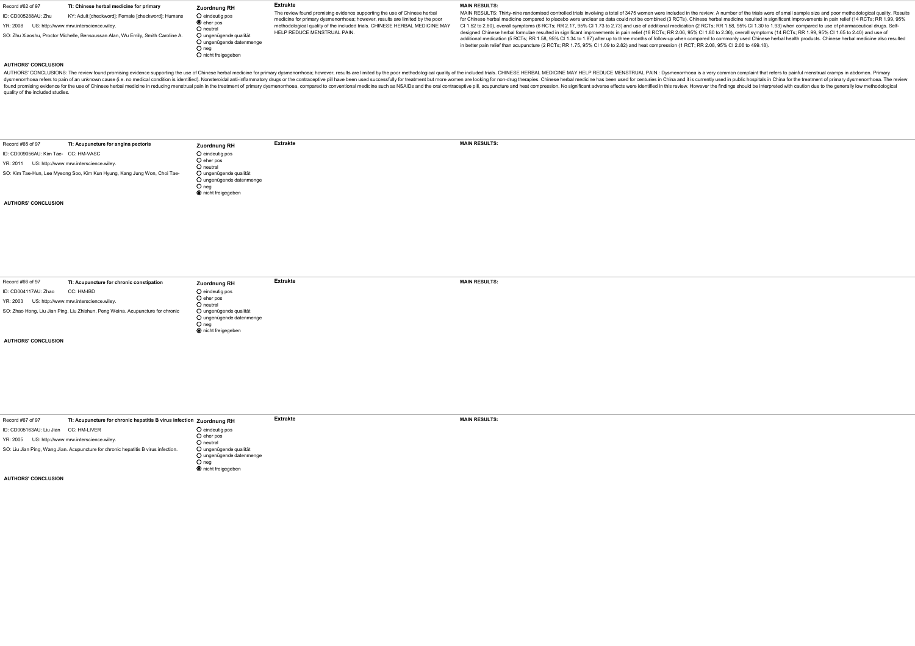Record #62 of 97

**TI: Chinese herbal medicine for primary**

ID: CD005288AU: Zhu   KY: Adult [checkword]; Female [checkword]; Humans

YR: 2008   US: http://www.mrw.interscience.wiley.

SO: Zhu Xiaoshu, Proctor Michelle, Bensoussan Alan, Wu Emily, Smith Caroline A.

**Zuordnung RH**

- ○ eindeutig pos
- ◉ eher pos
- ○ neutral
- ○ ungenügende qualität
- ○ ungenügende datenmenge
- ○ neg
- ○ nicht freigegeben

**Extrakte**

The review found promising evidence supporting the use of Chinese herbal medicine for primary dysmenorrhoea; however, results are limited by the poor methodological quality of the included trials. CHINESE HERBAL MEDICINE MAY HELP REDUCE MENSTRUAL PAIN.

**MAIN RESULTS:**

MAIN RESULTS: Thirty-nine randomised controlled trials involving a total of 3475 women were included in the review. A number of the trials were of small sample size and poor methodological quality. Results for Chinese herbal medicine compared to placebo were unclear as data could not be combined (3 RCTs). Chinese herbal medicine resulted in significant improvements in pain relief (14 RCTs; RR 1.99, 95% CI 1.52 to 2.60), overall symptoms (6 RCTs; RR 2.17, 95% CI 1.73 to 2.73) and use of additional medication (2 RCTs; RR 1.58, 95% CI 1.30 to 1.93) when compared to use of pharmaceutical drugs. Self-designed Chinese herbal formulae resulted in significant improvements in pain relief (18 RCTs; RR 2.06, 95% CI 1.80 to 2.36), overall symptoms (14 RCTs; RR 1.99, 95% CI 1.65 to 2.40) and use of additional medication (5 RCTs; RR 1.58, 95% CI 1.34 to 1.87) after up to three months of follow-up when compared to commonly used Chinese herbal health products. Chinese herbal medicine also resulted in better pain relief than acupuncture (2 RCTs; RR 1.75, 95% CI 1.09 to 2.82) and heat compression (1 RCT; RR 2.08, 95% CI 2.06 to 499.18).

**AUTHORS' CONCLUSION**

AUTHORS' CONCLUSIONS: The review found promising evidence supporting the use of Chinese herbal medicine for primary dysmenorrhoea; however, results are limited by the poor methodological quality of the included trials. CHINESE HERBAL MEDICINE MAY HELP REDUCE MENSTRUAL PAIN.: Dysmenorrhoea is a very common complaint that refers to painful menstrual cramps in abdomen. Primary dysmenorrhoea refers to pain of an unknown cause (i.e. no medical condition is identified). Nonsteroidal anti-inflammatory drugs or the contraceptive pill have been used successfully for treatment but more women are looking for non-drug therapies. Chinese herbal medicine has been used for centuries in China and it is currently used in public hospitals in China for the treatment of primary dysmenorrhoea. The review found promising evidence for the use of Chinese herbal medicine in reducing menstrual pain in the treatment of primary dysmenorrhoea, compared to conventional medicine such as NSAIDs and the oral contraceptive pill, acupuncture and heat compression. No significant adverse effects were identified in this review. However the findings should be interpreted with caution due to the generally low methodological quality of the included studies.

---

Record #65 of 97

**TI: Acupuncture for angina pectoris**

ID: CD009056AU: Kim Tae-   CC: HM-VASC

YR: 2011   US: http://www.mrw.interscience.wiley.

SO: Kim Tae-Hun, Lee Myeong Soo, Kim Kun Hyung, Kang Jung Won, Choi Tae-

**Zuordnung RH**

- ○ eindeutig pos
- ○ eher pos
- ○ neutral
- ○ ungenügende qualität
- ○ ungenügende datenmenge
- ○ neg
- ◉ nicht freigegeben

**Extrakte**

**MAIN RESULTS:**

**AUTHORS' CONCLUSION**

---

Record #66 of 97

**TI: Acupuncture for chronic constipation**

ID: CD004117AU: Zhao   CC: HM-IBD

YR: 2003   US: http://www.mrw.interscience.wiley.

SO: Zhao Hong, Liu Jian Ping, Liu Zhishun, Peng Weina. Acupuncture for chronic

**Zuordnung RH**

- ○ eindeutig pos
- ○ eher pos
- ○ neutral
- ○ ungenügende qualität
- ○ ungenügende datenmenge
- ○ neg
- ◉ nicht freigegeben

**Extrakte**

**MAIN RESULTS:**

**AUTHORS' CONCLUSION**

---

Record #67 of 97

**TI: Acupuncture for chronic hepatitis B virus infection**

ID: CD005163AU: Liu Jian   CC: HM-LIVER

YR: 2005   US: http://www.mrw.interscience.wiley.

SO: Liu Jian Ping, Wang Jian. Acupuncture for chronic hepatitis B virus infection.

**Zuordnung RH**

- ○ eindeutig pos
- ○ eher pos
- ○ neutral
- ○ ungenügende qualität
- ○ ungenügende datenmenge
- ○ neg
- ◉ nicht freigegeben

**Extrakte**

**MAIN RESULTS:**

**AUTHORS' CONCLUSION**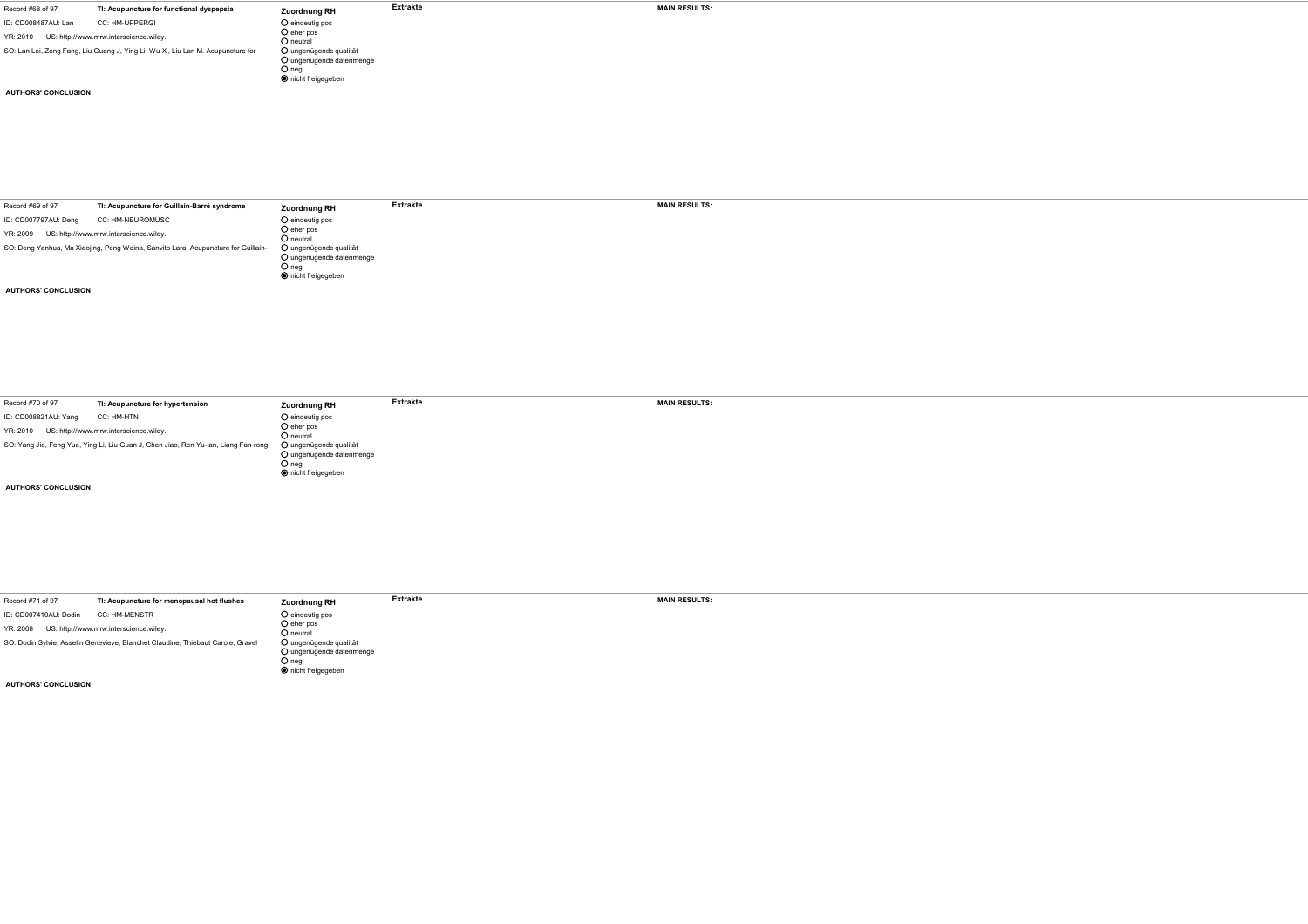Record #68 of 97 **TI: Acupuncture for functional dyspepsia**

ID: CD008487AU: Lan CC: HM-UPPERGI

YR: 2010 US: http://www.mrw.interscience.wiley.

SO: Lan Lei, Zeng Fang, Liu Guang J, Ying Li, Wu Xi, Liu Lan M. Acupuncture for

**Zuordnung RH**

- ○ eindeutig pos
- ○ eher pos
- ○ neutral
- ○ ungenügende qualität
- ○ ungenügende datenmenge
- ○ neg
- ◉ nicht freigegeben

**Extrakte**

**MAIN RESULTS:**

**AUTHORS' CONCLUSION**

---

Record #69 of 97 **TI: Acupuncture for Guillain-Barré syndrome**

ID: CD007797AU: Deng CC: HM-NEUROMUSC

YR: 2009 US: http://www.mrw.interscience.wiley.

SO: Deng Yanhua, Ma Xiaojing, Peng Weina, Sanvito Lara. Acupuncture for Guillain-

**Zuordnung RH**

- ○ eindeutig pos
- ○ eher pos
- ○ neutral
- ○ ungenügende qualität
- ○ ungenügende datenmenge
- ○ neg
- ◉ nicht freigegeben

**Extrakte**

**MAIN RESULTS:**

**AUTHORS' CONCLUSION**

---

Record #70 of 97 **TI: Acupuncture for hypertension**

ID: CD008821AU: Yang CC: HM-HTN

YR: 2010 US: http://www.mrw.interscience.wiley.

SO: Yang Jie, Feng Yue, Ying Li, Liu Guan J, Chen Jiao, Ren Yu-lan, Liang Fan-rong.

**Zuordnung RH**

- ○ eindeutig pos
- ○ eher pos
- ○ neutral
- ○ ungenügende qualität
- ○ ungenügende datenmenge
- ○ neg
- ◉ nicht freigegeben

**Extrakte**

**MAIN RESULTS:**

**AUTHORS' CONCLUSION**

---

Record #71 of 97 **TI: Acupuncture for menopausal hot flushes**

ID: CD007410AU: Dodin CC: HM-MENSTR

YR: 2008 US: http://www.mrw.interscience.wiley.

SO: Dodin Sylvie, Asselin Genevieve, Blanchet Claudine, Thiebaut Carole, Gravel

**Zuordnung RH**

- ○ eindeutig pos
- ○ eher pos
- ○ neutral
- ○ ungenügende qualität
- ○ ungenügende datenmenge
- ○ neg
- ◉ nicht freigegeben

**Extrakte**

**MAIN RESULTS:**

**AUTHORS' CONCLUSION**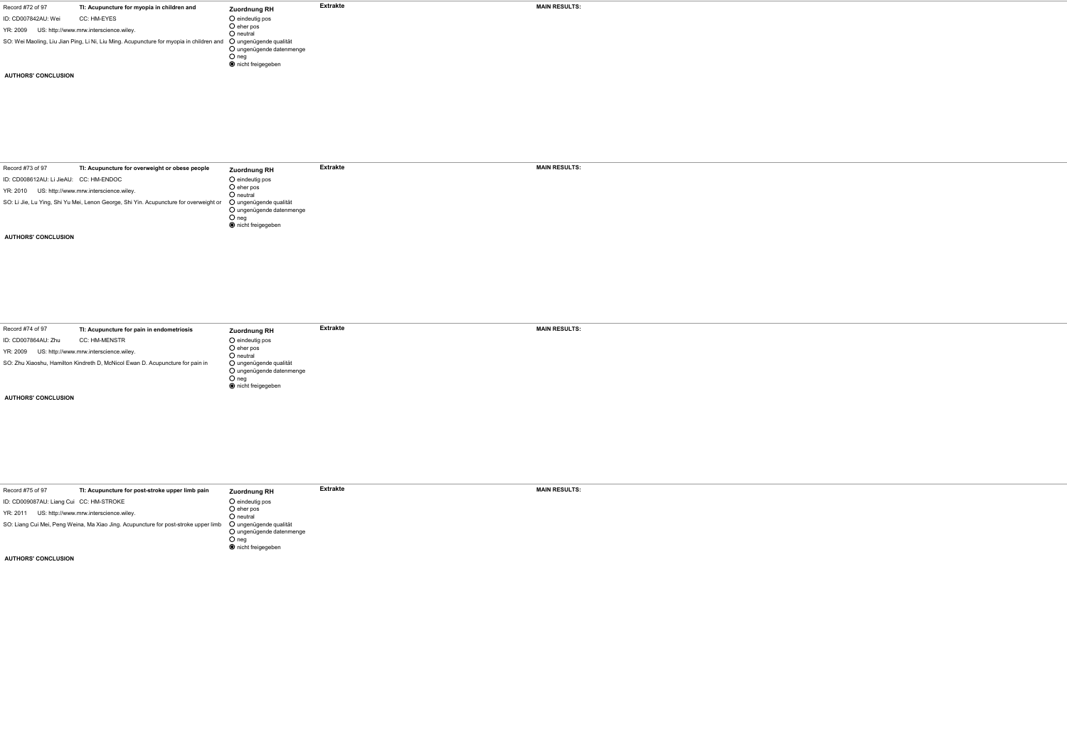Record #72 of 97

**TI: Acupuncture for myopia in children and**

ID: CD007842AU: Wei CC: HM-EYES

YR: 2009 US: http://www.mrw.interscience.wiley.

SO: Wei Maoling, Liu Jian Ping, Li Ni, Liu Ming. Acupuncture for myopia in children and

**Zuordnung RH**

- ○ eindeutig pos
- ○ eher pos
- ○ neutral
- ○ ungenügende qualität
- ○ ungenügende datenmenge
- ○ neg
- ◉ nicht freigegeben

**Extrakte**

**MAIN RESULTS:**

**AUTHORS' CONCLUSION**

---

Record #73 of 97

**TI: Acupuncture for overweight or obese people**

ID: CD008612AU: Li JieAU: CC: HM-ENDOC

YR: 2010 US: http://www.mrw.interscience.wiley.

SO: Li Jie, Lu Ying, Shi Yu Mei, Lenon George, Shi Yin. Acupuncture for overweight or

**Zuordnung RH**

- ○ eindeutig pos
- ○ eher pos
- ○ neutral
- ○ ungenügende qualität
- ○ ungenügende datenmenge
- ○ neg
- ◉ nicht freigegeben

**Extrakte**

**MAIN RESULTS:**

**AUTHORS' CONCLUSION**

---

Record #74 of 97

**TI: Acupuncture for pain in endometriosis**

ID: CD007864AU: Zhu CC: HM-MENSTR

YR: 2009 US: http://www.mrw.interscience.wiley.

SO: Zhu Xiaoshu, Hamilton Kindreth D, McNicol Ewan D. Acupuncture for pain in

**Zuordnung RH**

- ○ eindeutig pos
- ○ eher pos
- ○ neutral
- ○ ungenügende qualität
- ○ ungenügende datenmenge
- ○ neg
- ◉ nicht freigegeben

**Extrakte**

**MAIN RESULTS:**

**AUTHORS' CONCLUSION**

---

Record #75 of 97

**TI: Acupuncture for post-stroke upper limb pain**

ID: CD009087AU: Liang Cui CC: HM-STROKE

YR: 2011 US: http://www.mrw.interscience.wiley.

SO: Liang Cui Mei, Peng Weina, Ma Xiao Jing. Acupuncture for post-stroke upper limb

**Zuordnung RH**

- ○ eindeutig pos
- ○ eher pos
- ○ neutral
- ○ ungenügende qualität
- ○ ungenügende datenmenge
- ○ neg
- ◉ nicht freigegeben

**Extrakte**

**MAIN RESULTS:**

**AUTHORS' CONCLUSION**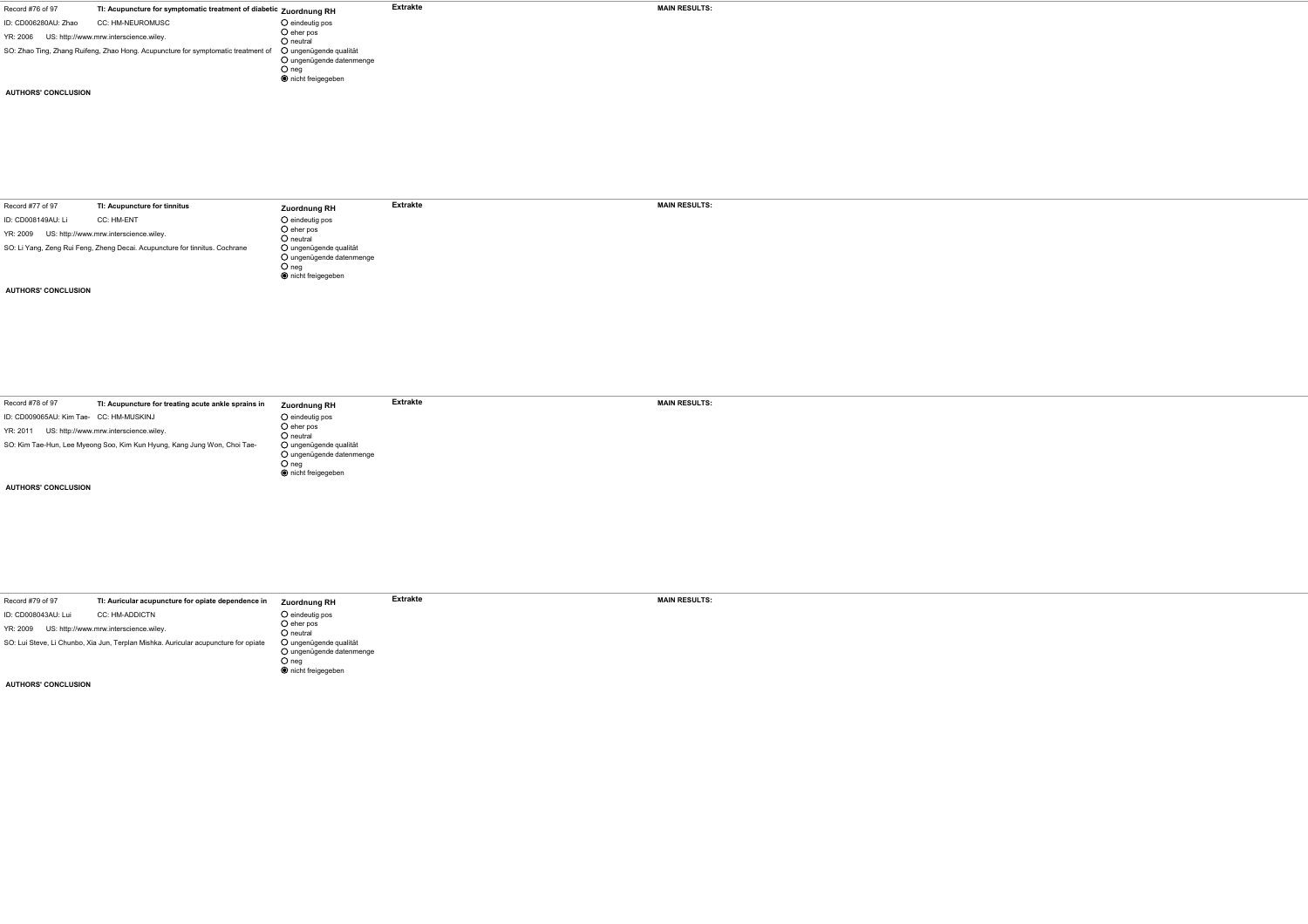Record #76 of 97

**TI: Acupuncture for symptomatic treatment of diabetic**

ID: CD006280AU: Zhao    CC: HM-NEUROMUSC

YR: 2006    US: http://www.mrw.interscience.wiley.

SO: Zhao Ting, Zhang Ruifeng, Zhao Hong. Acupuncture for symptomatic treatment of

**Zuordnung RH**

- ○ eindeutig pos
- ○ eher pos
- ○ neutral
- ○ ungenügende qualität
- ○ ungenügende datenmenge
- ○ neg
- ◉ nicht freigegeben

**Extrakte**

**MAIN RESULTS:**

**AUTHORS' CONCLUSION**

---

Record #77 of 97

**TI: Acupuncture for tinnitus**

ID: CD008149AU: Li    CC: HM-ENT

YR: 2009    US: http://www.mrw.interscience.wiley.

SO: Li Yang, Zeng Rui Feng, Zheng Decai. Acupuncture for tinnitus. Cochrane

**Zuordnung RH**

- ○ eindeutig pos
- ○ eher pos
- ○ neutral
- ○ ungenügende qualität
- ○ ungenügende datenmenge
- ○ neg
- ◉ nicht freigegeben

**Extrakte**

**MAIN RESULTS:**

**AUTHORS' CONCLUSION**

---

Record #78 of 97

**TI: Acupuncture for treating acute ankle sprains in**

ID: CD009065AU: Kim Tae-    CC: HM-MUSKINJ

YR: 2011    US: http://www.mrw.interscience.wiley.

SO: Kim Tae-Hun, Lee Myeong Soo, Kim Kun Hyung, Kang Jung Won, Choi Tae-

**Zuordnung RH**

- ○ eindeutig pos
- ○ eher pos
- ○ neutral
- ○ ungenügende qualität
- ○ ungenügende datenmenge
- ○ neg
- ◉ nicht freigegeben

**Extrakte**

**MAIN RESULTS:**

**AUTHORS' CONCLUSION**

---

Record #79 of 97

**TI: Auricular acupuncture for opiate dependence in**

ID: CD008043AU: Lui    CC: HM-ADDICTN

YR: 2009    US: http://www.mrw.interscience.wiley.

SO: Lui Steve, Li Chunbo, Xia Jun, Terplan Mishka. Auricular acupuncture for opiate

**Zuordnung RH**

- ○ eindeutig pos
- ○ eher pos
- ○ neutral
- ○ ungenügende qualität
- ○ ungenügende datenmenge
- ○ neg
- ◉ nicht freigegeben

**Extrakte**

**MAIN RESULTS:**

**AUTHORS' CONCLUSION**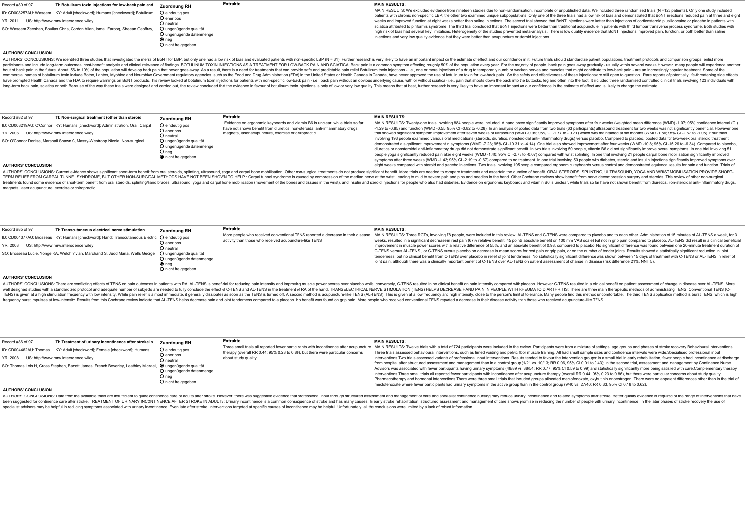Record #80 of 97 | **TI: Botulinum toxin injections for low-back pain and**

ID: CD008257AU: Waseem | KY: Adult [checkword]; Humans [checkword]; Botulinum

YR: 2011 | US: http://www.mrw.interscience.wiley.

SO: Waseem Zeeshan, Boulias Chris, Gordon Allan, Ismail Farooq, Sheean Geoffrey,

**Zuordnung RH**

- ○ eindeutig pos
- ○ eher pos
- ○ neutral
- ○ ungenügende qualität
- ○ ungenügende datenmenge
- ◉ neg
- ○ nicht freigegeben

**Extrakte**

**MAIN RESULTS:**

MAIN RESULTS: We excluded evidence from nineteen studies due to non-randomisation, incomplete or unpublished data. We included three randomised trials (N =123 patients). Only one study included patients with chronic non-specific LBP; the other two examined unique subpopulations. Only one of the three trials had a low risk of bias and demonstrated that BoNT injections reduced pain at three and eight weeks and improved function at eight weeks better than saline injections. The second trial showed that BoNT injections were better than injections of corticosteroid plus lidocaine or placebo in patients with sciatica attributed to piriformis syndrome. The third trial concluded that BoNT injections were better than traditional acupuncture in patients with third lumbar transverse process syndrome. Both studies with high risk of bias had several key limitations. Heterogeneity of the studies prevented meta-analysis. There is low quality evidence that BoNT injections improved pain, function, or both better than saline injections and very low quality evidence that they were better than acupuncture or steroid injections.

**AUTHORS' CONCLUSION**

AUTHORS' CONCLUSIONS: We identified three studies that investigated the merits of BoNT for LBP, but only one had a low risk of bias and evaluated patients with non-specific LBP (N = 31). Further research is very likely to have an important impact on the estimate of effect and our confidence in it. Future trials should standardize patient populations, treatment protocols and comparison groups, enlist more participants and include long-term outcomes, cost-benefit analysis and clinical relevance of findings. BOTULINUM TOXIN INJECTIONS AS A TREATMENT FOR LOW-BACK PAIN AND SCIATICA: Back pain is a common symptom affecting roughly 50% of the population every year. For the majority of people, back pain goes away gradually - usually within several weeks.However, many people will experience another bout of back pain in the future. About 5% to 10% of the population will develop back pain that never goes away. As a result, there is a need for treatments that can provide safe and predictable pain relief.Botulinum toxin injections - i.e., one or more injections of a drug to temporarily numb or weaken nerves and muscles that might contribute to low-back pain - are an increasingly popular treatment. Some of the commercial names of botulinum toxin include Botox, Lantox, Myobloc and Neurobloc.Government regulatory agencies, such as the Food and Drug Administration (FDA) in the United States or Health Canada in Canada, have never approved the use of botulinum toxin for low-back pain. So the safety and effectiveness of these injections are still open to question. Rare reports of potentially life-threatening side effects have prompted Health Canada and the FDA to require warnings on BoNT products.This review looked at botulinum toxin injections for patients with non-specific low-back pain - i.e., back pain without an obvious underlying cause, with or without sciatica - i.e., pain that shoots down the back into the buttocks, leg and often into the foot. It included three randomised controlled clinical trials involving 123 individuals with long-term back pain, sciatica or both.Because of the way these trials were designed and carried out, the review concluded that the evidence in favour of botulinum toxin injections is only of low or very low quality. This means that at best, further research is very likely to have an important impact on our confidence in the estimate of effect and is likely to change the estimate.

---

Record #82 of 97 | **TI: Non-surgical treatment (other than steroid**

ID: CD003219AU: O'Connor | KY: Humans [checkword]; Administration, Oral; Carpal

YR: 2003 | US: http://www.mrw.interscience.wiley.

SO: O'Connor Denise, Marshall Shawn C, Massy-Westropp Nicola. Non-surgical

**Zuordnung RH**

- ○ eindeutig pos
- ○ eher pos
- ○ neutral
- ○ ungenügende qualität
- ○ ungenügende datenmenge
- ○ neg
- ◉ nicht freigegeben

**Extrakte**

Evidence on ergonomic keyboards and vitamin B6 is unclear, while trials so far have not shown benefit from diuretics, non-steroidal anti-inflammatory drugs, magnets, laser acupuncture, exercise or chiropractic.

**MAIN RESULTS:**

MAIN RESULTS: Twenty-one trials involving 884 people were included. A hand brace significantly improved symptoms after four weeks (weighted mean difference (WMD) -1.07; 95% confidence interval (CI) -1.29 to -0.85) and function (WMD -0.55; 95% CI -0.82 to -0.28). In an analysis of pooled data from two trials (63 participants) ultrasound treatment for two weeks was not significantly beneficial. However one trial showed significant symptom improvement after seven weeks of ultrasound (WMD -0.99; 95% CI -1.77 to - 0.21) which was maintained at six months (WMD -1.86; 95% CI -2.67 to -1.05). Four trials involving 193 people examined various oral medications (steroids, diuretics, nonsteroidal anti-inflammatory drugs) versus placebo. Compared to placebo, pooled data for two-week oral steroid treatment demonstrated a significant improvement in symptoms (WMD -7.23; 95% CI -10.31 to -4.14). One trial also showed improvement after four weeks (WMD -10.8; 95% CI -15.26 to -6.34). Compared to placebo, diuretics or nonsteroidal anti-inflammatory drugs did not demonstrate significant benefit. In two trials involving 50 people, vitamin B6 did not significantly improve overall symptoms. In one trial involving 51 people yoga significantly reduced pain after eight weeks (WMD -1.40; 95% CI -2.73 to -0.07) compared with wrist splinting. In one trial involving 21 people carpal bone mobilisation significantly improved symptoms after three weeks (WMD -1.43; 95% CI -2.19 to -0.67) compared to no treatment. In one trial involving 50 people with diabetes, steroid and insulin injections significantly improved symptoms over eight weeks compared with steroid and placebo injections. Two trials involving 105 people compared ergonomic keyboards versus control and demonstrated equivocal results for pain and function. Trials of

**AUTHORS' CONCLUSION**

AUTHORS' CONCLUSIONS: Current evidence shows significant short-term benefit from oral steroids, splinting, ultrasound, yoga and carpal bone mobilisation. Other non-surgical treatments do not produce significant benefit. More trials are needed to compare treatments and ascertain the duration of benefit. ORAL STEROIDS, SPLINTING, ULTRASOUND, YOGA AND WRIST MOBILISATION PROVIDE SHORT-TERM RELIEF FROM CARPAL TUNNEL SYNDROME, BUT OTHER NON-SURGICAL METHODS HAVE NOT BEEN SHOWN TO HELP.: Carpal tunnel syndrome is caused by compression of the median nerve at the wrist, leading to mild to severe pain and pins and needles in the hand. Other Cochrane reviews show benefit from nerve decompression surgery and steroids. This review of other non-surgical treatments found some evidence of short-term benefit from oral steroids, splinting/hand braces, ultrasound, yoga and carpal bone mobilisation (movement of the bones and tissues in the wrist), and insulin and steroid injections for people who also had diabetes. Evidence on ergonomic keyboards and vitamin B6 is unclear, while trials so far have not shown benefit from diuretics, non-steroidal anti-inflammatory drugs, magnets, laser acupuncture, exercise or chiropractic.

---

Record #85 of 97 | **TI: Transcutaneous electrical nerve stimulation**

ID: CD004377AU: Brosseau | KY: Humans [checkword]; Hand; Transcutaneous Electric

YR: 2003 | US: http://www.mrw.interscience.wiley.

SO: Brosseau Lucie, Yonge KA, Welch Vivian, Marchand S, Judd Maria, Wells George

**Zuordnung RH**

- ○ eindeutig pos
- ○ eher pos
- ○ neutral
- ○ ungenügende qualität
- ○ ungenügende datenmenge
- ◉ neg
- ○ nicht freigegeben

**Extrakte**

More people who received conventional TENS reported a decrease in their disease activity than those who received acupuncture-like TENS

**MAIN RESULTS:**

MAIN RESULTS: Three RCTs, involving 78 people, were included in this review. AL-TENS and C-TENS were compared to placebo and to each other. Administration of 15 minutes of AL-TENS a week, for 3 weeks, resulted in a significant decrease in rest pain (67% relative benefit, 45 points absolute benefit on 100 mm VAS scale) but not in grip pain compared to placebo. AL-TENS did result in a clinical beneficial improvement in muscle power scores with a relative difference of 55%, and an absolute benefit of 0.98, compared to placebo. No significant difference was found between one 20-minute treatment duration of C-TENS versus AL-TENS , or C-TENS versus placebo on decrease in mean scores for rest pain or grip pain, or on the number of tender joints. Results showed a statistically significant reduction in joint tenderness, but no clinical benefit from C-TENS over placebo in relief of joint tenderness. No statistically significant difference was shown between 15 days of treatment with C-TENS or AL-TENS in relief of joint pain, although there was a clinically important benefit of C-TENS over AL-TENS on patient assessment of change in disease (risk difference 21%, NNT 5).

**AUTHORS' CONCLUSION**

AUTHORS' CONCLUSIONS: There are conflicting effects of TENS on pain outcomes in patients with RA. AL-TENS is beneficial for reducing pain intensity and improving muscle power scores over placebo while, conversely, C-TENS resulted in no clinical benefit on pain intensity compared with placebo. However C-TENS resulted in a clinical benefit on patient assessment of change in disease over AL-TENS. More well designed studies with a standardized protocol and adequate number of subjects are needed to fully conclude the effect of C-TENS and AL-TENS in the treatment of RA of the hand. TRANSELECTRICAL NERVE STIMULATION (TENS) HELPS DECREASE HAND PAIN IN PEOPLE WITH RHEUMATOID ARTHRITIS: There are three main therapeutic methods of administrating TENS. Conventional TENS (C-TENS) is given at a high stimulation frequency with low intensity. While pain relief is almost immediate, it generally dissipates as soon as the TENS is turned off. A second method is acupuncture-like TENS (AL-TENS). This is given at a low frequency and high intensity, close to the person's limit of tolerance. Many people find this method uncomfortable. The third TENS application method is burst TENS, which is high frequency burst impulses at low-intensity. Results from this Cochrane review indicate that AL-TENS helps decrease pain and joint tenderness compared to a placebo. No benefit was found on grip pain. More people who received conventional TENS reported a decrease in their disease activity than those who received acupuncture-like TENS.

---

Record #86 of 97 | **TI: Treatment of urinary incontinence after stroke in**

ID: CD004462AU: Thomas | KY: Adult [checkword]; Female [checkword]; Humans

YR: 2008 | US: http://www.mrw.interscience.wiley.

SO: Thomas Lois H, Cross Stephen, Barrett James, French Beverley, Leathley Michael,

**Zuordnung RH**

- ○ eindeutig pos
- ○ eher pos
- ○ neutral
- ◉ ungenügende qualität
- ○ ungenügende datenmenge
- ○ neg
- ○ nicht freigegeben

**Extrakte**

Three small trials all reported fewer participants with incontinence after acupuncture therapy (overall RR 0.44; 95% 0.23 to 0.86), but there were particular concerns about study quality.

**MAIN RESULTS:**

MAIN RESULTS: Twelve trials with a total of 724 participants were included in the review. Participants were from a mixture of settings, age groups and phases of stroke recovery.Behavioural interventions Three trials assessed behavioural interventions, such as timed voiding and pelvic floor muscle training. All had small sample sizes and confidence intervals were wide.Specialised professional input interventions Two trials assessed variants of professional input interventions. Results tended to favour the intervention groups: in a small trial in early rehabilitation, fewer people had incontinence at discharge from hospital after structured assessment and management than in a control group (1/21 vs. 10/13; RR 0.06, 95% CI 0.01 to 0.43); in the second trial, assessment and management by Continence Nurse Advisors was associated with fewer participants having urinary symptoms (48/89 vs. 38/54; RR 0.77, 95% CI 0.59 to 0.99) and statistically significantly more being satisfied with care.Complementary therapy interventions Three small trials all reported fewer participants with incontinence after acupuncture therapy (overall RR 0.44; 95% 0.23 to 0.86), but there were particular concerns about study quality. Pharmacotherapy and hormonal interventions There were three small trials that included groups allocated meclofenoxate, oxybutinin or oestrogen. There were no apparent differences other than in the trial of meclofenoxate where fewer participants had urinary symptoms in the active group than in the control group (9/40 vs. 27/40; RR 0.33, 95% CI 0.18 to 0.62).

**AUTHORS' CONCLUSION**

AUTHORS' CONCLUSIONS: Data from the available trials are insufficient to guide continence care of adults after stroke. However, there was suggestive evidence that professional input through structured assessment and management of care and specialist continence nursing may reduce urinary incontinence and related symptoms after stroke. Better quality evidence is required of the range of interventions that have been suggested for continence care after stroke. TREATMENT OF URINARY INCONTINENCE AFTER STROKE IN ADULTS: Urinary incontinence is a common consequence of stroke and has many causes. In early stroke rehabilitation, structured assessment and management of care shows promise in reducing the number of people with urinary incontinence. In the later phases of stroke recovery the use of specialist advisors may be helpful in reducing symptoms associated with urinary incontinence. Even late after stroke, interventions targeted at specific causes of incontinence may be helpful. Unfortunately, all the conclusions were limited by a lack of robust information.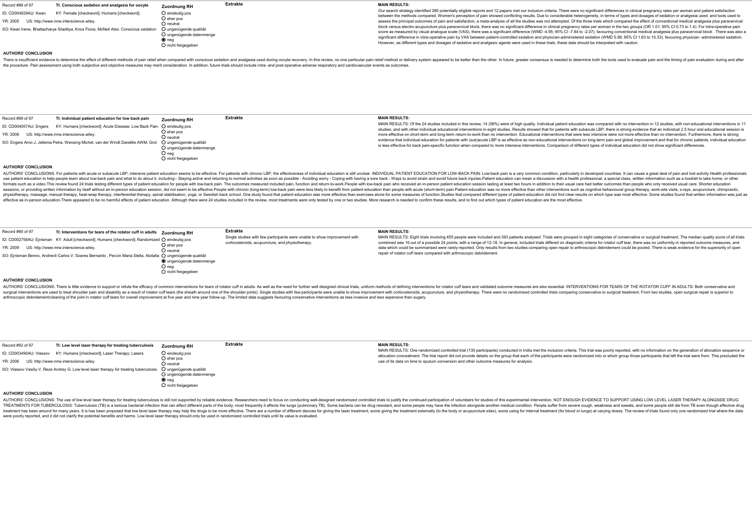Record #88 of 97

**TI: Conscious sedation and analgesia for oocyte**

ID: CD004829AU: Kwan

KY: Female [checkword]; Humans [checkword];

YR: 2005

US: http://www.mrw.interscience.wiley.

SO: Kwan Irene, Bhattacharya Siladitya, Knox Fiona, McNeil Alex. Conscious sedation

**Zuordnung RH**

- ○ eindeutig pos
- ○ eher pos
- ○ neutral
- ○ ungenügende qualität
- ○ ungenügende datenmenge
- ◉ neg
- ○ nicht freigegeben

**Extrakte**

**MAIN RESULTS:**

Our search strategy identified 390 potentially eligible reports and 12 papers met our inclusion criteria. There were no significant differences in clinical pregnancy rates per woman and patient satisfaction between the methods compared. Women's perception of pain showed conflicting results. Due to considerable heterogeneity, in terms of types and dosages of sedation or analgesia used, and tools used to assess the principal outcomes of pain and satisfaction, a meta-analysis of all the studies was not attempted. Of the three trials which compared the effect of conventional medical analgesia plus paracervical block versus electro-acupuncture plus paracervical block, there was no significant difference in clinical pregnancy rates per woman in the two groups (OR 1.01; 95% CI 0.73 to 1.4). For intra-operative pain score as measured by visual analogue scale (VAS), there was a significant difference (WMD -4.95; 95% CI -7.84 to -2.07), favouring conventional medical analgesia plus paracervical block . There was also a significant difference in intra-operative pain by VAS between patient-controlled sedation and physician-administered sedation (WMD 5.98; 95% CI 1.63 to 10.33), favouring physician -administered sedation. However, as different types and dosages of sedative and analgesic agents were used in these trials, these data should be interpreted with caution.

**AUTHORS' CONCLUSION**

There is insufficient evidence to determine the effect of different methods of pain relief when compared with conscious sedation and analgesia used during oocyte recovery. In this review, no one particular pain relief method or delivery system appeared to be better than the other. In future, greater consensus is needed to determine both the tools used to evaluate pain and the timing of pain evaluation during and after the procedure. Pain assessment using both subjective and objective measures may merit consideration. In addition, future trials should include intra- and post-operative adverse respiratory and cardiovascular events as outcomes.

---

Record #89 of 97

**TI: Individual patient education for low back pain**

ID: CD004057AU: Engers

KY: Humans [checkword]; Acute Disease; Low Back Pain

YR: 2008

US: http://www.mrw.interscience.wiley.

SO: Engers Arno J, Jellema Petra, Wensing Michel, van der Windt Daniëlle AWM, Grol

**Zuordnung RH**

- ○ eindeutig pos
- ○ eher pos
- ○ neutral
- ○ ungenügende qualität
- ○ ungenügende datenmenge
- ○ neg
- ○ nicht freigegeben

**Extrakte**

**MAIN RESULTS:**

MAIN RESULTS: Of the 24 studies included in this review, 14 (58%) were of high quality. Individual patient education was compared with no intervention in 12 studies; with non-educational interventions in 11 studies; and with other individual educational interventions in eight studies. Results showed that for patients with subacute LBP, there is strong evidence that an individual 2.5 hour oral educational session is more effective on short-term and long-term return-to-work than no intervention. Educational interventions that were less intensive were not more effective than no intervention. Furthermore, there is strong evidence that individual education for patients with (sub)acute LBP is as effective as non-educational interventions on long-term pain and global improvement and that for chronic patients, individual education is less effective for back pain-specific function when compared to more intensive interventions. Comparison of different types of individual education did not show significant differences.

**AUTHORS' CONCLUSION**

AUTHORS' CONCLUSIONS: For patients with acute or subacute LBP, intensive patient education seems to be effective. For patients with chronic LBP, the effectiveness of individual education is still unclear. INDIVIDUAL PATIENT EDUCATION FOR LOW-BACK PAIN: Low-back pain is a very common condition, particularly in developed countries. It can cause a great deal of pain and lost activity.Health professionals use patient education to help people learn about low-back pain and what to do about it, including:- Staying active and returning to normal activities as soon as possible - Avoiding worry - Coping with having a sore back - Ways to avoid strain and avoid future back injuries.Patient education can mean a discussion with a health professional, a special class, written information such as a booklet to take home, or other formats such as a video.This review found 24 trials testing different types of patient education for people with low-back pain. The outcomes measured included pain, function and return-to-work.People with low-back pain who received an in-person patient education session lasting at least two hours in addition to their usual care had better outcomes than people who only received usual care. Shorter education sessions, or providing written information by itself without an in-person education session, did not seem to be effective.People with chronic (long-term) low-back pain were less likely to benefit from patient education than people with acute (short-term) pain.Patient education was no more effective than other interventions such as cognitive behavioural group therapy, work-site visits, x-rays, acupuncture, chiropractic, physiotherapy, massage, manual therapy, heat-wrap therapy, interferential therapy, spinal stabilisation, yoga, or Swedish back school. One study found that patient education was more effective than exercises alone for some measures of function.Studies that compared different types of patient education did not find clear results on which type was most effective. Some studies found that written information was just as effective as in-person education.There appeared to be no harmful effects of patient education. Although there were 24 studies included in the review, most treatments were only tested by one or two studies. More research is needed to confirm these results, and to find out which types of patient education are the most effective.

---

Record #90 of 97

**TI: Interventions for tears of the rotator cuff in adults**

ID: CD002758AU: Ejnisman

KY: Adult [checkword]; Humans [checkword]; Randomized

YR: 2009

US: http://www.mrw.interscience.wiley.

SO: Ejnisman Benno, Andreoli Carlos V, Soares Bernardo , Peccin Maria Stella, Abdalla

**Zuordnung RH**

- ○ eindeutig pos
- ○ eher pos
- ○ neutral
- ○ ungenügende qualität
- ◉ ungenügende datenmenge
- ○ neg
- ○ nicht freigegeben

**Extrakte**

Single studies with few participants were unable to show improvement with corticosteroids, acupuncture, and physiotherapy.

**MAIN RESULTS:**

MAIN RESULTS: Eight trials involving 455 people were included and 393 patients analysed. Trials were grouped in eight categories of conservative or surgical treatment. The median quality score of all trials combined was 16 out of a possible 24 points, with a range of 12-18. In general, included trials differed on diagnostic criteria for rotator cuff tear, there was no uniformity in reported outcome measures, and data which could be summarised were rarely reported. Only results from two studies comparing open repair to arthroscopic debridement could be pooled. There is weak evidence for the superiority of open repair of rotator cuff tears compared with arthroscopic debridement.

**AUTHORS' CONCLUSION**

AUTHORS' CONCLUSIONS: There is little evidence to support or refute the efficacy of common interventions for tears of rotator cuff in adults. As well as the need for further well designed clinical trials, uniform methods of defining interventions for rotator cuff tears and validated outcome measures are also essential. INTERVENTIONS FOR TEARS OF THE ROTATOR CUFF IN ADULTS: Both conservative and surgical interventions are used to treat shoulder pain and disability as a result of rotator cuff tears (the sheath around one of the shoulder joints). Single studies with few participants were unable to show improvement with corticosteroids, acupuncture, and physiotherapy. There were no randomised controlled trials comparing conservative to surgical treatment. From two studies, open surgical repair is superior to arthroscopic debridement/cleaning of the joint in rotator cuff tears for overall improvement at five year and nine year follow-up. The limited data suggests favouring conservative interventions as less invasive and less expensive than sugery.

---

Record #92 of 97

**TI: Low level laser therapy for treating tuberculosis**

ID: CD003490AU: Vlassov

KY: Humans [checkword]; Laser Therapy; Lasers

YR: 2006

US: http://www.mrw.interscience.wiley.

SO: Vlassov Vasiliy V, Reze Andrey G. Low level laser therapy for treating tuberculosis.

**Zuordnung RH**

- ○ eindeutig pos
- ○ eher pos
- ○ neutral
- ○ ungenügende qualität
- ○ ungenügende datenmenge
- ◉ neg
- ○ nicht freigegeben

**Extrakte**

**MAIN RESULTS:**

MAIN RESULTS: One randomized controlled trial (130 participants) conducted in India met the inclusion criteria. This trial was poorly reported, with no information on the generation of allocation sequence or allocation concealment. The trial report did not provide details on the group that each of the participants were randomized into or which group those participants that left the trial were from. This precluded the use of its data on time to sputum conversion and other outcome measures for analysis.

**AUTHORS' CONCLUSION**

AUTHORS' CONCLUSIONS: The use of low level laser therapy for treating tuberculosis is still not supported by reliable evidence. Researchers need to focus on conducting well-designed randomized controlled trials to justify the continued participation of volunteers for studies of this experimental intervention. NOT ENOUGH EVIDENCE TO SUPPORT USING LOW LEVEL LASER THERAPY ALONGSIDE DRUG TREATMENTS FOR TUBERCULOSIS: Tuberculosis (TB) is a serious bacterial infection that can affect different parts of the body; most frequently it affects the lungs (pulmonary TB). Some bacteria can be drug resistant, and some people may have the infection alongside another medical condition. People suffer from severe cough, weakness and sweats, and some people still die from TB even though effective drug treatment has been around for many years. It is has been proposed that low level laser therapy may help the drugs to be more effective. There are a number of different devices for giving the laser treatment, some giving the treatment externally (to the body or acupuncture sites), some using for internal treatment (for blood or lungs) at varying doses. The review of trials found only one randomized trial where the data were poorly reported, and it did not clarify the potential benefits and harms. Low level laser therapy should only be used in randomized controlled trials until its value is evaluated.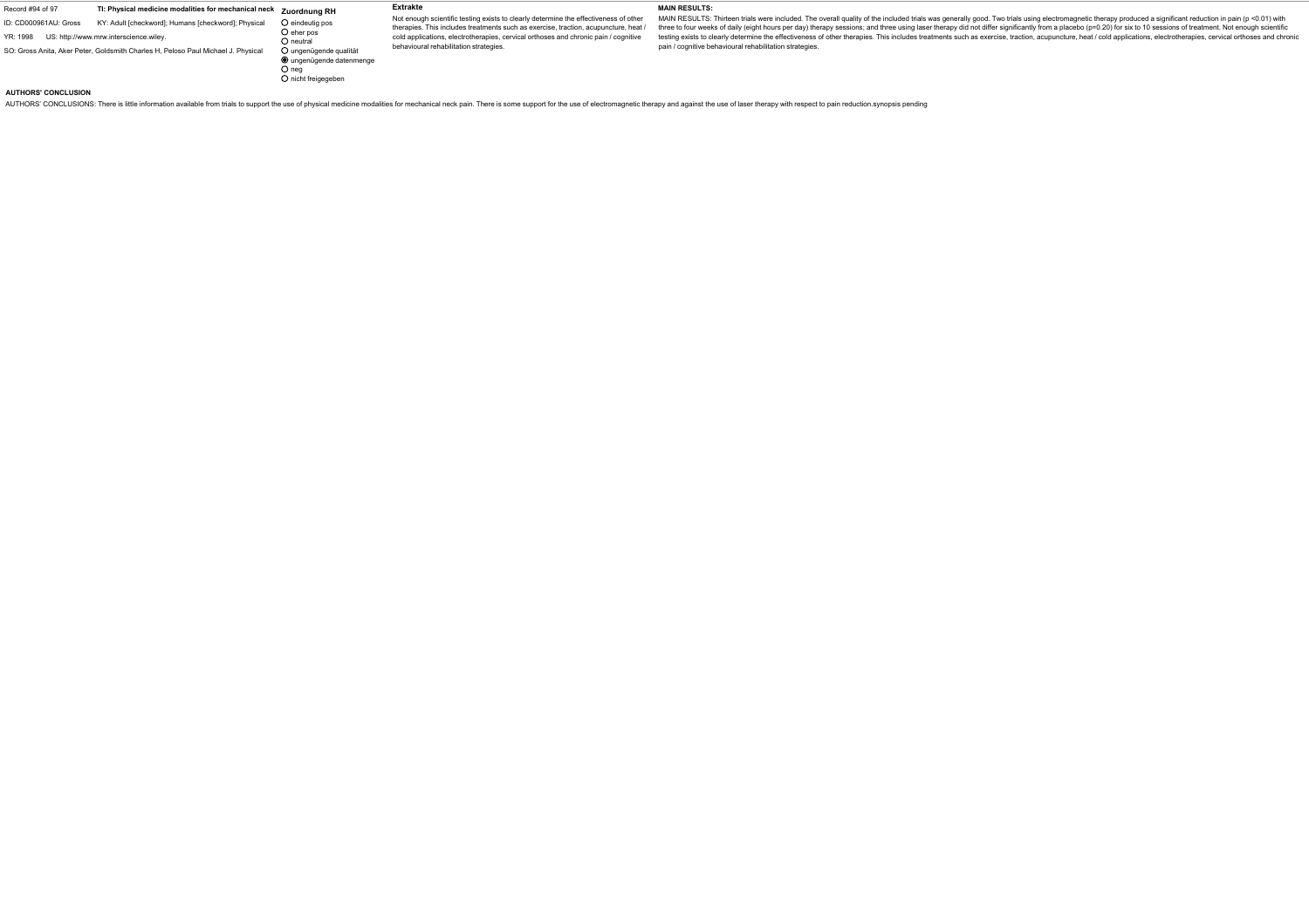Record #94 of 97

**TI: Physical medicine modalities for mechanical neck**

ID: CD000961AU: Gross

KY: Adult [checkword]; Humans [checkword]; Physical

YR: 1998

US: http://www.mrw.interscience.wiley.

SO: Gross Anita, Aker Peter, Goldsmith Charles H, Peloso Paul Michael J. Physical

**Zuordnung RH**

- ○ eindeutig pos
- ○ eher pos
- ○ neutral
- ○ ungenügende qualität
- ◉ ungenügende datenmenge
- ○ neg
- ○ nicht freigegeben

**Extrakte**

Not enough scientific testing exists to clearly determine the effectiveness of other therapies. This includes treatments such as exercise, traction, acupuncture, heat / cold applications, electrotherapies, cervical orthoses and chronic pain / cognitive behavioural rehabilitation strategies.

**MAIN RESULTS:**

MAIN RESULTS: Thirteen trials were included. The overall quality of the included trials was generally good. Two trials using electromagnetic therapy produced a significant reduction in pain ($p < 0.01$) with three to four weeks of daily (eight hours per day) therapy sessions; and three using laser therapy did not differ significantly from a placebo ($p = 0.20$) for six to 10 sessions of treatment. Not enough scientific testing exists to clearly determine the effectiveness of other therapies. This includes treatments such as exercise, traction, acupuncture, heat / cold applications, electrotherapies, cervical orthoses and chronic pain / cognitive behavioural rehabilitation strategies.

**AUTHORS' CONCLUSION**

AUTHORS' CONCLUSIONS: There is little information available from trials to support the use of physical medicine modalities for mechanical neck pain. There is some support for the use of electromagnetic therapy and against the use of laser therapy with respect to pain reduction.synopsis pending